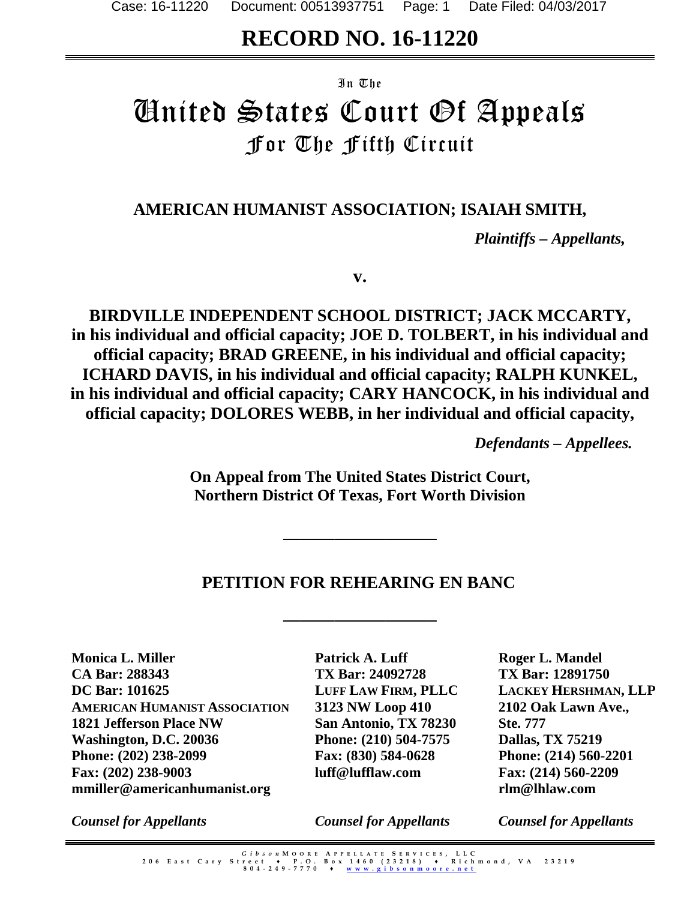# RECORD NO. 16-11220

In The

# United States Court Of Appeals
## For The Fifth Circuit

**AMERICAN HUMANIST ASSOCIATION; ISAIAH SMITH,**

*Plaintiffs – Appellants,*

**v.**

**BIRDVILLE INDEPENDENT SCHOOL DISTRICT; JACK MCCARTY, in his individual and official capacity; JOE D. TOLBERT, in his individual and official capacity; BRAD GREENE, in his individual and official capacity; ICHARD DAVIS, in his individual and official capacity; RALPH KUNKEL, in his individual and official capacity; CARY HANCOCK, in his individual and official capacity; DOLORES WEBB, in her individual and official capacity,**

*Defendants – Appellees.*

**On Appeal from The United States District Court, Northern District Of Texas, Fort Worth Division**

---

## PETITION FOR REHEARING EN BANC

---

**Monica L. Miller**
**CA Bar: 288343**
**DC Bar: 101625**
**AMERICAN HUMANIST ASSOCIATION**
**1821 Jefferson Place NW**
**Washington, D.C. 20036**
**Phone: (202) 238-2099**
**Fax: (202) 238-9003**
**mmiller@americanhumanist.org**

*Counsel for Appellants*

**Patrick A. Luff**
**TX Bar: 24092728**
**LUFF LAW FIRM, PLLC**
**3123 NW Loop 410**
**San Antonio, TX 78230**
**Phone: (210) 504-7575**
**Fax: (830) 584-0628**
**luff@lufflaw.com**

*Counsel for Appellants*

**Roger L. Mandel**
**TX Bar: 12891750**
**LACKEY HERSHMAN, LLP**
**2102 Oak Lawn Ave., Ste. 777**
**Dallas, TX 75219**
**Phone: (214) 560-2201**
**Fax: (214) 560-2209**
**rlm@lhlaw.com**

*Counsel for Appellants*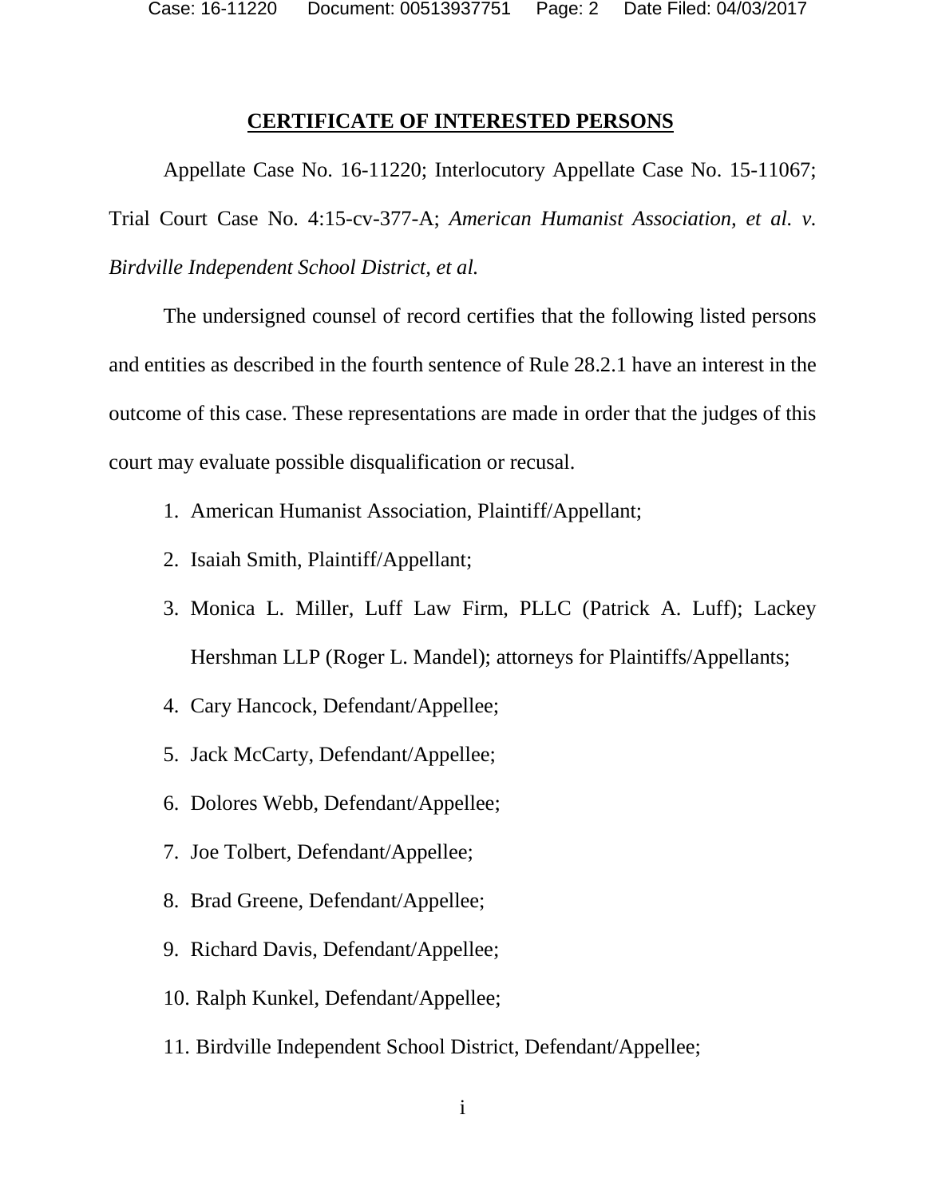## CERTIFICATE OF INTERESTED PERSONS

Appellate Case No. 16-11220; Interlocutory Appellate Case No. 15-11067; Trial Court Case No. 4:15-cv-377-A; *American Humanist Association, et al. v. Birdville Independent School District, et al.*

The undersigned counsel of record certifies that the following listed persons and entities as described in the fourth sentence of Rule 28.2.1 have an interest in the outcome of this case. These representations are made in order that the judges of this court may evaluate possible disqualification or recusal.

1. American Humanist Association, Plaintiff/Appellant;
2. Isaiah Smith, Plaintiff/Appellant;
3. Monica L. Miller, Luff Law Firm, PLLC (Patrick A. Luff); Lackey Hershman LLP (Roger L. Mandel); attorneys for Plaintiffs/Appellants;
4. Cary Hancock, Defendant/Appellee;
5. Jack McCarty, Defendant/Appellee;
6. Dolores Webb, Defendant/Appellee;
7. Joe Tolbert, Defendant/Appellee;
8. Brad Greene, Defendant/Appellee;
9. Richard Davis, Defendant/Appellee;
10. Ralph Kunkel, Defendant/Appellee;
11. Birdville Independent School District, Defendant/Appellee;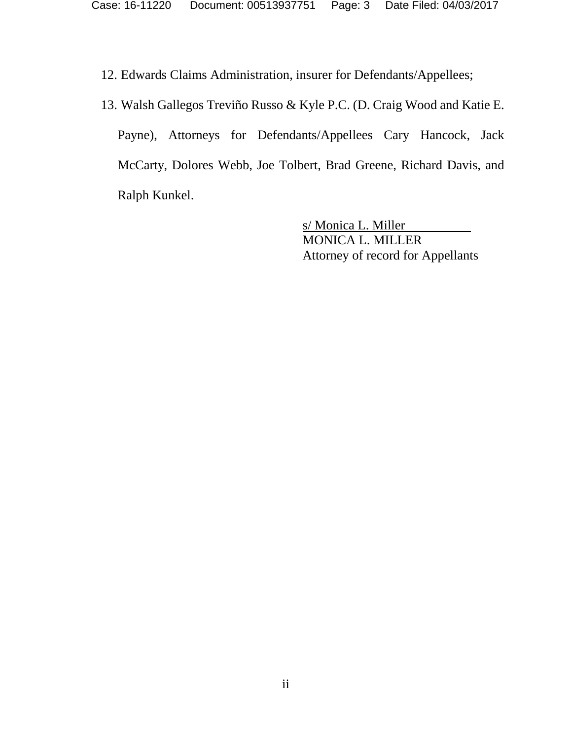12. Edwards Claims Administration, insurer for Defendants/Appellees;

13. Walsh Gallegos Treviño Russo & Kyle P.C. (D. Craig Wood and Katie E. Payne), Attorneys for Defendants/Appellees Cary Hancock, Jack McCarty, Dolores Webb, Joe Tolbert, Brad Greene, Richard Davis, and Ralph Kunkel.

s/ Monica L. Miller
MONICA L. MILLER
Attorney of record for Appellants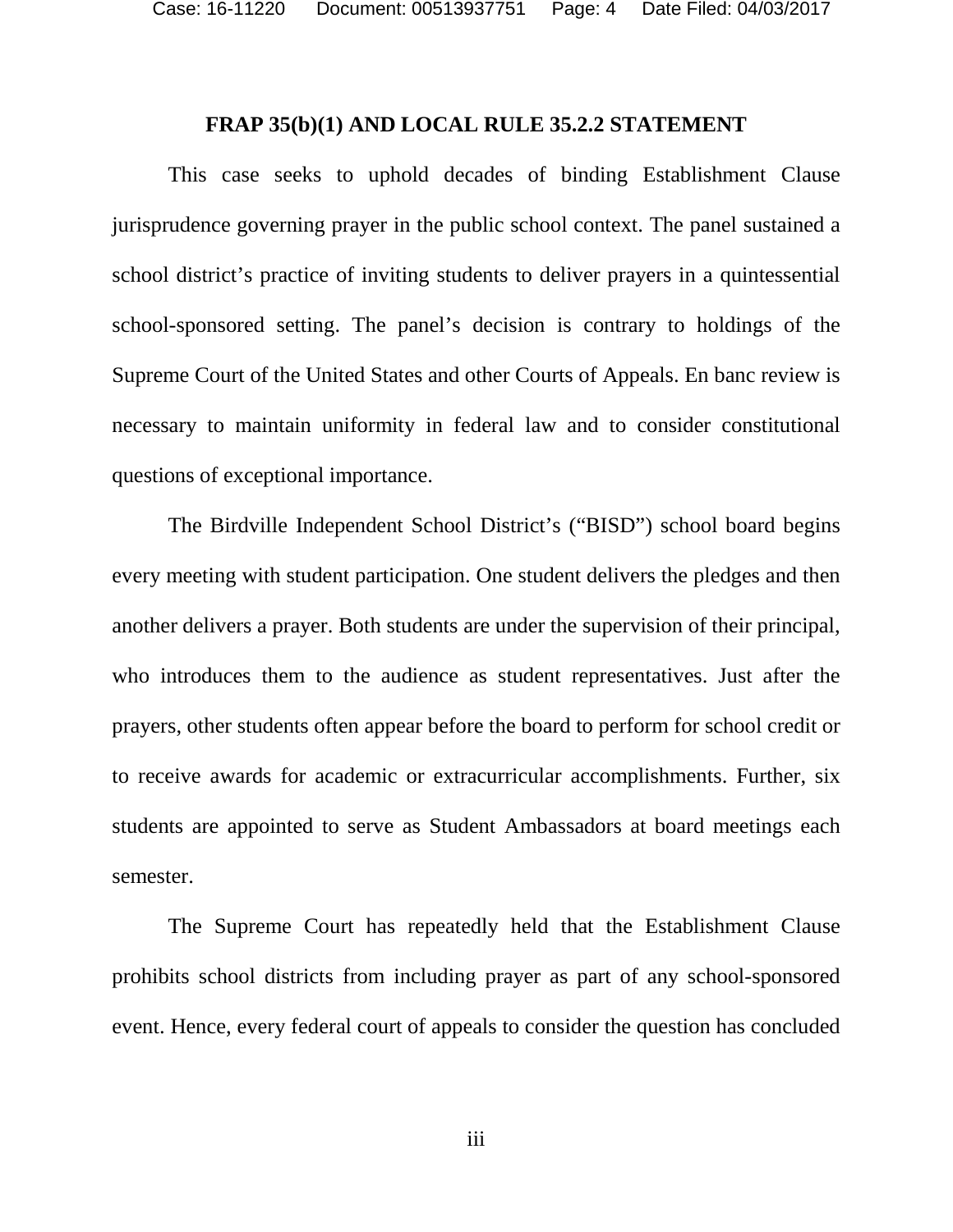## FRAP 35(b)(1) AND LOCAL RULE 35.2.2 STATEMENT

This case seeks to uphold decades of binding Establishment Clause jurisprudence governing prayer in the public school context. The panel sustained a school district's practice of inviting students to deliver prayers in a quintessential school-sponsored setting. The panel's decision is contrary to holdings of the Supreme Court of the United States and other Courts of Appeals. En banc review is necessary to maintain uniformity in federal law and to consider constitutional questions of exceptional importance.

The Birdville Independent School District's ("BISD") school board begins every meeting with student participation. One student delivers the pledges and then another delivers a prayer. Both students are under the supervision of their principal, who introduces them to the audience as student representatives. Just after the prayers, other students often appear before the board to perform for school credit or to receive awards for academic or extracurricular accomplishments. Further, six students are appointed to serve as Student Ambassadors at board meetings each semester.

The Supreme Court has repeatedly held that the Establishment Clause prohibits school districts from including prayer as part of any school-sponsored event. Hence, every federal court of appeals to consider the question has concluded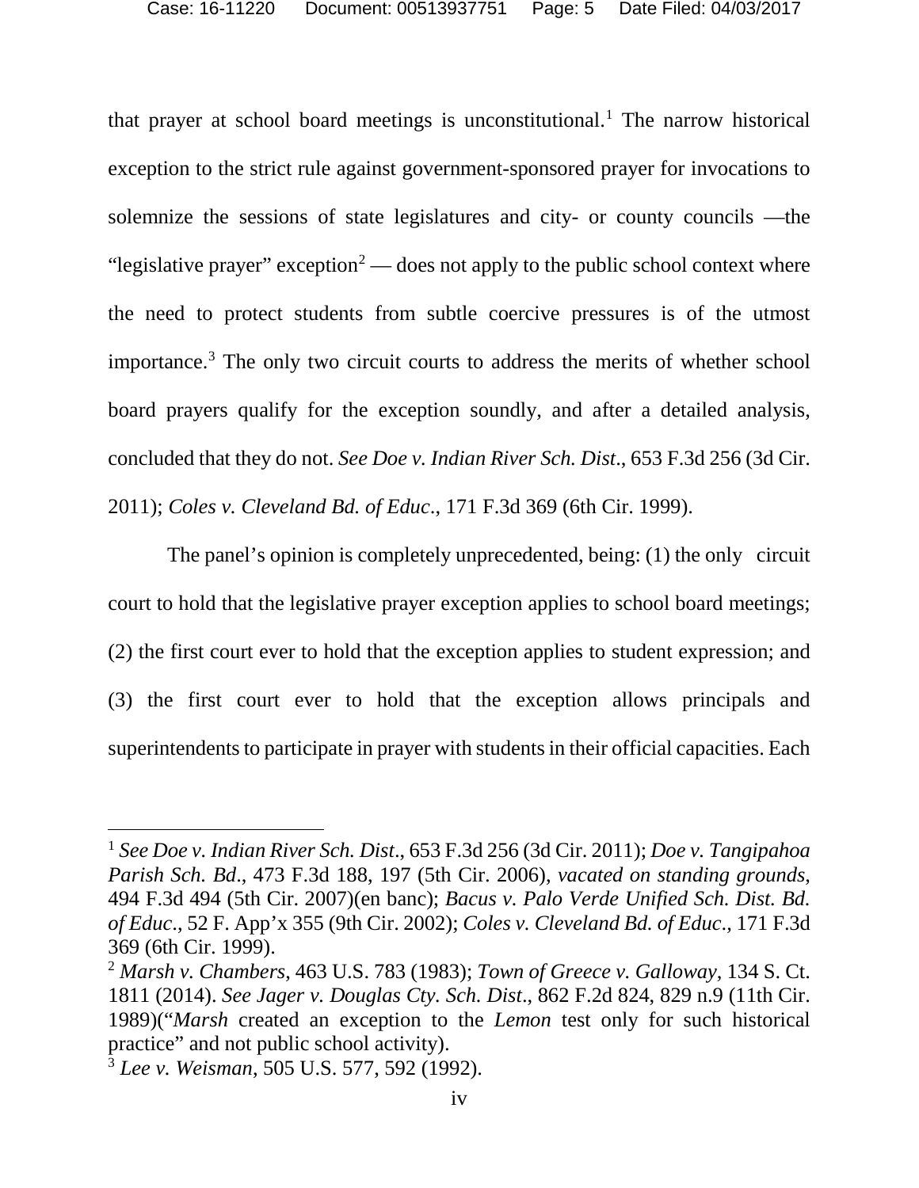that prayer at school board meetings is unconstitutional.[1] The narrow historical exception to the strict rule against government-sponsored prayer for invocations to solemnize the sessions of state legislatures and city- or county councils —the "legislative prayer" exception[2] — does not apply to the public school context where the need to protect students from subtle coercive pressures is of the utmost importance.[3] The only two circuit courts to address the merits of whether school board prayers qualify for the exception soundly, and after a detailed analysis, concluded that they do not. *See Doe v. Indian River Sch. Dist*., 653 F.3d 256 (3d Cir. 2011); *Coles v. Cleveland Bd. of Educ*., 171 F.3d 369 (6th Cir. 1999).

The panel's opinion is completely unprecedented, being: (1) the only circuit court to hold that the legislative prayer exception applies to school board meetings; (2) the first court ever to hold that the exception applies to student expression; and (3) the first court ever to hold that the exception allows principals and superintendents to participate in prayer with students in their official capacities. Each

---

[1] *See Doe v. Indian River Sch. Dist*., 653 F.3d 256 (3d Cir. 2011); *Doe v. Tangipahoa Parish Sch. Bd*., 473 F.3d 188, 197 (5th Cir. 2006), *vacated on standing grounds*, 494 F.3d 494 (5th Cir. 2007)(en banc); *Bacus v. Palo Verde Unified Sch. Dist. Bd. of Educ*., 52 F. App'x 355 (9th Cir. 2002); *Coles v. Cleveland Bd. of Educ*., 171 F.3d 369 (6th Cir. 1999).

[2] *Marsh v. Chambers*, 463 U.S. 783 (1983); *Town of Greece v. Galloway*, 134 S. Ct. 1811 (2014). *See Jager v. Douglas Cty. Sch. Dist*., 862 F.2d 824, 829 n.9 (11th Cir. 1989)("*Marsh* created an exception to the *Lemon* test only for such historical practice" and not public school activity).

[3] *Lee v. Weisman*, 505 U.S. 577, 592 (1992).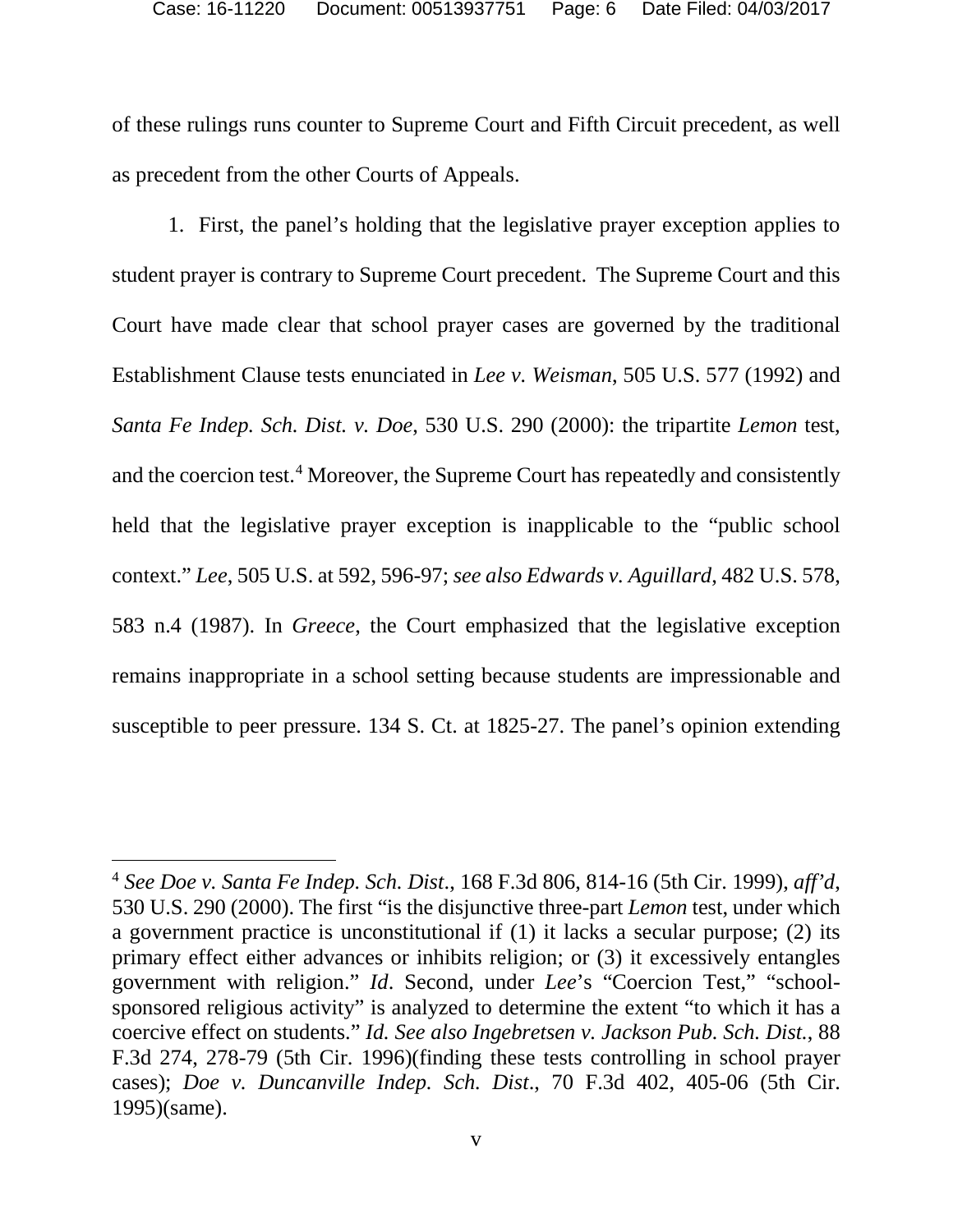of these rulings runs counter to Supreme Court and Fifth Circuit precedent, as well as precedent from the other Courts of Appeals.

1. First, the panel's holding that the legislative prayer exception applies to student prayer is contrary to Supreme Court precedent. The Supreme Court and this Court have made clear that school prayer cases are governed by the traditional Establishment Clause tests enunciated in *Lee v. Weisman*, 505 U.S. 577 (1992) and *Santa Fe Indep. Sch. Dist. v. Doe*, 530 U.S. 290 (2000): the tripartite *Lemon* test, and the coercion test.[4] Moreover, the Supreme Court has repeatedly and consistently held that the legislative prayer exception is inapplicable to the "public school context." *Lee*, 505 U.S. at 592, 596-97; *see also Edwards v. Aguillard*, 482 U.S. 578, 583 n.4 (1987). In *Greece*, the Court emphasized that the legislative exception remains inappropriate in a school setting because students are impressionable and susceptible to peer pressure. 134 S. Ct. at 1825-27. The panel's opinion extending

---

[4] *See Doe v. Santa Fe Indep. Sch. Dist*., 168 F.3d 806, 814-16 (5th Cir. 1999), *aff'd*, 530 U.S. 290 (2000). The first "is the disjunctive three-part *Lemon* test, under which a government practice is unconstitutional if (1) it lacks a secular purpose; (2) its primary effect either advances or inhibits religion; or (3) it excessively entangles government with religion." *Id*. Second, under *Lee*'s "Coercion Test," "school-sponsored religious activity" is analyzed to determine the extent "to which it has a coercive effect on students." *Id. See also Ingebretsen v. Jackson Pub. Sch. Dist.*, 88 F.3d 274, 278-79 (5th Cir. 1996)(finding these tests controlling in school prayer cases); *Doe v. Duncanville Indep. Sch. Dist*., 70 F.3d 402, 405-06 (5th Cir. 1995)(same).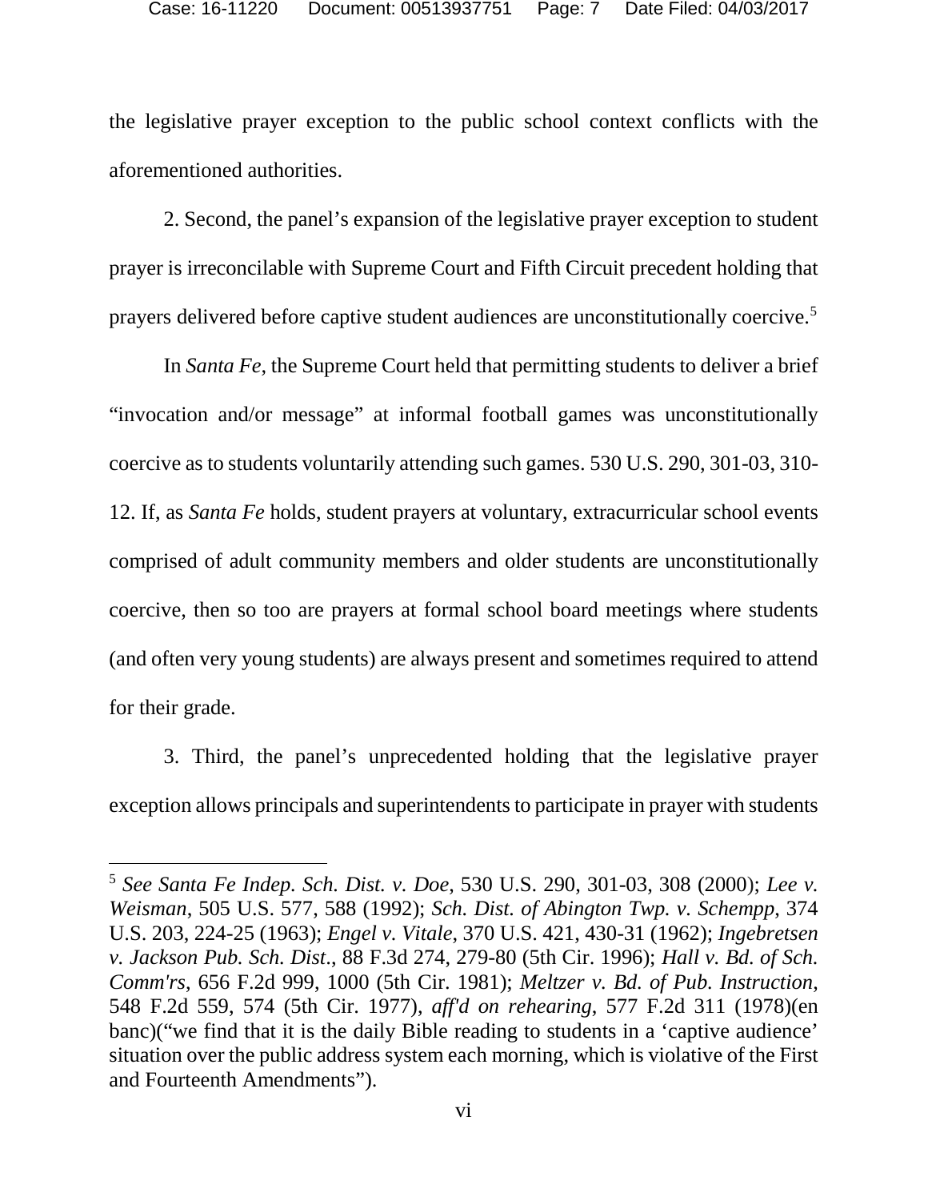the legislative prayer exception to the public school context conflicts with the aforementioned authorities.

2. Second, the panel's expansion of the legislative prayer exception to student prayer is irreconcilable with Supreme Court and Fifth Circuit precedent holding that prayers delivered before captive student audiences are unconstitutionally coercive.[5]

In *Santa Fe*, the Supreme Court held that permitting students to deliver a brief "invocation and/or message" at informal football games was unconstitutionally coercive as to students voluntarily attending such games. 530 U.S. 290, 301-03, 310-12. If, as *Santa Fe* holds, student prayers at voluntary, extracurricular school events comprised of adult community members and older students are unconstitutionally coercive, then so too are prayers at formal school board meetings where students (and often very young students) are always present and sometimes required to attend for their grade.

3. Third, the panel's unprecedented holding that the legislative prayer exception allows principals and superintendents to participate in prayer with students

---

[5] *See Santa Fe Indep. Sch. Dist. v. Doe*, 530 U.S. 290, 301-03, 308 (2000); *Lee v. Weisman*, 505 U.S. 577, 588 (1992); *Sch. Dist. of Abington Twp. v. Schempp*, 374 U.S. 203, 224-25 (1963); *Engel v. Vitale*, 370 U.S. 421, 430-31 (1962); *Ingebretsen v. Jackson Pub. Sch. Dist*., 88 F.3d 274, 279-80 (5th Cir. 1996); *Hall v. Bd. of Sch. Comm'rs*, 656 F.2d 999, 1000 (5th Cir. 1981); *Meltzer v. Bd. of Pub. Instruction*, 548 F.2d 559, 574 (5th Cir. 1977), *aff'd on rehearing*, 577 F.2d 311 (1978)(en banc)("we find that it is the daily Bible reading to students in a 'captive audience' situation over the public address system each morning, which is violative of the First and Fourteenth Amendments").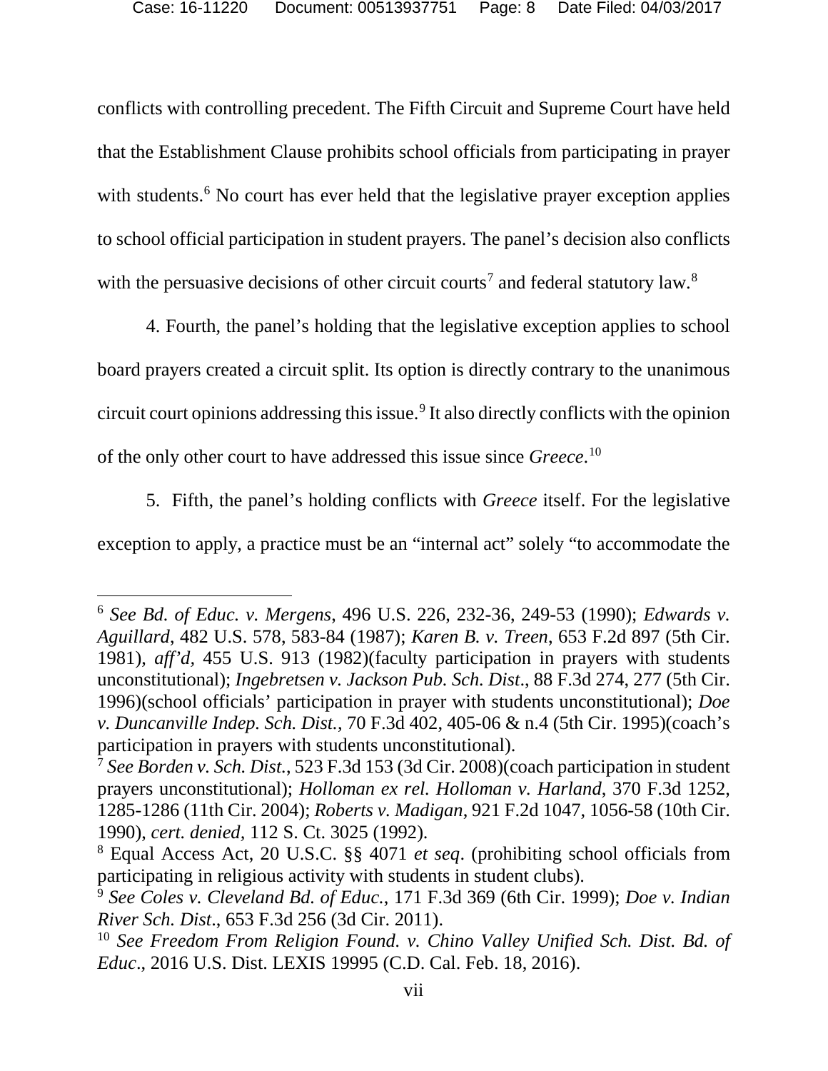conflicts with controlling precedent. The Fifth Circuit and Supreme Court have held that the Establishment Clause prohibits school officials from participating in prayer with students.[6] No court has ever held that the legislative prayer exception applies to school official participation in student prayers. The panel's decision also conflicts with the persuasive decisions of other circuit courts[7] and federal statutory law.[8]

4. Fourth, the panel's holding that the legislative exception applies to school board prayers created a circuit split. Its option is directly contrary to the unanimous circuit court opinions addressing this issue.[9] It also directly conflicts with the opinion of the only other court to have addressed this issue since *Greece*.[10]

5. Fifth, the panel's holding conflicts with *Greece* itself. For the legislative exception to apply, a practice must be an "internal act" solely "to accommodate the

---

[6] *See Bd. of Educ. v. Mergens*, 496 U.S. 226, 232-36, 249-53 (1990); *Edwards v. Aguillard*, 482 U.S. 578, 583-84 (1987); *Karen B. v. Treen*, 653 F.2d 897 (5th Cir. 1981), *aff'd*, 455 U.S. 913 (1982)(faculty participation in prayers with students unconstitutional); *Ingebretsen v. Jackson Pub. Sch. Dist*., 88 F.3d 274, 277 (5th Cir. 1996)(school officials' participation in prayer with students unconstitutional); *Doe v. Duncanville Indep. Sch. Dist.*, 70 F.3d 402, 405-06 & n.4 (5th Cir. 1995)(coach's participation in prayers with students unconstitutional).

[7] *See Borden v. Sch. Dist.*, 523 F.3d 153 (3d Cir. 2008)(coach participation in student prayers unconstitutional); *Holloman ex rel. Holloman v. Harland*, 370 F.3d 1252, 1285-1286 (11th Cir. 2004); *Roberts v. Madigan*, 921 F.2d 1047, 1056-58 (10th Cir. 1990), *cert. denied*, 112 S. Ct. 3025 (1992).

[8] Equal Access Act, 20 U.S.C. §§ 4071 *et seq*. (prohibiting school officials from participating in religious activity with students in student clubs).

[9] *See Coles v. Cleveland Bd. of Educ.*, 171 F.3d 369 (6th Cir. 1999); *Doe v. Indian River Sch. Dist*., 653 F.3d 256 (3d Cir. 2011).

[10] *See Freedom From Religion Found. v. Chino Valley Unified Sch. Dist. Bd. of Educ*., 2016 U.S. Dist. LEXIS 19995 (C.D. Cal. Feb. 18, 2016).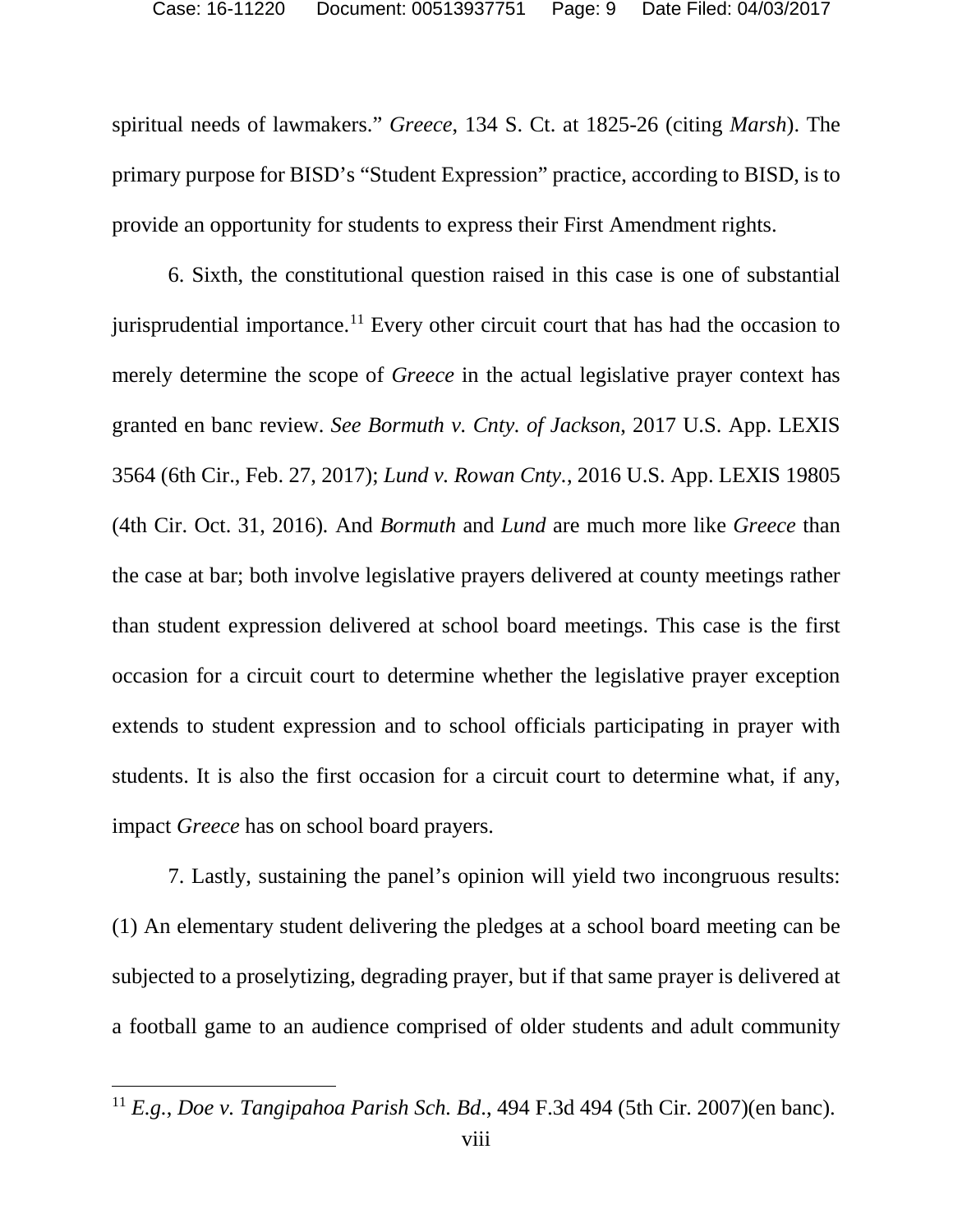spiritual needs of lawmakers." *Greece*, 134 S. Ct. at 1825-26 (citing *Marsh*). The primary purpose for BISD's "Student Expression" practice, according to BISD, is to provide an opportunity for students to express their First Amendment rights.

6. Sixth, the constitutional question raised in this case is one of substantial jurisprudential importance.[11] Every other circuit court that has had the occasion to merely determine the scope of *Greece* in the actual legislative prayer context has granted en banc review. *See Bormuth v. Cnty. of Jackson*, 2017 U.S. App. LEXIS 3564 (6th Cir., Feb. 27, 2017); *Lund v. Rowan Cnty.*, 2016 U.S. App. LEXIS 19805 (4th Cir. Oct. 31, 2016). And *Bormuth* and *Lund* are much more like *Greece* than the case at bar; both involve legislative prayers delivered at county meetings rather than student expression delivered at school board meetings. This case is the first occasion for a circuit court to determine whether the legislative prayer exception extends to student expression and to school officials participating in prayer with students. It is also the first occasion for a circuit court to determine what, if any, impact *Greece* has on school board prayers.

7. Lastly, sustaining the panel's opinion will yield two incongruous results: (1) An elementary student delivering the pledges at a school board meeting can be subjected to a proselytizing, degrading prayer, but if that same prayer is delivered at a football game to an audience comprised of older students and adult community

[11] *E.g.*, *Doe v. Tangipahoa Parish Sch. Bd*., 494 F.3d 494 (5th Cir. 2007)(en banc).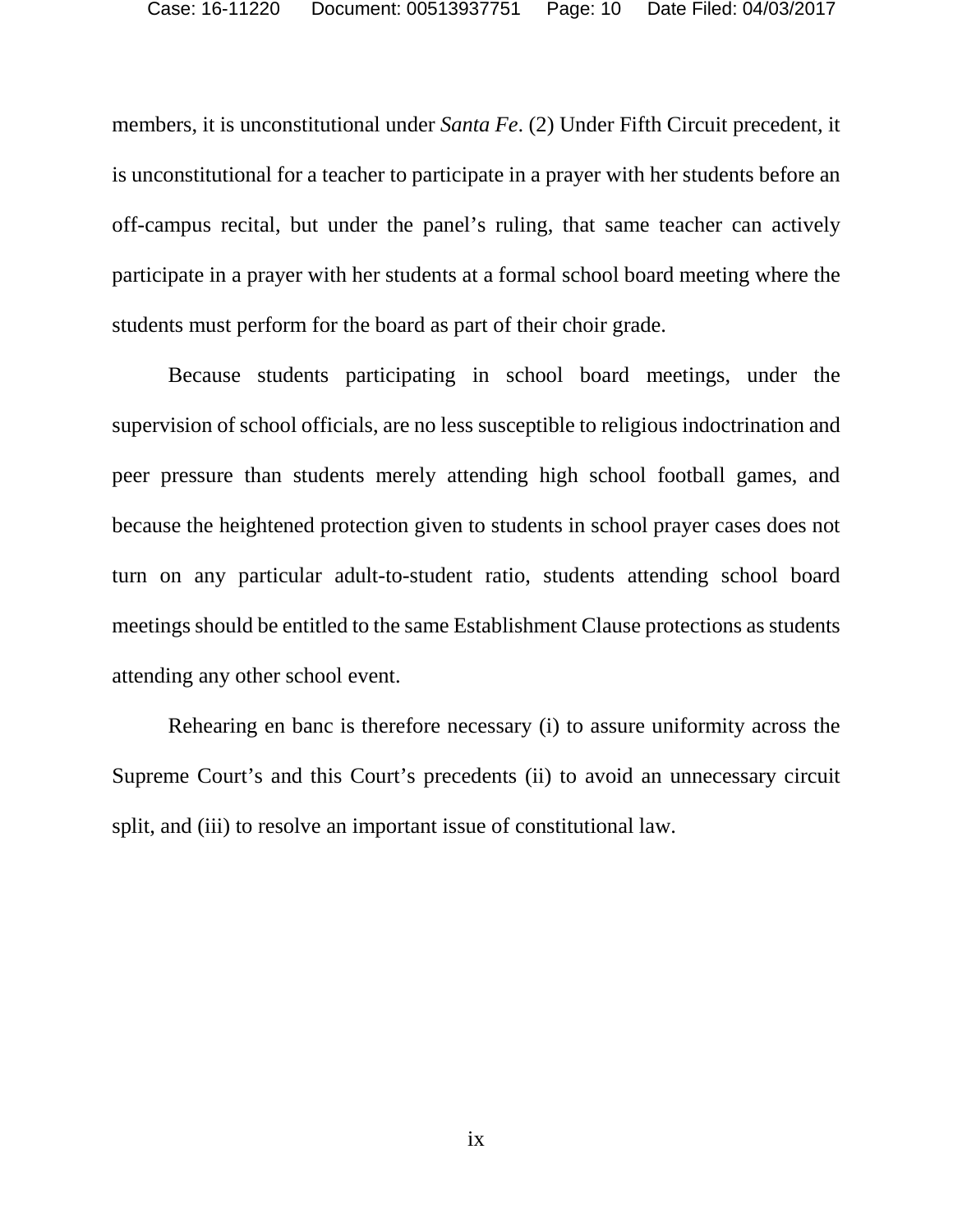members, it is unconstitutional under *Santa Fe*. (2) Under Fifth Circuit precedent, it is unconstitutional for a teacher to participate in a prayer with her students before an off-campus recital, but under the panel's ruling, that same teacher can actively participate in a prayer with her students at a formal school board meeting where the students must perform for the board as part of their choir grade.

Because students participating in school board meetings, under the supervision of school officials, are no less susceptible to religious indoctrination and peer pressure than students merely attending high school football games, and because the heightened protection given to students in school prayer cases does not turn on any particular adult-to-student ratio, students attending school board meetings should be entitled to the same Establishment Clause protections as students attending any other school event.

Rehearing en banc is therefore necessary (i) to assure uniformity across the Supreme Court's and this Court's precedents (ii) to avoid an unnecessary circuit split, and (iii) to resolve an important issue of constitutional law.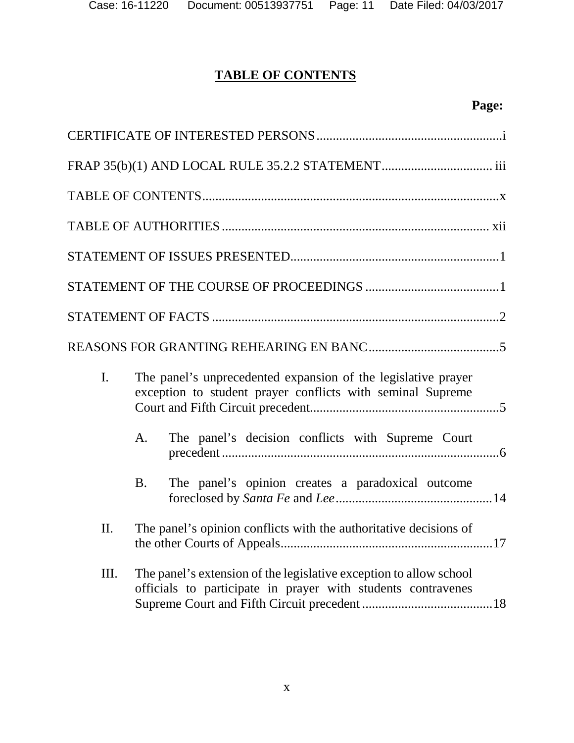# TABLE OF CONTENTS

**Page:**

CERTIFICATE OF INTERESTED PERSONS .......................................................i

FRAP 35(b)(1) AND LOCAL RULE 35.2.2 STATEMENT ................................ iii

TABLE OF CONTENTS ..........................................................................................x

TABLE OF AUTHORITIES ................................................................................ xii

STATEMENT OF ISSUES PRESENTED ..............................................................1

STATEMENT OF THE COURSE OF PROCEEDINGS ........................................1

STATEMENT OF FACTS ......................................................................................2

REASONS FOR GRANTING REHEARING EN BANC .......................................5

I. The panel's unprecedented expansion of the legislative prayer exception to student prayer conflicts with seminal Supreme Court and Fifth Circuit precedent .........................................................5

   A. The panel's decision conflicts with Supreme Court precedent .....................................................................................6

   B. The panel's opinion creates a paradoxical outcome foreclosed by *Santa Fe* and *Lee* ................................................14

II. The panel's opinion conflicts with the authoritative decisions of the other Courts of Appeals ................................................................17

III. The panel's extension of the legislative exception to allow school officials to participate in prayer with students contravenes Supreme Court and Fifth Circuit precedent ........................................18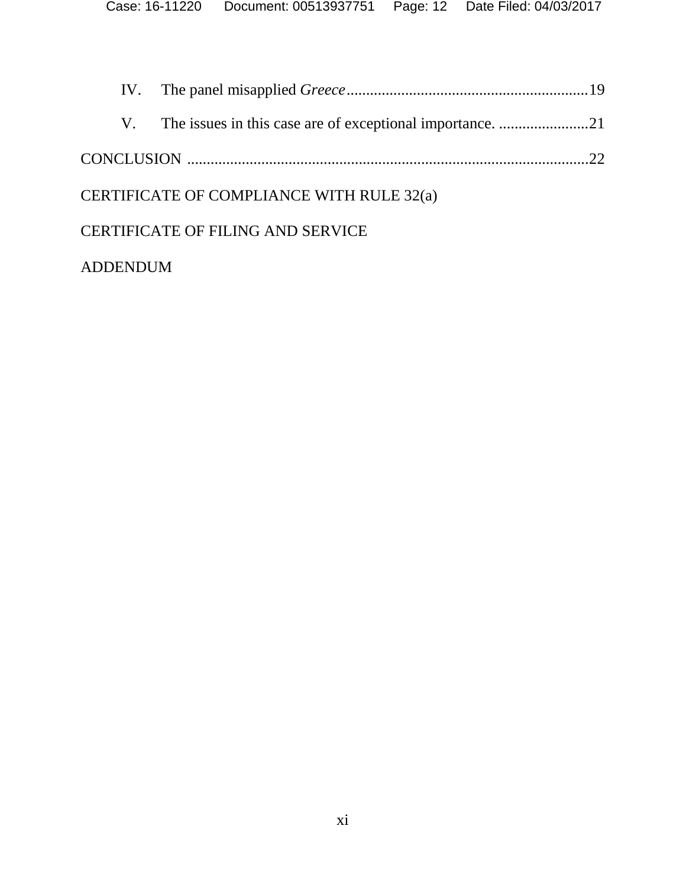IV. The panel misapplied *Greece*..............................................................19

V. The issues in this case are of exceptional importance. .......................21

CONCLUSION .....................................................................................................22

CERTIFICATE OF COMPLIANCE WITH RULE 32(a)

CERTIFICATE OF FILING AND SERVICE

ADDENDUM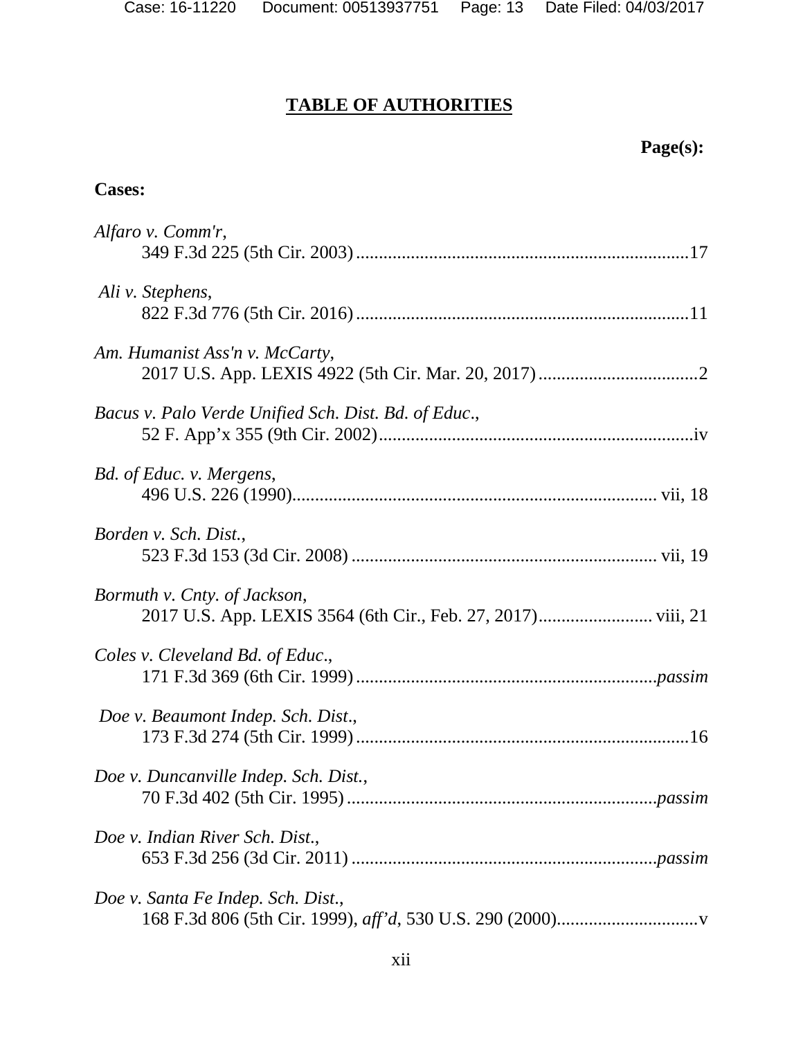# TABLE OF AUTHORITIES

**Page(s):**

**Cases:**

*Alfaro v. Comm'r*,
349 F.3d 225 (5th Cir. 2003) ........................................................................17

*Ali v. Stephens*,
822 F.3d 776 (5th Cir. 2016) ........................................................................11

*Am. Humanist Ass'n v. McCarty*,
2017 U.S. App. LEXIS 4922 (5th Cir. Mar. 20, 2017) ...................................2

*Bacus v. Palo Verde Unified Sch. Dist. Bd. of Educ*.,
52 F. App'x 355 (9th Cir. 2002) .....................................................................iv

*Bd. of Educ. v. Mergens*,
496 U.S. 226 (1990) ............................................................................... vii, 18

*Borden v. Sch. Dist.*,
523 F.3d 153 (3d Cir. 2008) .................................................................. vii, 19

*Bormuth v. Cnty. of Jackson*,
2017 U.S. App. LEXIS 3564 (6th Cir., Feb. 27, 2017) ......................... viii, 21

*Coles v. Cleveland Bd. of Educ*.,
171 F.3d 369 (6th Cir. 1999) .................................................................*passim*

*Doe v. Beaumont Indep. Sch. Dist*.,
173 F.3d 274 (5th Cir. 1999) ........................................................................16

*Doe v. Duncanville Indep. Sch. Dist.*,
70 F.3d 402 (5th Cir. 1995) ...................................................................*passim*

*Doe v. Indian River Sch. Dist*.,
653 F.3d 256 (3d Cir. 2011) ..................................................................*passim*

*Doe v. Santa Fe Indep. Sch. Dist*.,
168 F.3d 806 (5th Cir. 1999), *aff'd*, 530 U.S. 290 (2000) ...............................v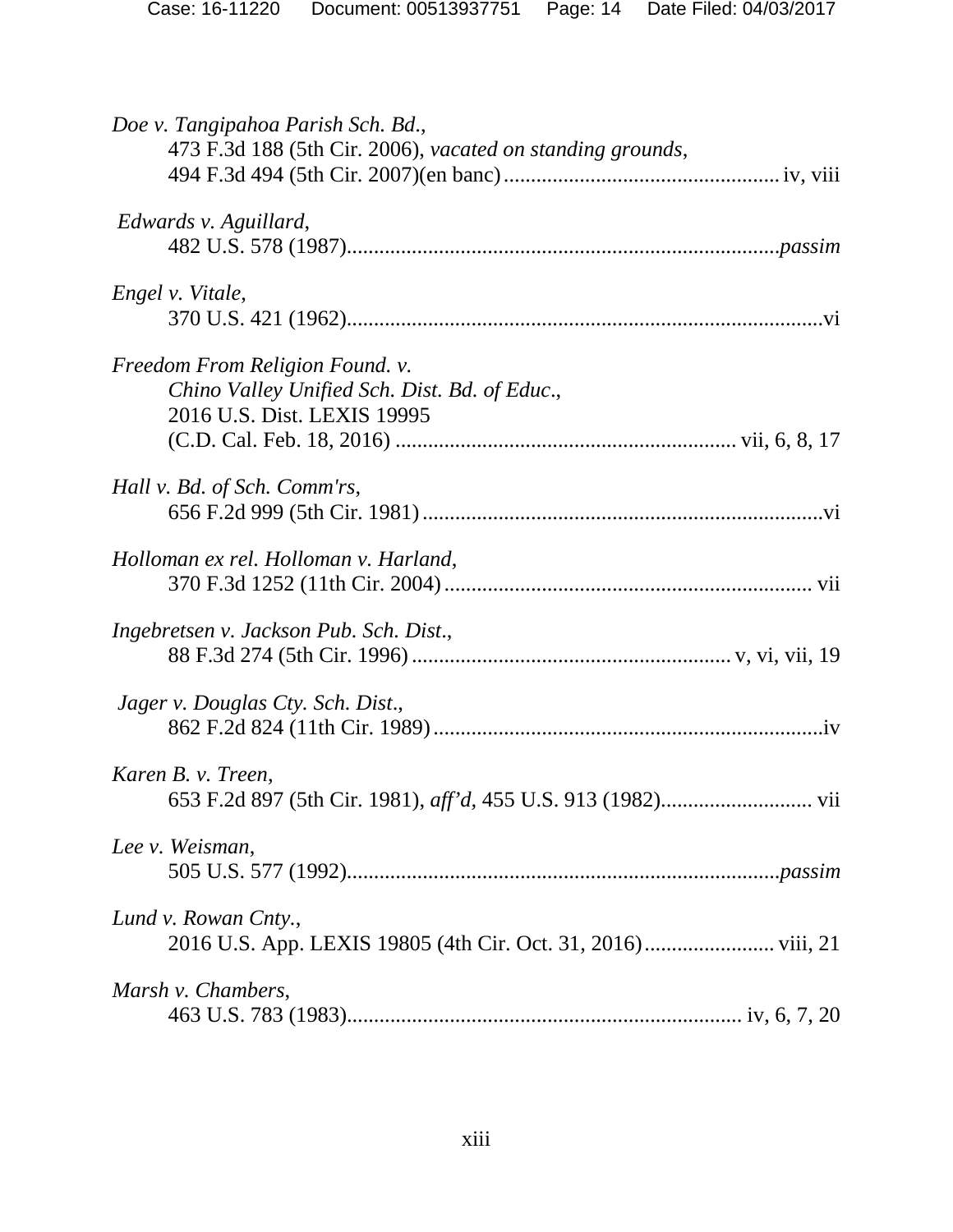*Doe v. Tangipahoa Parish Sch. Bd.*,
473 F.3d 188 (5th Cir. 2006), *vacated on standing grounds*,
494 F.3d 494 (5th Cir. 2007)(en banc) .................................................. iv, viii

*Edwards v. Aguillard*,
482 U.S. 578 (1987)............................................................................... *passim*

*Engel v. Vitale*,
370 U.S. 421 (1962)........................................................................................vi

*Freedom From Religion Found. v.*
*Chino Valley Unified Sch. Dist. Bd. of Educ*.,
2016 U.S. Dist. LEXIS 19995
(C.D. Cal. Feb. 18, 2016) .............................................................. vii, 6, 8, 17

*Hall v. Bd. of Sch. Comm'rs*,
656 F.2d 999 (5th Cir. 1981) ..........................................................................vi

*Holloman ex rel. Holloman v. Harland*,
370 F.3d 1252 (11th Cir. 2004) .................................................................... vii

*Ingebretsen v. Jackson Pub. Sch. Dist*.,
88 F.3d 274 (5th Cir. 1996) ........................................................... v, vi, vii, 19

*Jager v. Douglas Cty. Sch. Dist*.,
862 F.2d 824 (11th Cir. 1989) ........................................................................iv

*Karen B. v. Treen*,
653 F.2d 897 (5th Cir. 1981), *aff'd*, 455 U.S. 913 (1982)............................ vii

*Lee v. Weisman*,
505 U.S. 577 (1992)............................................................................... *passim*

*Lund v. Rowan Cnty.*,
2016 U.S. App. LEXIS 19805 (4th Cir. Oct. 31, 2016) ........................ viii, 21

*Marsh v. Chambers*,
463 U.S. 783 (1983)......................................................................... iv, 6, 7, 20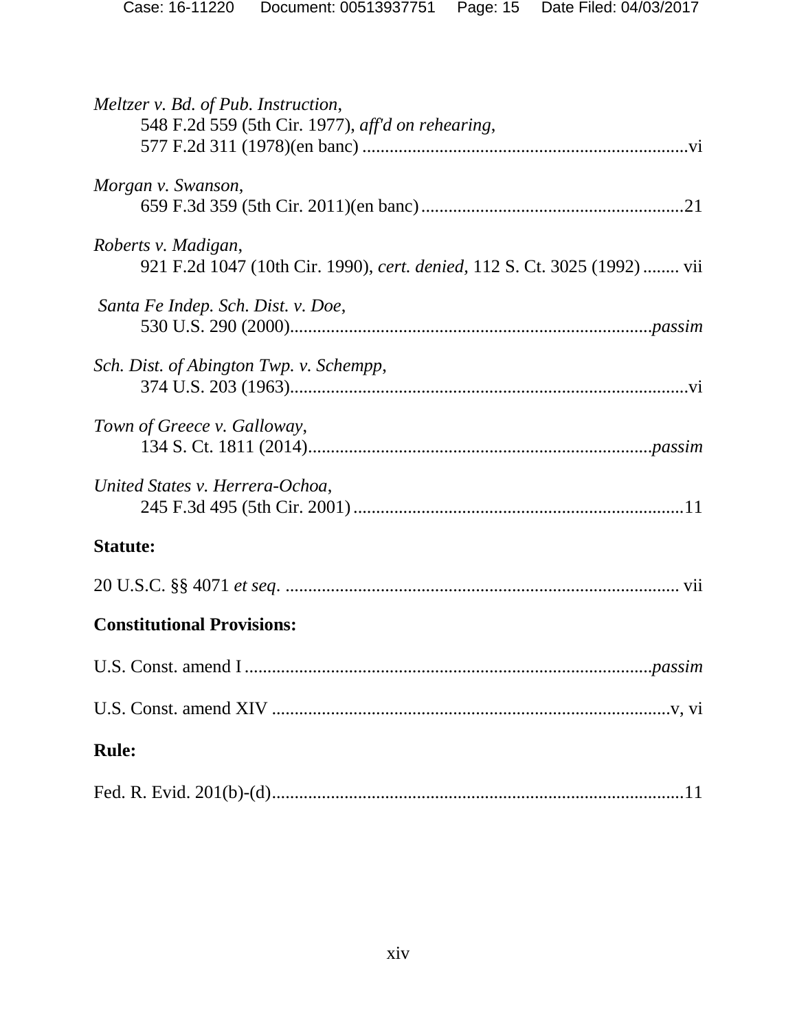*Meltzer v. Bd. of Pub. Instruction*,
548 F.2d 559 (5th Cir. 1977), *aff'd on rehearing*,
577 F.2d 311 (1978)(en banc) ........................................................................vi

*Morgan v. Swanson*,
659 F.3d 359 (5th Cir. 2011)(en banc)..........................................................21

*Roberts v. Madigan*,
921 F.2d 1047 (10th Cir. 1990), *cert. denied*, 112 S. Ct. 3025 (1992)........ vii

*Santa Fe Indep. Sch. Dist. v. Doe*,
530 U.S. 290 (2000)..............................................................................*passim*

*Sch. Dist. of Abington Twp. v. Schempp*,
374 U.S. 203 (1963)........................................................................................vi

*Town of Greece v. Galloway*,
134 S. Ct. 1811 (2014)...........................................................................*passim*

*United States v. Herrera-Ochoa*,
245 F.3d 495 (5th Cir. 2001)........................................................................11

**Statute:**

20 U.S.C. §§ 4071 *et seq*. ...................................................................................... vii

**Constitutional Provisions:**

U.S. Const. amend I .........................................................................................*passim*

U.S. Const. amend XIV ........................................................................................v, vi

**Rule:**

Fed. R. Evid. 201(b)-(d)..........................................................................................11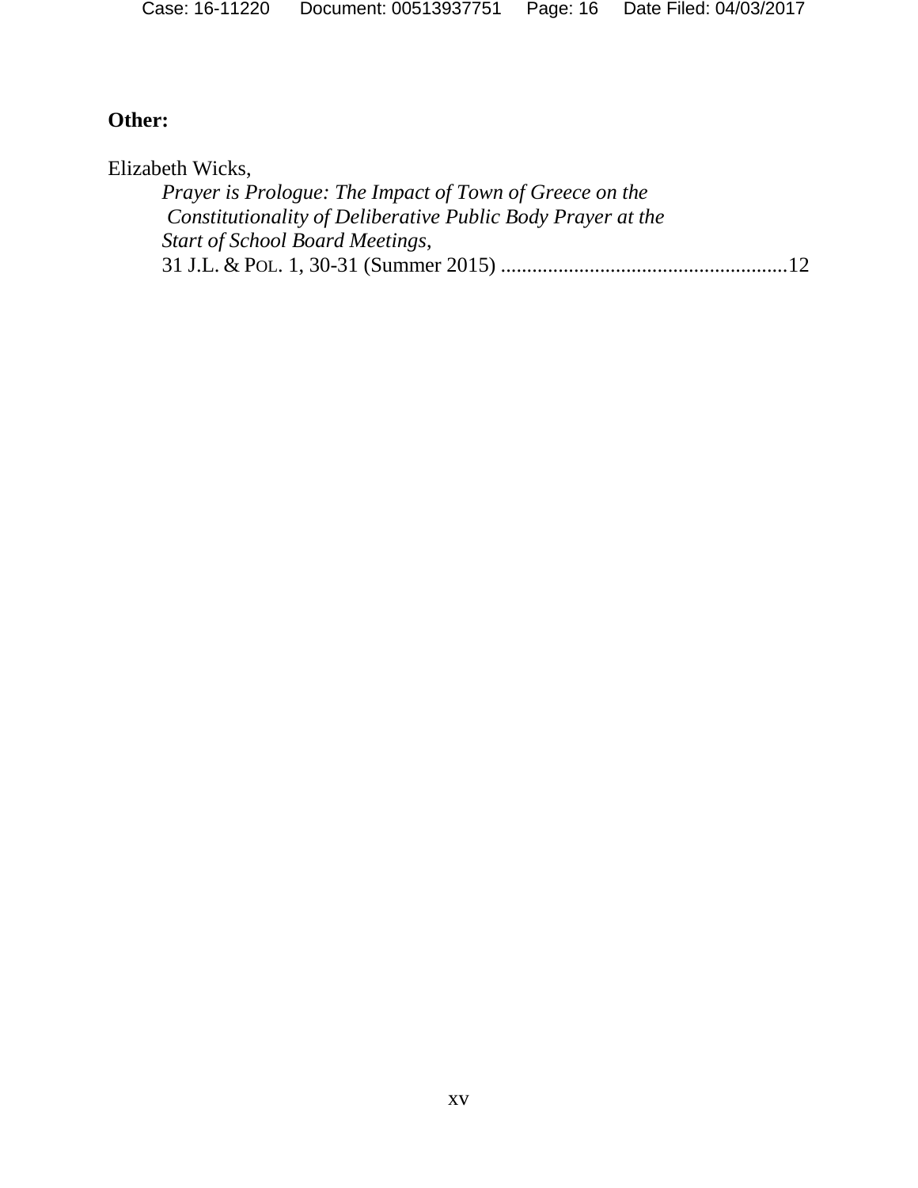**Other:**

Elizabeth Wicks,
*Prayer is Prologue: The Impact of Town of Greece on the Constitutionality of Deliberative Public Body Prayer at the Start of School Board Meetings*,
31 J.L. & POL. 1, 30-31 (Summer 2015) ......................................................12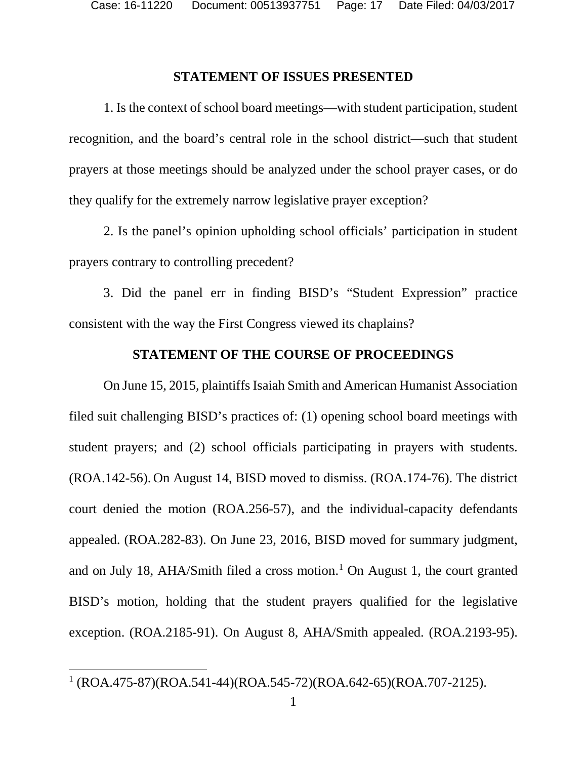## STATEMENT OF ISSUES PRESENTED

1. Is the context of school board meetings—with student participation, student recognition, and the board's central role in the school district—such that student prayers at those meetings should be analyzed under the school prayer cases, or do they qualify for the extremely narrow legislative prayer exception?

2. Is the panel's opinion upholding school officials' participation in student prayers contrary to controlling precedent?

3. Did the panel err in finding BISD's "Student Expression" practice consistent with the way the First Congress viewed its chaplains?

## STATEMENT OF THE COURSE OF PROCEEDINGS

On June 15, 2015, plaintiffs Isaiah Smith and American Humanist Association filed suit challenging BISD's practices of: (1) opening school board meetings with student prayers; and (2) school officials participating in prayers with students. (ROA.142-56). On August 14, BISD moved to dismiss. (ROA.174-76). The district court denied the motion (ROA.256-57), and the individual-capacity defendants appealed. (ROA.282-83). On June 23, 2016, BISD moved for summary judgment, and on July 18, AHA/Smith filed a cross motion.[1] On August 1, the court granted BISD's motion, holding that the student prayers qualified for the legislative exception. (ROA.2185-91). On August 8, AHA/Smith appealed. (ROA.2193-95).

[1] (ROA.475-87)(ROA.541-44)(ROA.545-72)(ROA.642-65)(ROA.707-2125).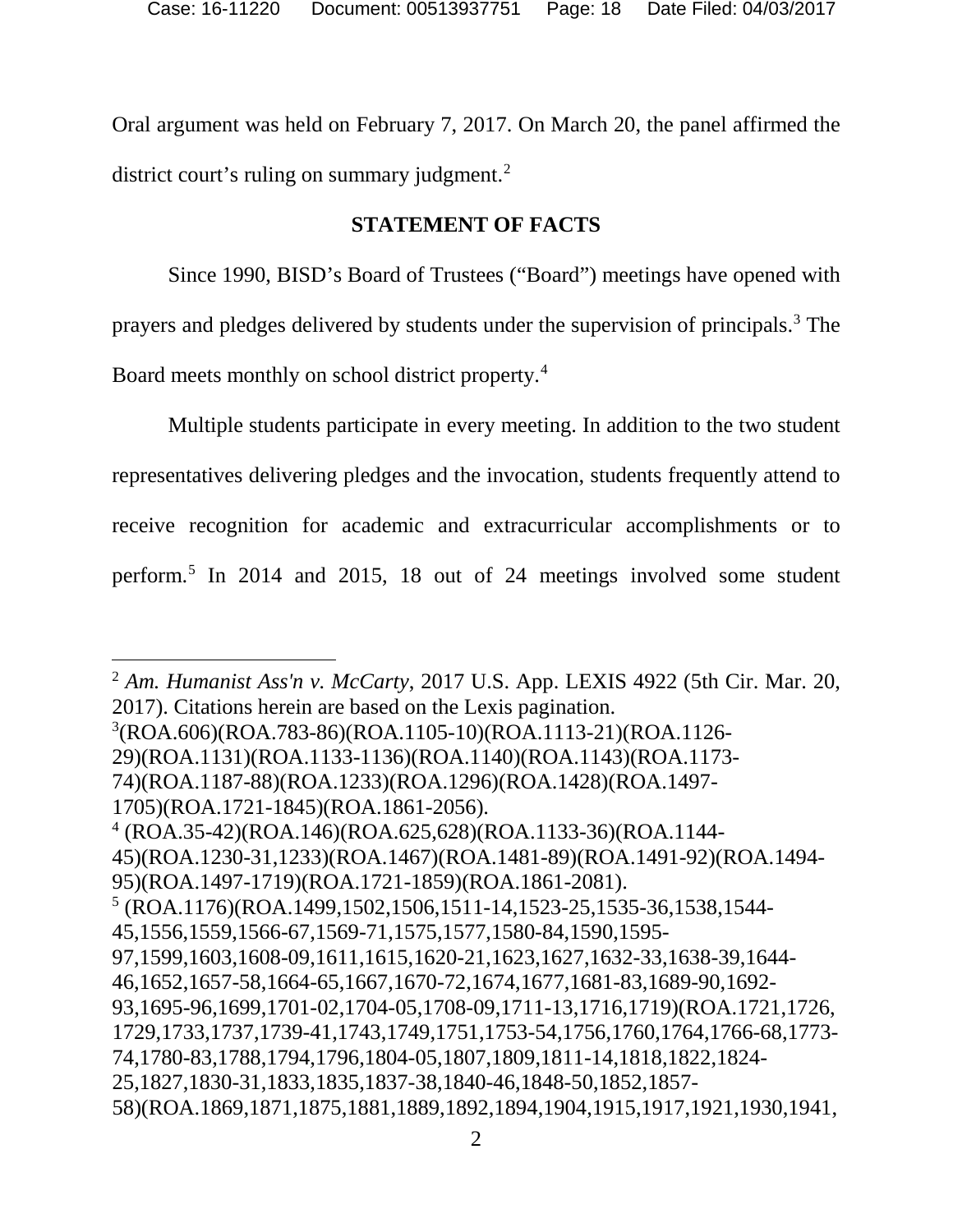Oral argument was held on February 7, 2017. On March 20, the panel affirmed the district court's ruling on summary judgment.[2]

**STATEMENT OF FACTS**

Since 1990, BISD's Board of Trustees ("Board") meetings have opened with prayers and pledges delivered by students under the supervision of principals.[3] The Board meets monthly on school district property.[4]

Multiple students participate in every meeting. In addition to the two student representatives delivering pledges and the invocation, students frequently attend to receive recognition for academic and extracurricular accomplishments or to perform.[5] In 2014 and 2015, 18 out of 24 meetings involved some student

---

[2] *Am. Humanist Ass'n v. McCarty*, 2017 U.S. App. LEXIS 4922 (5th Cir. Mar. 20, 2017). Citations herein are based on the Lexis pagination.

[3](ROA.606)(ROA.783-86)(ROA.1105-10)(ROA.1113-21)(ROA.1126-29)(ROA.1131)(ROA.1133-1136)(ROA.1140)(ROA.1143)(ROA.1173-74)(ROA.1187-88)(ROA.1233)(ROA.1296)(ROA.1428)(ROA.1497-1705)(ROA.1721-1845)(ROA.1861-2056).

[4] (ROA.35-42)(ROA.146)(ROA.625,628)(ROA.1133-36)(ROA.1144-45)(ROA.1230-31,1233)(ROA.1467)(ROA.1481-89)(ROA.1491-92)(ROA.1494-95)(ROA.1497-1719)(ROA.1721-1859)(ROA.1861-2081).

[5] (ROA.1176)(ROA.1499,1502,1506,1511-14,1523-25,1535-36,1538,1544-45,1556,1559,1566-67,1569-71,1575,1577,1580-84,1590,1595-97,1599,1603,1608-09,1611,1615,1620-21,1623,1627,1632-33,1638-39,1644-46,1652,1657-58,1664-65,1667,1670-72,1674,1677,1681-83,1689-90,1692-93,1695-96,1699,1701-02,1704-05,1708-09,1711-13,1716,1719)(ROA.1721,1726,1729,1733,1737,1739-41,1743,1749,1751,1753-54,1756,1760,1764,1766-68,1773-74,1780-83,1788,1794,1796,1804-05,1807,1809,1811-14,1818,1822,1824-25,1827,1830-31,1833,1835,1837-38,1840-46,1848-50,1852,1857-58)(ROA.1869,1871,1875,1881,1889,1892,1894,1904,1915,1917,1921,1930,1941,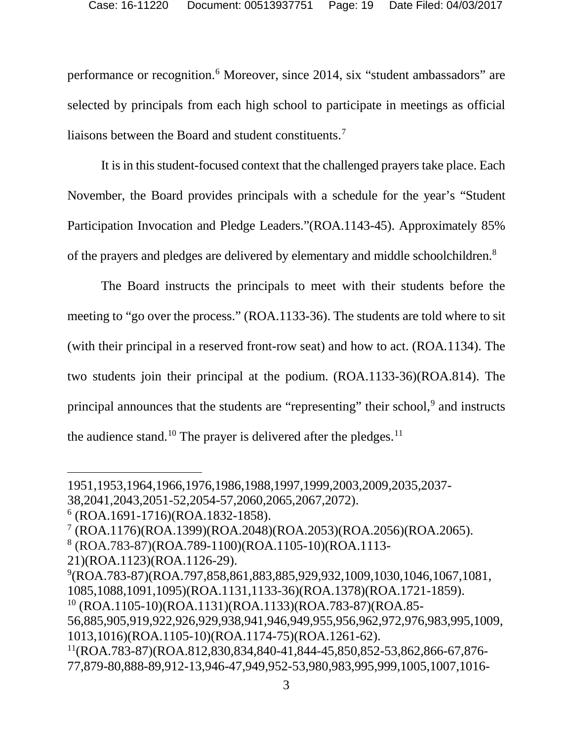performance or recognition.[6] Moreover, since 2014, six "student ambassadors" are selected by principals from each high school to participate in meetings as official liaisons between the Board and student constituents.[7]

It is in this student-focused context that the challenged prayers take place. Each November, the Board provides principals with a schedule for the year's "Student Participation Invocation and Pledge Leaders."(ROA.1143-45). Approximately 85% of the prayers and pledges are delivered by elementary and middle schoolchildren.[8]

The Board instructs the principals to meet with their students before the meeting to "go over the process." (ROA.1133-36). The students are told where to sit (with their principal in a reserved front-row seat) and how to act. (ROA.1134). The two students join their principal at the podium. (ROA.1133-36)(ROA.814). The principal announces that the students are "representing" their school,[9] and instructs the audience stand.[10] The prayer is delivered after the pledges.[11]

---

1951,1953,1964,1966,1976,1986,1988,1997,1999,2003,2009,2035,2037-38,2041,2043,2051-52,2054-57,2060,2065,2067,2072).

[6] (ROA.1691-1716)(ROA.1832-1858).

[7] (ROA.1176)(ROA.1399)(ROA.2048)(ROA.2053)(ROA.2056)(ROA.2065).

[8] (ROA.783-87)(ROA.789-1100)(ROA.1105-10)(ROA.1113-21)(ROA.1123)(ROA.1126-29).

[9](ROA.783-87)(ROA.797,858,861,883,885,929,932,1009,1030,1046,1067,1081,1085,1088,1091,1095)(ROA.1131,1133-36)(ROA.1378)(ROA.1721-1859).

[10] (ROA.1105-10)(ROA.1131)(ROA.1133)(ROA.783-87)(ROA.85-56,885,905,919,922,926,929,938,941,946,949,955,956,962,972,976,983,995,1009,1013,1016)(ROA.1105-10)(ROA.1174-75)(ROA.1261-62).

[11](ROA.783-87)(ROA.812,830,834,840-41,844-45,850,852-53,862,866-67,876-77,879-80,888-89,912-13,946-47,949,952-53,980,983,995,999,1005,1007,1016-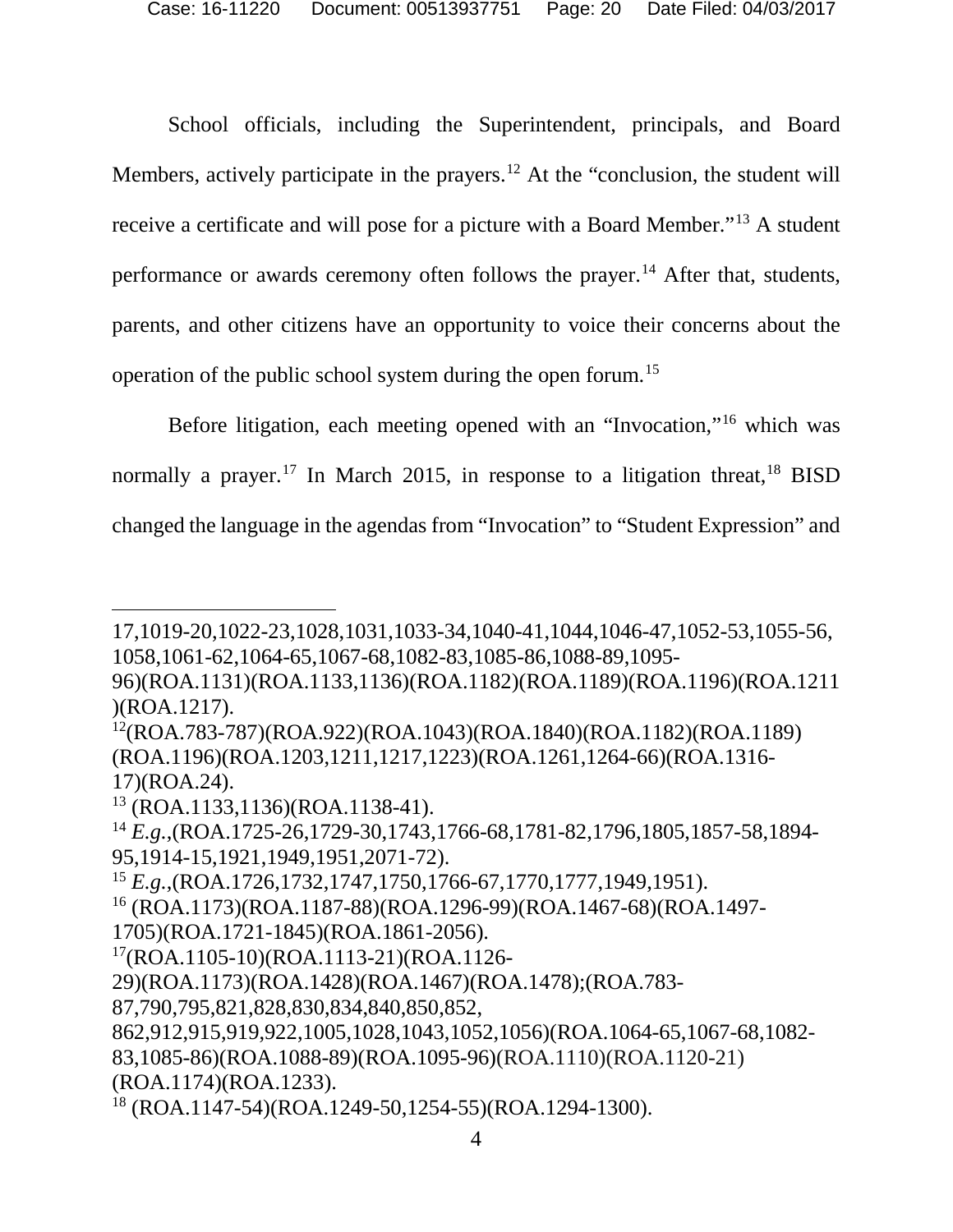School officials, including the Superintendent, principals, and Board Members, actively participate in the prayers.[12] At the "conclusion, the student will receive a certificate and will pose for a picture with a Board Member."[13] A student performance or awards ceremony often follows the prayer.[14] After that, students, parents, and other citizens have an opportunity to voice their concerns about the operation of the public school system during the open forum.[15]

Before litigation, each meeting opened with an "Invocation,"[16] which was normally a prayer.[17] In March 2015, in response to a litigation threat,[18] BISD changed the language in the agendas from "Invocation" to "Student Expression" and

---

17,1019-20,1022-23,1028,1031,1033-34,1040-41,1044,1046-47,1052-53,1055-56, 1058,1061-62,1064-65,1067-68,1082-83,1085-86,1088-89,1095-96)(ROA.1131)(ROA.1133,1136)(ROA.1182)(ROA.1189)(ROA.1196)(ROA.1211)(ROA.1217).

[12](ROA.783-787)(ROA.922)(ROA.1043)(ROA.1840)(ROA.1182)(ROA.1189)(ROA.1196)(ROA.1203,1211,1217,1223)(ROA.1261,1264-66)(ROA.1316-17)(ROA.24).

[13] (ROA.1133,1136)(ROA.1138-41).

[14] *E.g.*,(ROA.1725-26,1729-30,1743,1766-68,1781-82,1796,1805,1857-58,1894-95,1914-15,1921,1949,1951,2071-72).

[15] *E.g.*,(ROA.1726,1732,1747,1750,1766-67,1770,1777,1949,1951).

[16] (ROA.1173)(ROA.1187-88)(ROA.1296-99)(ROA.1467-68)(ROA.1497-1705)(ROA.1721-1845)(ROA.1861-2056).

[17](ROA.1105-10)(ROA.1113-21)(ROA.1126-29)(ROA.1173)(ROA.1428)(ROA.1467)(ROA.1478);(ROA.783-87,790,795,821,828,830,834,840,850,852, 862,912,915,919,922,1005,1028,1043,1052,1056)(ROA.1064-65,1067-68,1082-83,1085-86)(ROA.1088-89)(ROA.1095-96)(ROA.1110)(ROA.1120-21)(ROA.1174)(ROA.1233).

[18] (ROA.1147-54)(ROA.1249-50,1254-55)(ROA.1294-1300).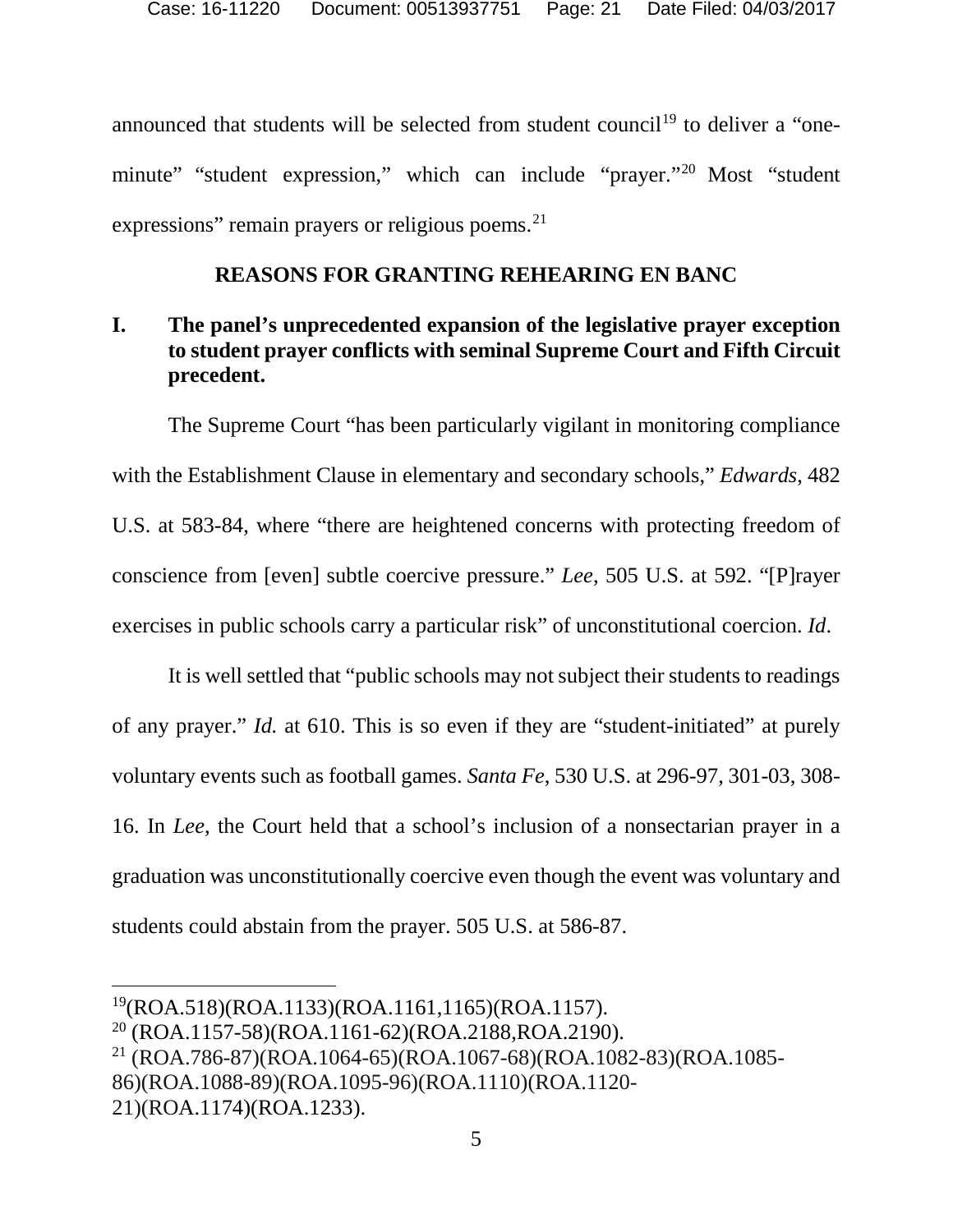announced that students will be selected from student council[19] to deliver a "one-minute" "student expression," which can include "prayer."[20] Most "student expressions" remain prayers or religious poems.[21]

## REASONS FOR GRANTING REHEARING EN BANC

### I. The panel's unprecedented expansion of the legislative prayer exception to student prayer conflicts with seminal Supreme Court and Fifth Circuit precedent.

The Supreme Court "has been particularly vigilant in monitoring compliance with the Establishment Clause in elementary and secondary schools," *Edwards*, 482 U.S. at 583-84, where "there are heightened concerns with protecting freedom of conscience from [even] subtle coercive pressure." *Lee*, 505 U.S. at 592. "[P]rayer exercises in public schools carry a particular risk" of unconstitutional coercion. *Id*.

It is well settled that "public schools may not subject their students to readings of any prayer." *Id.* at 610. This is so even if they are "student-initiated" at purely voluntary events such as football games. *Santa Fe*, 530 U.S. at 296-97, 301-03, 308-16. In *Lee*, the Court held that a school's inclusion of a nonsectarian prayer in a graduation was unconstitutionally coercive even though the event was voluntary and students could abstain from the prayer. 505 U.S. at 586-87.

---

[19](ROA.518)(ROA.1133)(ROA.1161,1165)(ROA.1157).

[20] (ROA.1157-58)(ROA.1161-62)(ROA.2188,ROA.2190).

[21] (ROA.786-87)(ROA.1064-65)(ROA.1067-68)(ROA.1082-83)(ROA.1085-86)(ROA.1088-89)(ROA.1095-96)(ROA.1110)(ROA.1120-21)(ROA.1174)(ROA.1233).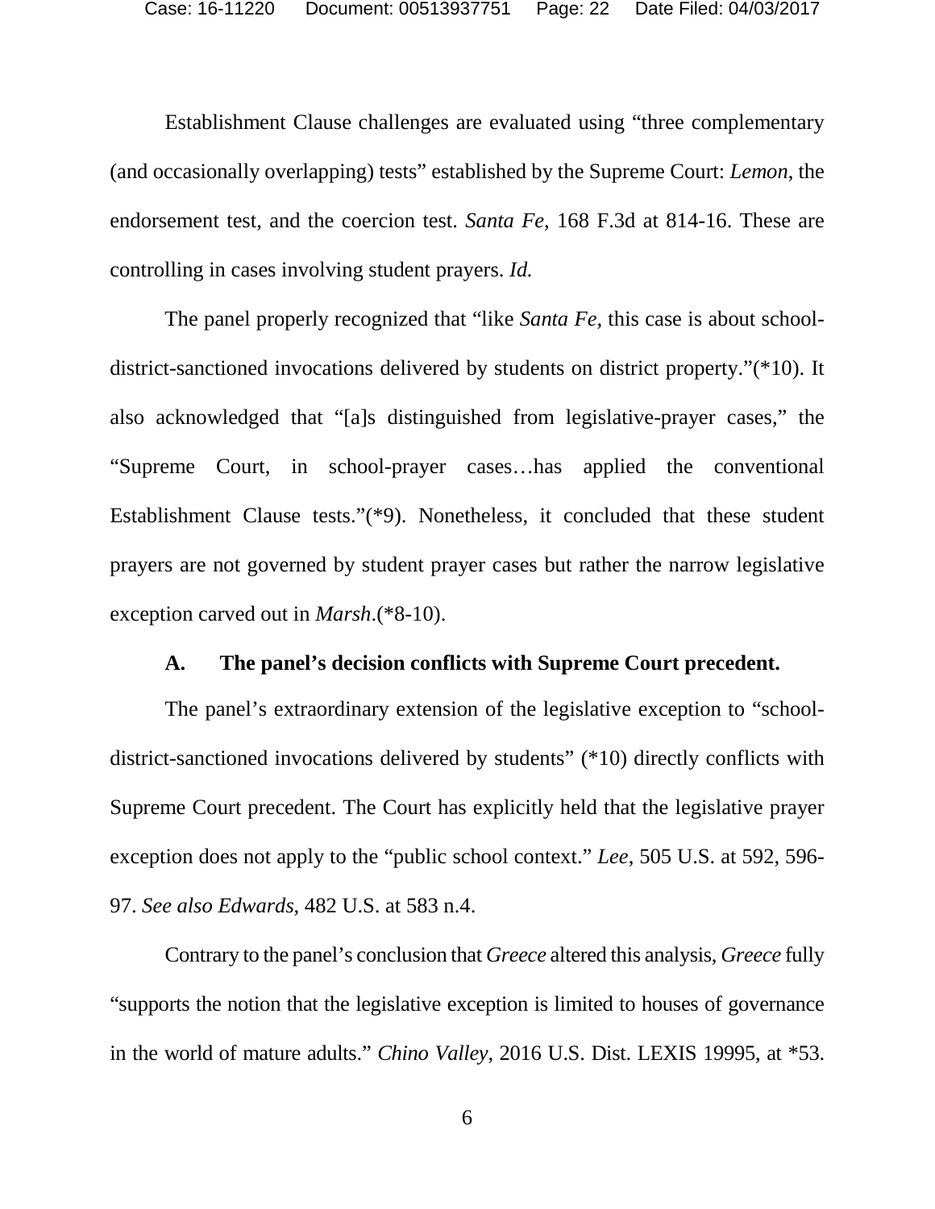Establishment Clause challenges are evaluated using "three complementary (and occasionally overlapping) tests" established by the Supreme Court: *Lemon*, the endorsement test, and the coercion test. *Santa Fe*, 168 F.3d at 814-16. These are controlling in cases involving student prayers. *Id.*

The panel properly recognized that "like *Santa Fe*, this case is about school-district-sanctioned invocations delivered by students on district property."(*10). It also acknowledged that "[a]s distinguished from legislative-prayer cases," the "Supreme Court, in school-prayer cases…has applied the conventional Establishment Clause tests."(*9). Nonetheless, it concluded that these student prayers are not governed by student prayer cases but rather the narrow legislative exception carved out in *Marsh*.(*8-10).

### A. The panel's decision conflicts with Supreme Court precedent.

The panel's extraordinary extension of the legislative exception to "school-district-sanctioned invocations delivered by students" (*10) directly conflicts with Supreme Court precedent. The Court has explicitly held that the legislative prayer exception does not apply to the "public school context." *Lee*, 505 U.S. at 592, 596-97. *See also Edwards*, 482 U.S. at 583 n.4.

Contrary to the panel's conclusion that *Greece* altered this analysis, *Greece* fully "supports the notion that the legislative exception is limited to houses of governance in the world of mature adults." *Chino Valley*, 2016 U.S. Dist. LEXIS 19995, at *53.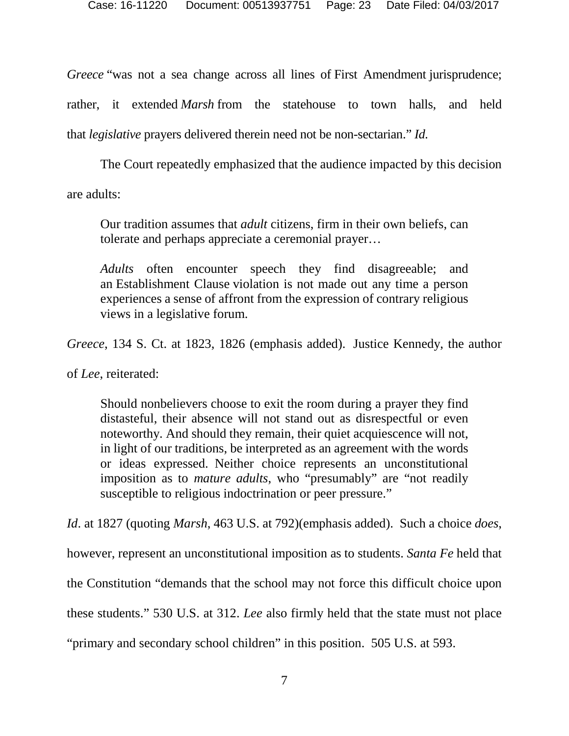*Greece* "was not a sea change across all lines of First Amendment jurisprudence; rather, it extended *Marsh* from the statehouse to town halls, and held that *legislative* prayers delivered therein need not be non-sectarian." *Id.*

The Court repeatedly emphasized that the audience impacted by this decision are adults:

> Our tradition assumes that *adult* citizens, firm in their own beliefs, can tolerate and perhaps appreciate a ceremonial prayer…
>
> *Adults* often encounter speech they find disagreeable; and an Establishment Clause violation is not made out any time a person experiences a sense of affront from the expression of contrary religious views in a legislative forum.

*Greece*, 134 S. Ct. at 1823, 1826 (emphasis added). Justice Kennedy, the author of *Lee*, reiterated:

> Should nonbelievers choose to exit the room during a prayer they find distasteful, their absence will not stand out as disrespectful or even noteworthy. And should they remain, their quiet acquiescence will not, in light of our traditions, be interpreted as an agreement with the words or ideas expressed. Neither choice represents an unconstitutional imposition as to *mature adults*, who "presumably" are "not readily susceptible to religious indoctrination or peer pressure."

*Id*. at 1827 (quoting *Marsh*, 463 U.S. at 792)(emphasis added). Such a choice *does*, however, represent an unconstitutional imposition as to students. *Santa Fe* held that the Constitution "demands that the school may not force this difficult choice upon these students." 530 U.S. at 312. *Lee* also firmly held that the state must not place "primary and secondary school children" in this position. 505 U.S. at 593.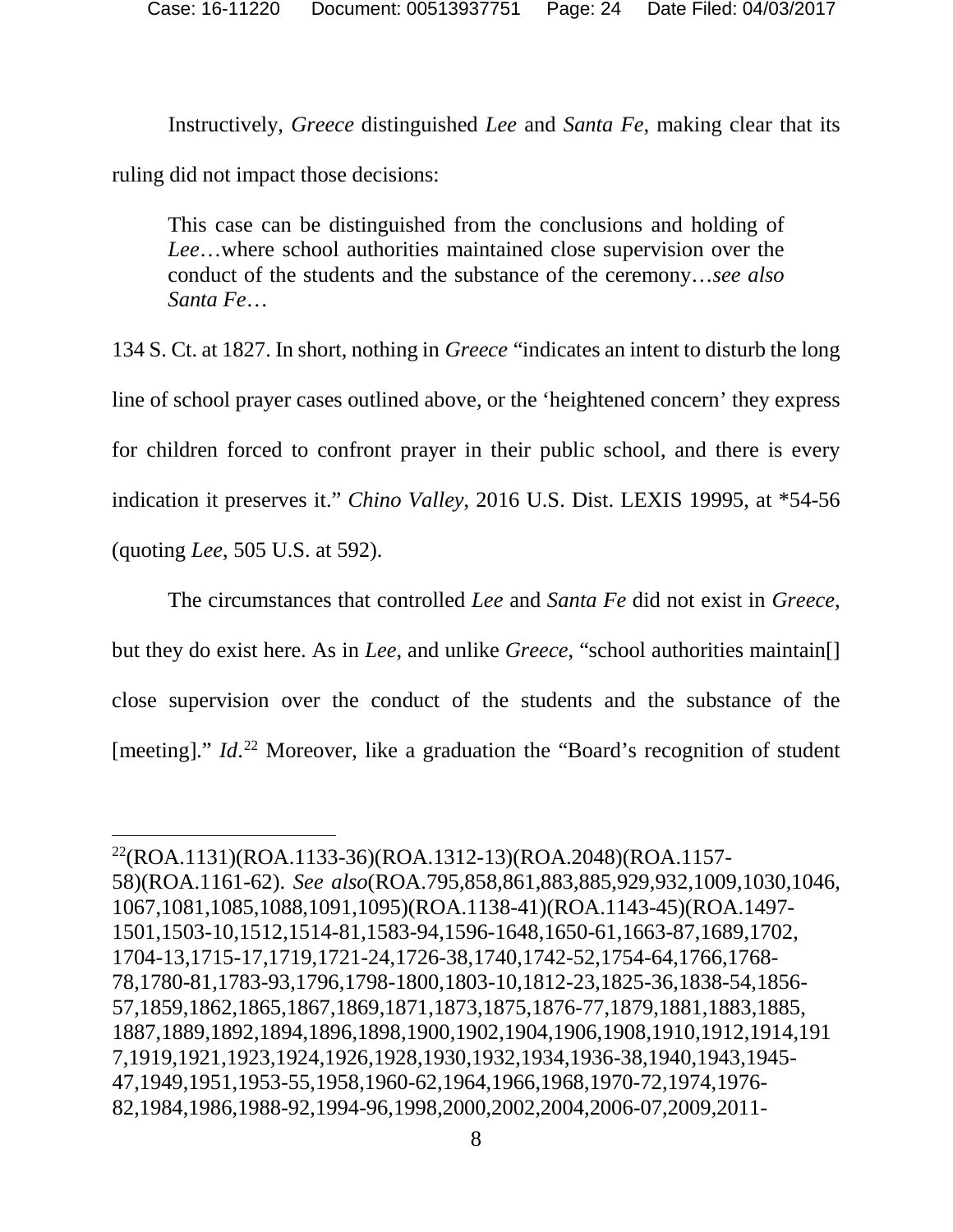Instructively, *Greece* distinguished *Lee* and *Santa Fe*, making clear that its ruling did not impact those decisions:

> This case can be distinguished from the conclusions and holding of *Lee*…where school authorities maintained close supervision over the conduct of the students and the substance of the ceremony…*see also Santa Fe*…

134 S. Ct. at 1827. In short, nothing in *Greece* "indicates an intent to disturb the long line of school prayer cases outlined above, or the 'heightened concern' they express for children forced to confront prayer in their public school, and there is every indication it preserves it." *Chino Valley*, 2016 U.S. Dist. LEXIS 19995, at *54-56 (quoting *Lee*, 505 U.S. at 592).

The circumstances that controlled *Lee* and *Santa Fe* did not exist in *Greece*, but they do exist here. As in *Lee*, and unlike *Greece*, "school authorities maintain[] close supervision over the conduct of the students and the substance of the [meeting]." *Id*.[22] Moreover, like a graduation the "Board's recognition of student

---

[22](ROA.1131)(ROA.1133-36)(ROA.1312-13)(ROA.2048)(ROA.1157-58)(ROA.1161-62). *See also*(ROA.795,858,861,883,885,929,932,1009,1030,1046,1067,1081,1085,1088,1091,1095)(ROA.1138-41)(ROA.1143-45)(ROA.1497-1501,1503-10,1512,1514-81,1583-94,1596-1648,1650-61,1663-87,1689,1702,1704-13,1715-17,1719,1721-24,1726-38,1740,1742-52,1754-64,1766,1768-78,1780-81,1783-93,1796,1798-1800,1803-10,1812-23,1825-36,1838-54,1856-57,1859,1862,1865,1867,1869,1871,1873,1875,1876-77,1879,1881,1883,1885,1887,1889,1892,1894,1896,1898,1900,1902,1904,1906,1908,1910,1912,1914,1917,1919,1921,1923,1924,1926,1928,1930,1932,1934,1936-38,1940,1943,1945-47,1949,1951,1953-55,1958,1960-62,1964,1966,1968,1970-72,1974,1976-82,1984,1986,1988-92,1994-96,1998,2000,2002,2004,2006-07,2009,2011-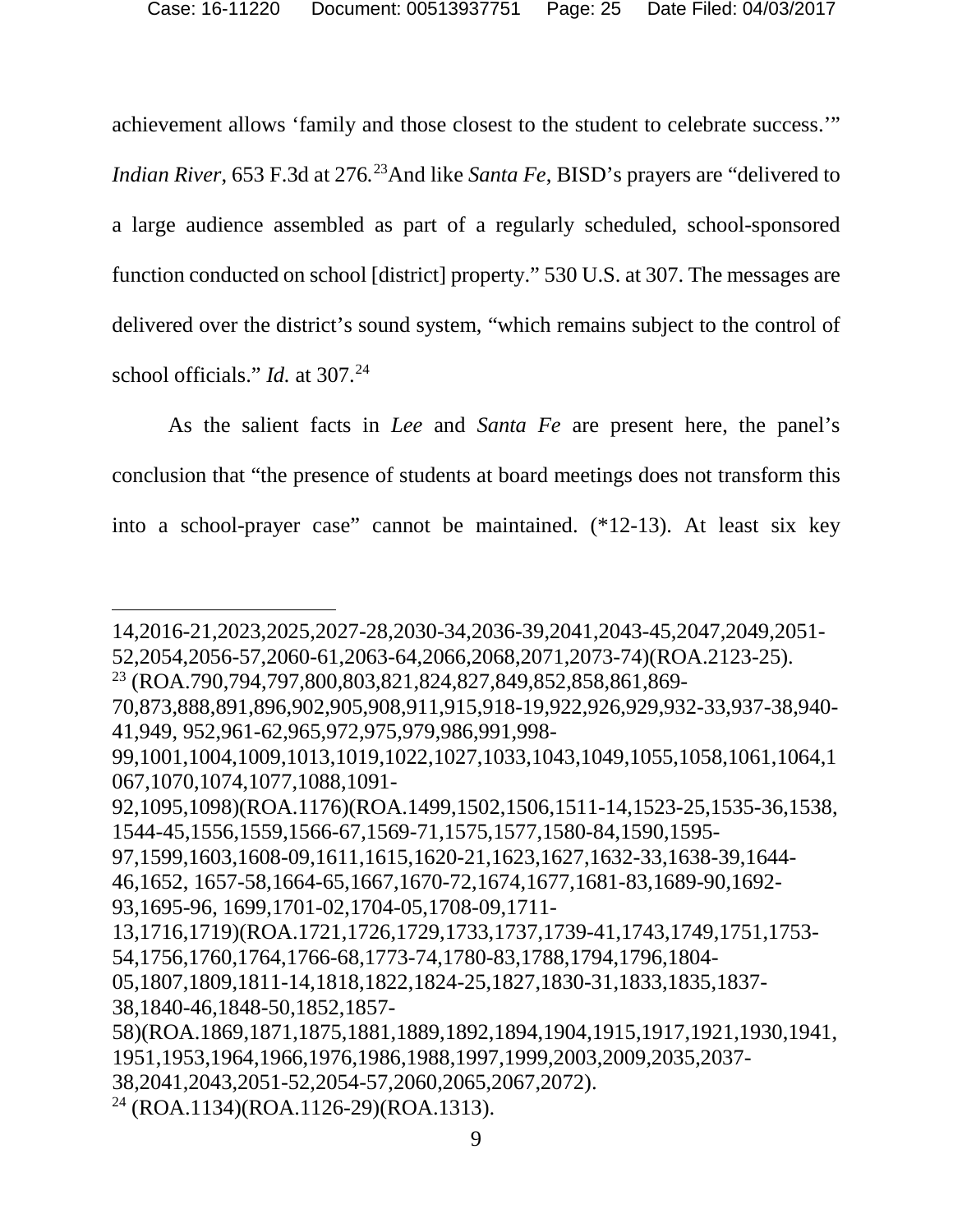achievement allows 'family and those closest to the student to celebrate success.'" *Indian River*, 653 F.3d at 276.[23] And like *Santa Fe*, BISD's prayers are "delivered to a large audience assembled as part of a regularly scheduled, school-sponsored function conducted on school [district] property." 530 U.S. at 307. The messages are delivered over the district's sound system, "which remains subject to the control of school officials." *Id.* at 307.[24]

As the salient facts in *Lee* and *Santa Fe* are present here, the panel's conclusion that "the presence of students at board meetings does not transform this into a school-prayer case" cannot be maintained. (*12-13). At least six key

---

14,2016-21,2023,2025,2027-28,2030-34,2036-39,2041,2043-45,2047,2049,2051-52,2054,2056-57,2060-61,2063-64,2066,2068,2071,2073-74)(ROA.2123-25).

[23] (ROA.790,794,797,800,803,821,824,827,849,852,858,861,869-70,873,888,891,896,902,905,908,911,915,918-19,922,926,929,932-33,937-38,940-41,949, 952,961-62,965,972,975,979,986,991,998-99,1001,1004,1009,1013,1019,1022,1027,1033,1043,1049,1055,1058,1061,1064,1067,1070,1074,1077,1088,1091-92,1095,1098)(ROA.1176)(ROA.1499,1502,1506,1511-14,1523-25,1535-36,1538,1544-45,1556,1559,1566-67,1569-71,1575,1577,1580-84,1590,1595-97,1599,1603,1608-09,1611,1615,1620-21,1623,1627,1632-33,1638-39,1644-46,1652, 1657-58,1664-65,1667,1670-72,1674,1677,1681-83,1689-90,1692-93,1695-96, 1699,1701-02,1704-05,1708-09,1711-13,1716,1719)(ROA.1721,1726,1729,1733,1737,1739-41,1743,1749,1751,1753-54,1756,1760,1764,1766-68,1773-74,1780-83,1788,1794,1796,1804-05,1807,1809,1811-14,1818,1822,1824-25,1827,1830-31,1833,1835,1837-38,1840-46,1848-50,1852,1857-58)(ROA.1869,1871,1875,1881,1889,1892,1894,1904,1915,1917,1921,1930,1941,1951,1953,1964,1966,1976,1986,1988,1997,1999,2003,2009,2035,2037-38,2041,2043,2051-52,2054-57,2060,2065,2067,2072).

[24] (ROA.1134)(ROA.1126-29)(ROA.1313).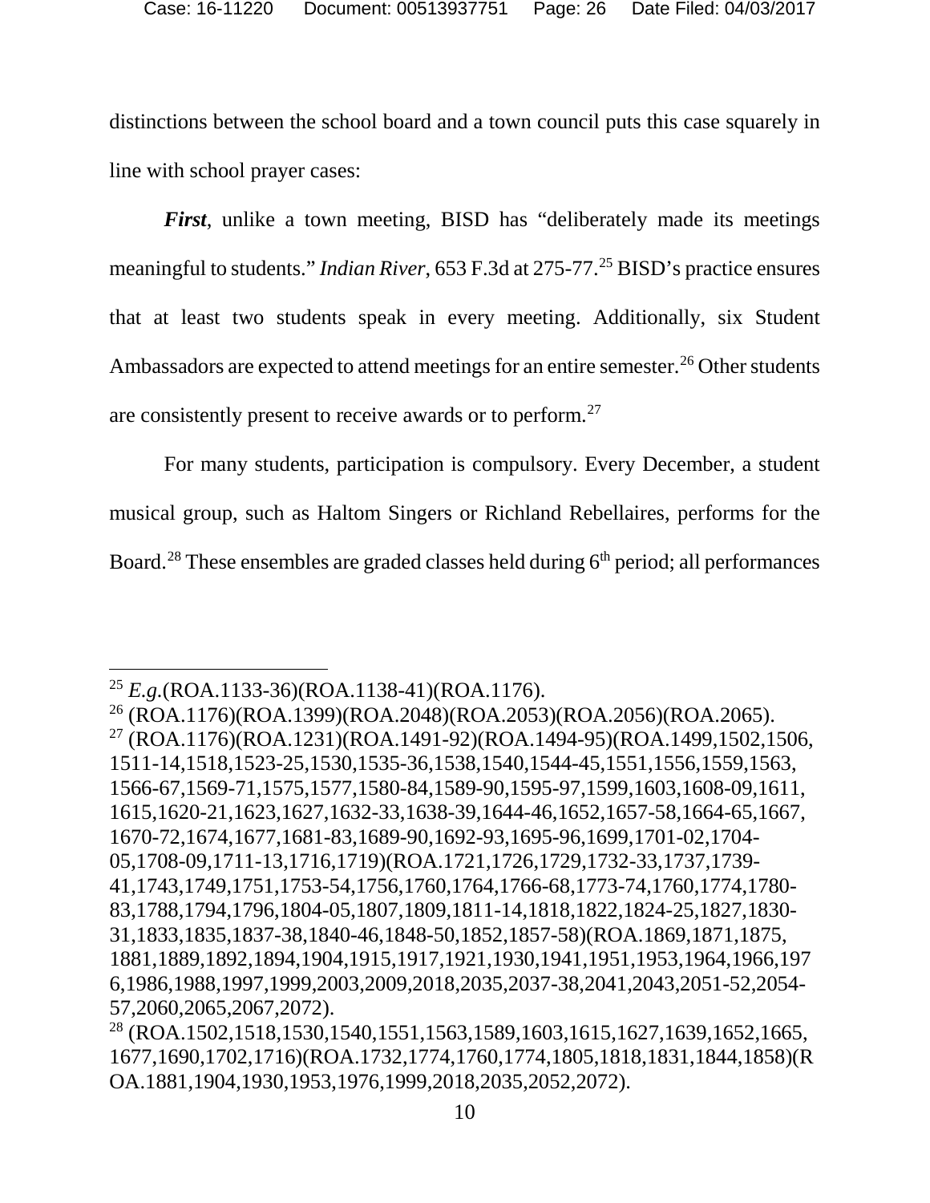distinctions between the school board and a town council puts this case squarely in line with school prayer cases:

***First***, unlike a town meeting, BISD has "deliberately made its meetings meaningful to students." *Indian River*, 653 F.3d at 275-77.[25] BISD's practice ensures that at least two students speak in every meeting. Additionally, six Student Ambassadors are expected to attend meetings for an entire semester.[26] Other students are consistently present to receive awards or to perform.[27]

For many students, participation is compulsory. Every December, a student musical group, such as Haltom Singers or Richland Rebellaires, performs for the Board.[28] These ensembles are graded classes held during 6th period; all performances

---

[25] *E.g.*(ROA.1133-36)(ROA.1138-41)(ROA.1176).

[26] (ROA.1176)(ROA.1399)(ROA.2048)(ROA.2053)(ROA.2056)(ROA.2065).

[27] (ROA.1176)(ROA.1231)(ROA.1491-92)(ROA.1494-95)(ROA.1499,1502,1506, 1511-14,1518,1523-25,1530,1535-36,1538,1540,1544-45,1551,1556,1559,1563, 1566-67,1569-71,1575,1577,1580-84,1589-90,1595-97,1599,1603,1608-09,1611, 1615,1620-21,1623,1627,1632-33,1638-39,1644-46,1652,1657-58,1664-65,1667, 1670-72,1674,1677,1681-83,1689-90,1692-93,1695-96,1699,1701-02,1704-05,1708-09,1711-13,1716,1719)(ROA.1721,1726,1729,1732-33,1737,1739-41,1743,1749,1751,1753-54,1756,1760,1764,1766-68,1773-74,1760,1774,1780-83,1788,1794,1796,1804-05,1807,1809,1811-14,1818,1822,1824-25,1827,1830-31,1833,1835,1837-38,1840-46,1848-50,1852,1857-58)(ROA.1869,1871,1875, 1881,1889,1892,1894,1904,1915,1917,1921,1930,1941,1951,1953,1964,1966,1976,1986,1988,1997,1999,2003,2009,2018,2035,2037-38,2041,2043,2051-52,2054-57,2060,2065,2067,2072).

[28] (ROA.1502,1518,1530,1540,1551,1563,1589,1603,1615,1627,1639,1652,1665, 1677,1690,1702,1716)(ROA.1732,1774,1760,1774,1805,1818,1831,1844,1858)(ROA.1881,1904,1930,1953,1976,1999,2018,2035,2052,2072).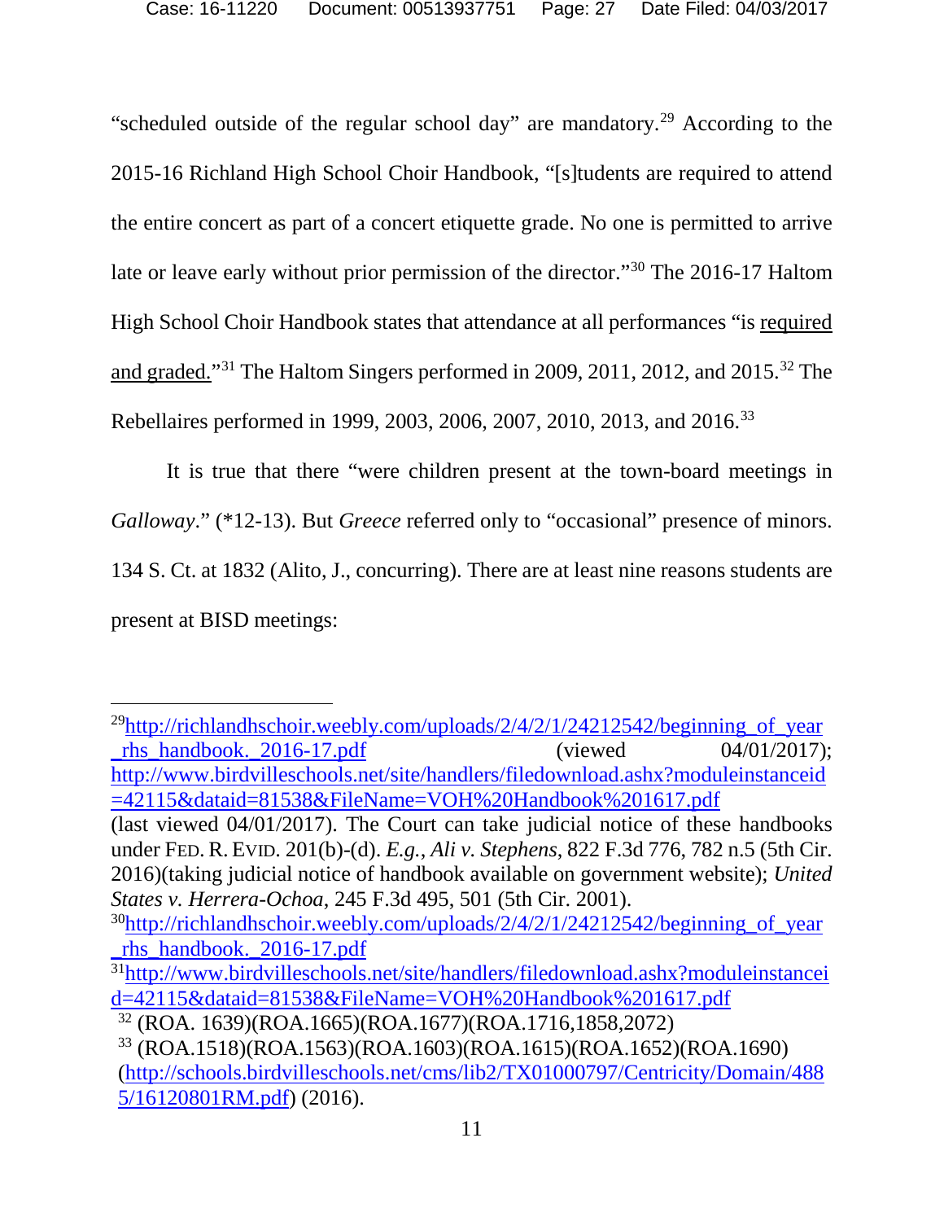"scheduled outside of the regular school day" are mandatory.[29] According to the 2015-16 Richland High School Choir Handbook, "[s]tudents are required to attend the entire concert as part of a concert etiquette grade. No one is permitted to arrive late or leave early without prior permission of the director."[30] The 2016-17 Haltom High School Choir Handbook states that attendance at all performances "is required and graded."[31] The Haltom Singers performed in 2009, 2011, 2012, and 2015.[32] The Rebellaires performed in 1999, 2003, 2006, 2007, 2010, 2013, and 2016.[33]

It is true that there "were children present at the town-board meetings in *Galloway*." (*12-13). But *Greece* referred only to "occasional" presence of minors. 134 S. Ct. at 1832 (Alito, J., concurring). There are at least nine reasons students are present at BISD meetings:

---

[29] http://richlandhschoir.weebly.com/uploads/2/4/2/1/24212542/beginning_of_year_rhs_handbook._2016-17.pdf (viewed 04/01/2017); http://www.birdvilleschools.net/site/handlers/filedownload.ashx?moduleinstanceid=42115&dataid=81538&FileName=VOH%20Handbook%201617.pdf (last viewed 04/01/2017). The Court can take judicial notice of these handbooks under FED. R. EVID. 201(b)-(d). *E.g.*, *Ali v. Stephens*, 822 F.3d 776, 782 n.5 (5th Cir. 2016)(taking judicial notice of handbook available on government website); *United States v. Herrera-Ochoa*, 245 F.3d 495, 501 (5th Cir. 2001).

[30] http://richlandhschoir.weebly.com/uploads/2/4/2/1/24212542/beginning_of_year_rhs_handbook._2016-17.pdf

[31] http://www.birdvilleschools.net/site/handlers/filedownload.ashx?moduleinstanceid=42115&dataid=81538&FileName=VOH%20Handbook%201617.pdf

[32] (ROA. 1639)(ROA.1665)(ROA.1677)(ROA.1716,1858,2072)

[33] (ROA.1518)(ROA.1563)(ROA.1603)(ROA.1615)(ROA.1652)(ROA.1690) (http://schools.birdvilleschools.net/cms/lib2/TX01000797/Centricity/Domain/4885/16120801RM.pdf) (2016).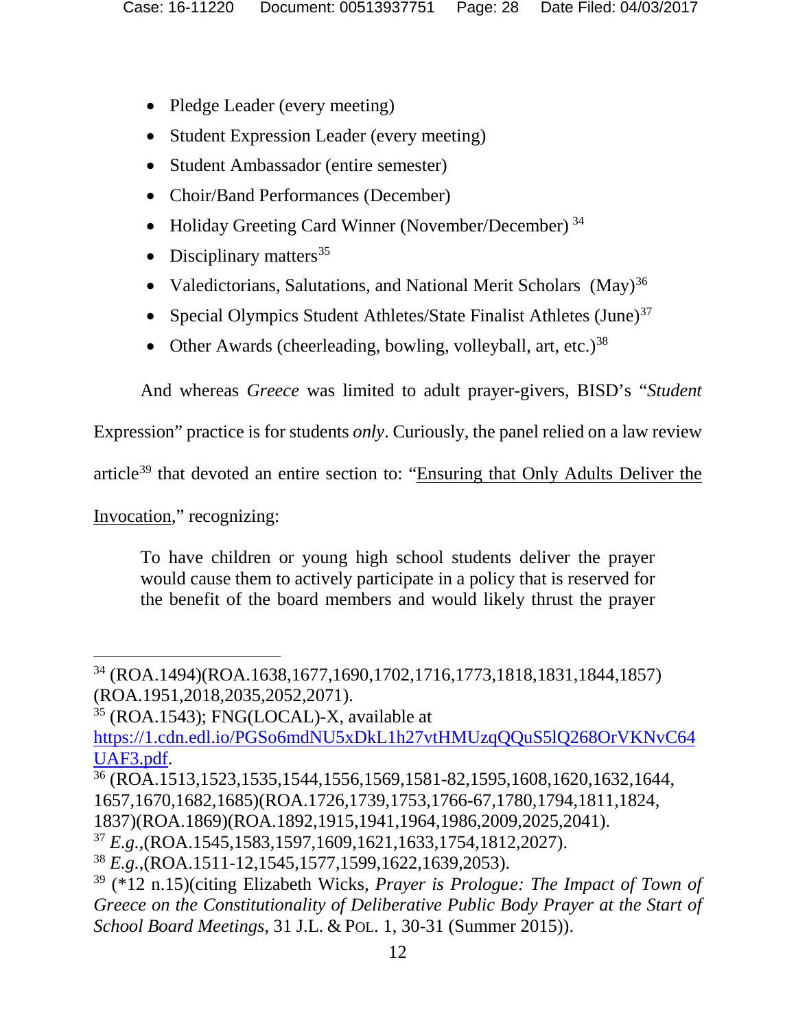- Pledge Leader (every meeting)
- Student Expression Leader (every meeting)
- Student Ambassador (entire semester)
- Choir/Band Performances (December)
- Holiday Greeting Card Winner (November/December) [34]
- Disciplinary matters[35]
- Valedictorians, Salutations, and National Merit Scholars (May)[36]
- Special Olympics Student Athletes/State Finalist Athletes (June)[37]
- Other Awards (cheerleading, bowling, volleyball, art, etc.)[38]

And whereas *Greece* was limited to adult prayer-givers, BISD's "*Student* Expression" practice is for students *only*. Curiously, the panel relied on a law review article[39] that devoted an entire section to: "<u>Ensuring that Only Adults Deliver the Invocation</u>," recognizing:

> To have children or young high school students deliver the prayer would cause them to actively participate in a policy that is reserved for the benefit of the board members and would likely thrust the prayer

---

[34] (ROA.1494)(ROA.1638,1677,1690,1702,1716,1773,1818,1831,1844,1857)(ROA.1951,2018,2035,2052,2071).

[35] (ROA.1543); FNG(LOCAL)-X, available at https://1.cdn.edl.io/PGSo6mdNU5xDkL1h27vtHMUzqQQuS5lQ268OrVKNvC64UAF3.pdf.

[36] (ROA.1513,1523,1535,1544,1556,1569,1581-82,1595,1608,1620,1632,1644,1657,1670,1682,1685)(ROA.1726,1739,1753,1766-67,1780,1794,1811,1824,1837)(ROA.1869)(ROA.1892,1915,1941,1964,1986,2009,2025,2041).

[37] *E.g.*,(ROA.1545,1583,1597,1609,1621,1633,1754,1812,2027).

[38] *E.g.*,(ROA.1511-12,1545,1577,1599,1622,1639,2053).

[39] (*12 n.15)(citing Elizabeth Wicks, *Prayer is Prologue: The Impact of Town of Greece on the Constitutionality of Deliberative Public Body Prayer at the Start of School Board Meetings*, 31 J.L. & POL. 1, 30-31 (Summer 2015)).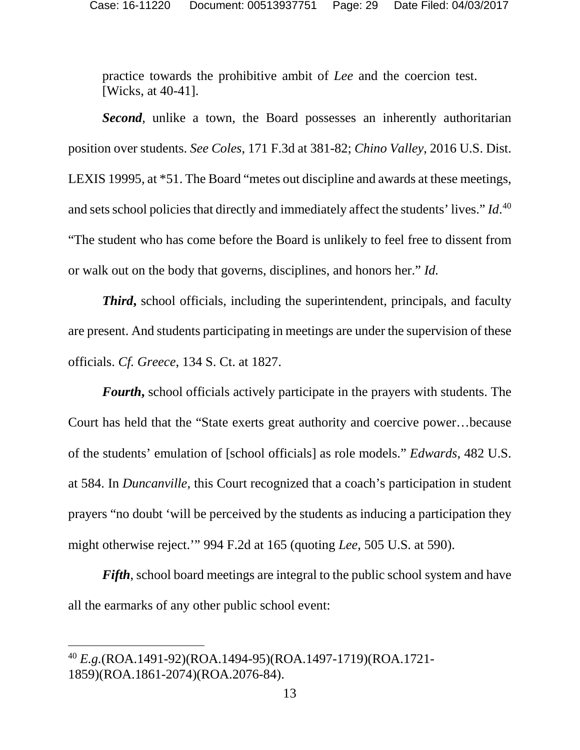practice towards the prohibitive ambit of *Lee* and the coercion test. [Wicks, at 40-41].

***Second***, unlike a town, the Board possesses an inherently authoritarian position over students. *See Coles*, 171 F.3d at 381-82; *Chino Valley*, 2016 U.S. Dist. LEXIS 19995, at *51. The Board "metes out discipline and awards at these meetings, and sets school policies that directly and immediately affect the students' lives." *Id*.[40] "The student who has come before the Board is unlikely to feel free to dissent from or walk out on the body that governs, disciplines, and honors her." *Id.*

***Third*,** school officials, including the superintendent, principals, and faculty are present. And students participating in meetings are under the supervision of these officials. *Cf. Greece*, 134 S. Ct. at 1827.

***Fourth*,** school officials actively participate in the prayers with students. The Court has held that the "State exerts great authority and coercive power…because of the students' emulation of [school officials] as role models." *Edwards*, 482 U.S. at 584. In *Duncanville*, this Court recognized that a coach's participation in student prayers "no doubt 'will be perceived by the students as inducing a participation they might otherwise reject.'" 994 F.2d at 165 (quoting *Lee*, 505 U.S. at 590).

***Fifth***, school board meetings are integral to the public school system and have all the earmarks of any other public school event:

---

[40] *E.g.*(ROA.1491-92)(ROA.1494-95)(ROA.1497-1719)(ROA.1721-1859)(ROA.1861-2074)(ROA.2076-84).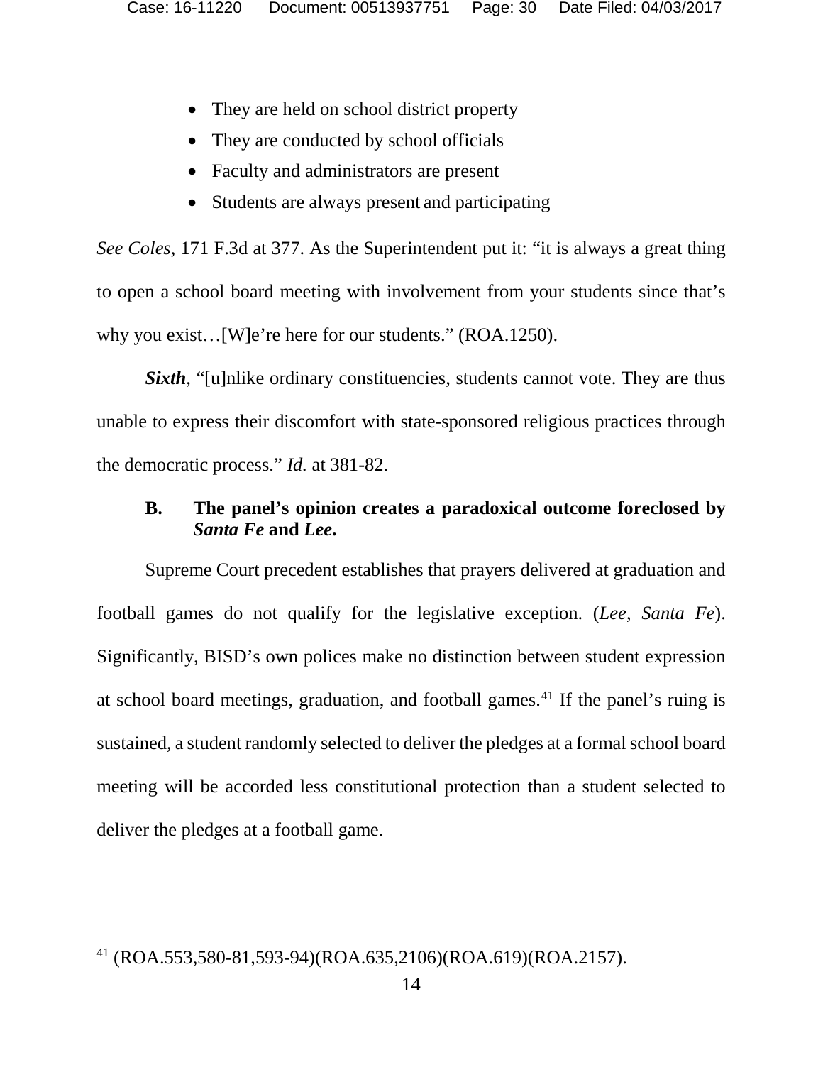- They are held on school district property
- They are conducted by school officials
- Faculty and administrators are present
- Students are always present and participating

*See Coles*, 171 F.3d at 377. As the Superintendent put it: "it is always a great thing to open a school board meeting with involvement from your students since that's why you exist…[W]e're here for our students." (ROA.1250).

***Sixth***, "[u]nlike ordinary constituencies, students cannot vote. They are thus unable to express their discomfort with state-sponsored religious practices through the democratic process." *Id.* at 381-82.

### B. The panel's opinion creates a paradoxical outcome foreclosed by *Santa Fe* and *Lee*.

Supreme Court precedent establishes that prayers delivered at graduation and football games do not qualify for the legislative exception. (*Lee*, *Santa Fe*). Significantly, BISD's own polices make no distinction between student expression at school board meetings, graduation, and football games.[41] If the panel's ruing is sustained, a student randomly selected to deliver the pledges at a formal school board meeting will be accorded less constitutional protection than a student selected to deliver the pledges at a football game.

---

[41] (ROA.553,580-81,593-94)(ROA.635,2106)(ROA.619)(ROA.2157).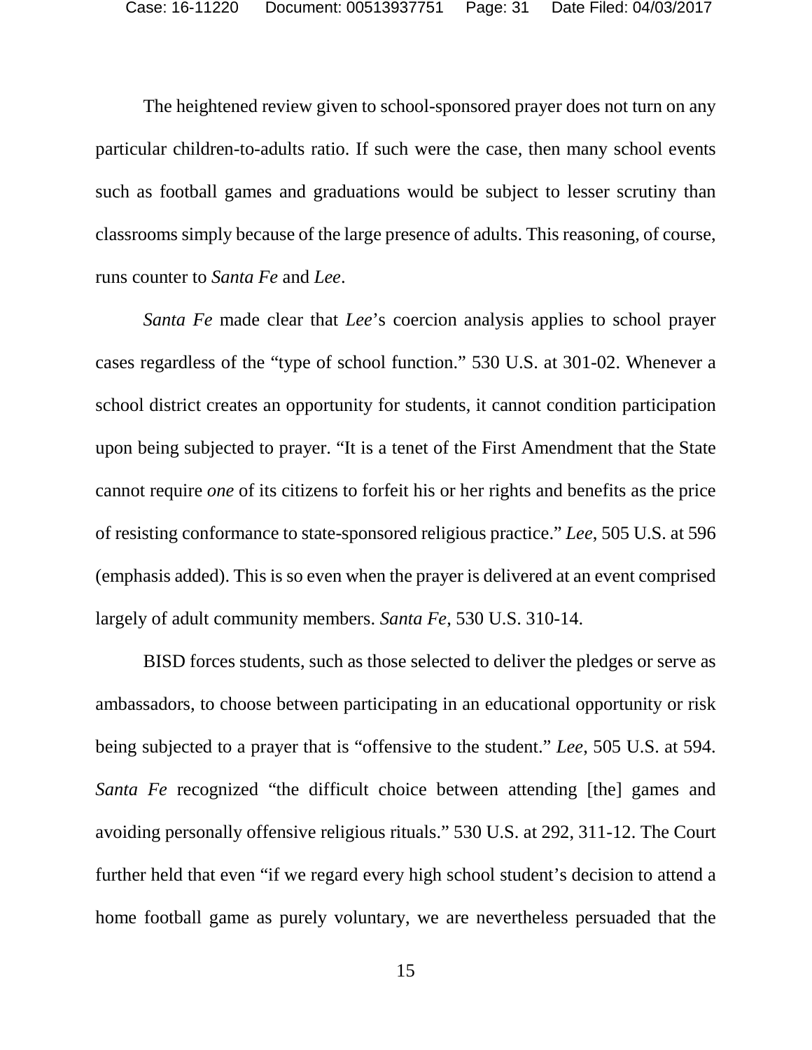The heightened review given to school-sponsored prayer does not turn on any particular children-to-adults ratio. If such were the case, then many school events such as football games and graduations would be subject to lesser scrutiny than classrooms simply because of the large presence of adults. This reasoning, of course, runs counter to *Santa Fe* and *Lee*.

*Santa Fe* made clear that *Lee*'s coercion analysis applies to school prayer cases regardless of the "type of school function." 530 U.S. at 301-02. Whenever a school district creates an opportunity for students, it cannot condition participation upon being subjected to prayer. "It is a tenet of the First Amendment that the State cannot require *one* of its citizens to forfeit his or her rights and benefits as the price of resisting conformance to state-sponsored religious practice." *Lee*, 505 U.S. at 596 (emphasis added). This is so even when the prayer is delivered at an event comprised largely of adult community members. *Santa Fe*, 530 U.S. 310-14.

BISD forces students, such as those selected to deliver the pledges or serve as ambassadors, to choose between participating in an educational opportunity or risk being subjected to a prayer that is "offensive to the student." *Lee*, 505 U.S. at 594. *Santa Fe* recognized "the difficult choice between attending [the] games and avoiding personally offensive religious rituals." 530 U.S. at 292, 311-12. The Court further held that even "if we regard every high school student's decision to attend a home football game as purely voluntary, we are nevertheless persuaded that the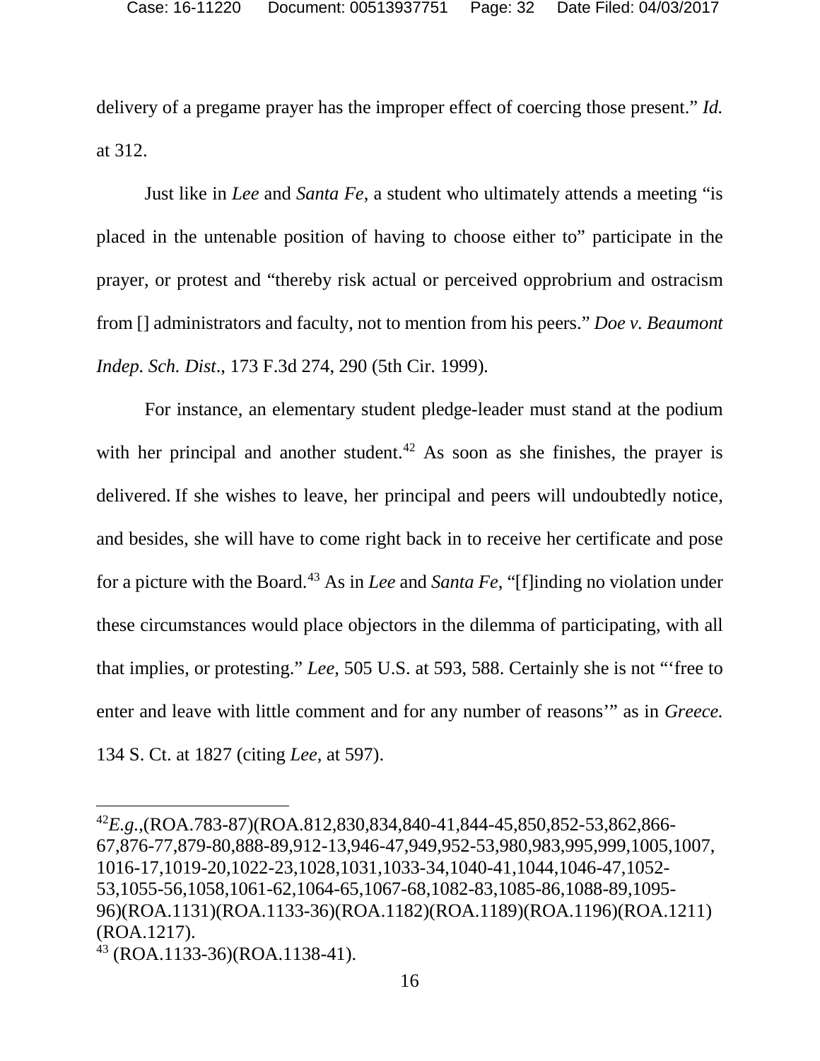delivery of a pregame prayer has the improper effect of coercing those present." *Id.* at 312.

Just like in *Lee* and *Santa Fe*, a student who ultimately attends a meeting "is placed in the untenable position of having to choose either to" participate in the prayer, or protest and "thereby risk actual or perceived opprobrium and ostracism from [] administrators and faculty, not to mention from his peers." *Doe v. Beaumont Indep. Sch. Dist*., 173 F.3d 274, 290 (5th Cir. 1999).

For instance, an elementary student pledge-leader must stand at the podium with her principal and another student.[42] As soon as she finishes, the prayer is delivered. If she wishes to leave, her principal and peers will undoubtedly notice, and besides, she will have to come right back in to receive her certificate and pose for a picture with the Board.[43] As in *Lee* and *Santa Fe*, "[f]inding no violation under these circumstances would place objectors in the dilemma of participating, with all that implies, or protesting." *Lee*, 505 U.S. at 593, 588. Certainly she is not "'free to enter and leave with little comment and for any number of reasons'" as in *Greece.* 134 S. Ct. at 1827 (citing *Lee*, at 597).

---

[42] *E.g.*,(ROA.783-87)(ROA.812,830,834,840-41,844-45,850,852-53,862,866-67,876-77,879-80,888-89,912-13,946-47,949,952-53,980,983,995,999,1005,1007,1016-17,1019-20,1022-23,1028,1031,1033-34,1040-41,1044,1046-47,1052-53,1055-56,1058,1061-62,1064-65,1067-68,1082-83,1085-86,1088-89,1095-96)(ROA.1131)(ROA.1133-36)(ROA.1182)(ROA.1189)(ROA.1196)(ROA.1211)(ROA.1217).

[43] (ROA.1133-36)(ROA.1138-41).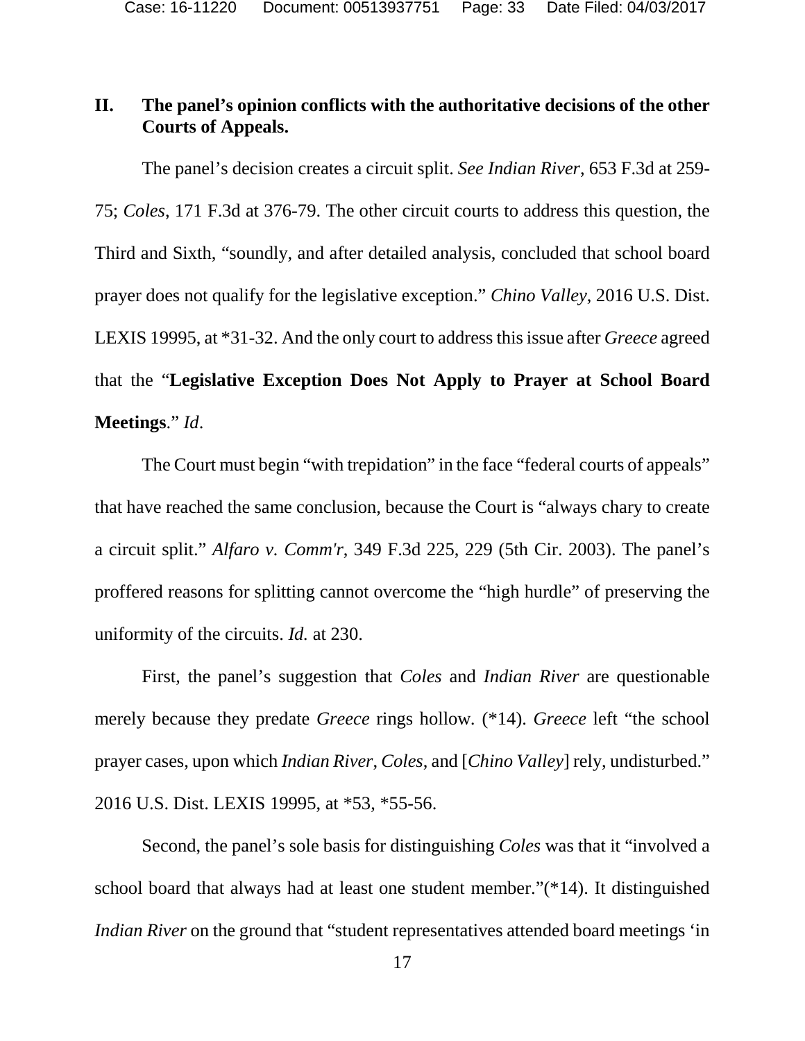## II. The panel's opinion conflicts with the authoritative decisions of the other Courts of Appeals.

The panel's decision creates a circuit split. *See Indian River*, 653 F.3d at 259-75; *Coles*, 171 F.3d at 376-79. The other circuit courts to address this question, the Third and Sixth, "soundly, and after detailed analysis, concluded that school board prayer does not qualify for the legislative exception." *Chino Valley*, 2016 U.S. Dist. LEXIS 19995, at *31-32. And the only court to address this issue after *Greece* agreed that the "**Legislative Exception Does Not Apply to Prayer at School Board Meetings**." *Id*.

The Court must begin "with trepidation" in the face "federal courts of appeals" that have reached the same conclusion, because the Court is "always chary to create a circuit split." *Alfaro v. Comm'r*, 349 F.3d 225, 229 (5th Cir. 2003). The panel's proffered reasons for splitting cannot overcome the "high hurdle" of preserving the uniformity of the circuits. *Id.* at 230.

First, the panel's suggestion that *Coles* and *Indian River* are questionable merely because they predate *Greece* rings hollow. (*14). *Greece* left "the school prayer cases, upon which *Indian River*, *Coles*, and [*Chino Valley*] rely, undisturbed." 2016 U.S. Dist. LEXIS 19995, at *53, *55-56.

Second, the panel's sole basis for distinguishing *Coles* was that it "involved a school board that always had at least one student member."(*14). It distinguished *Indian River* on the ground that "student representatives attended board meetings 'in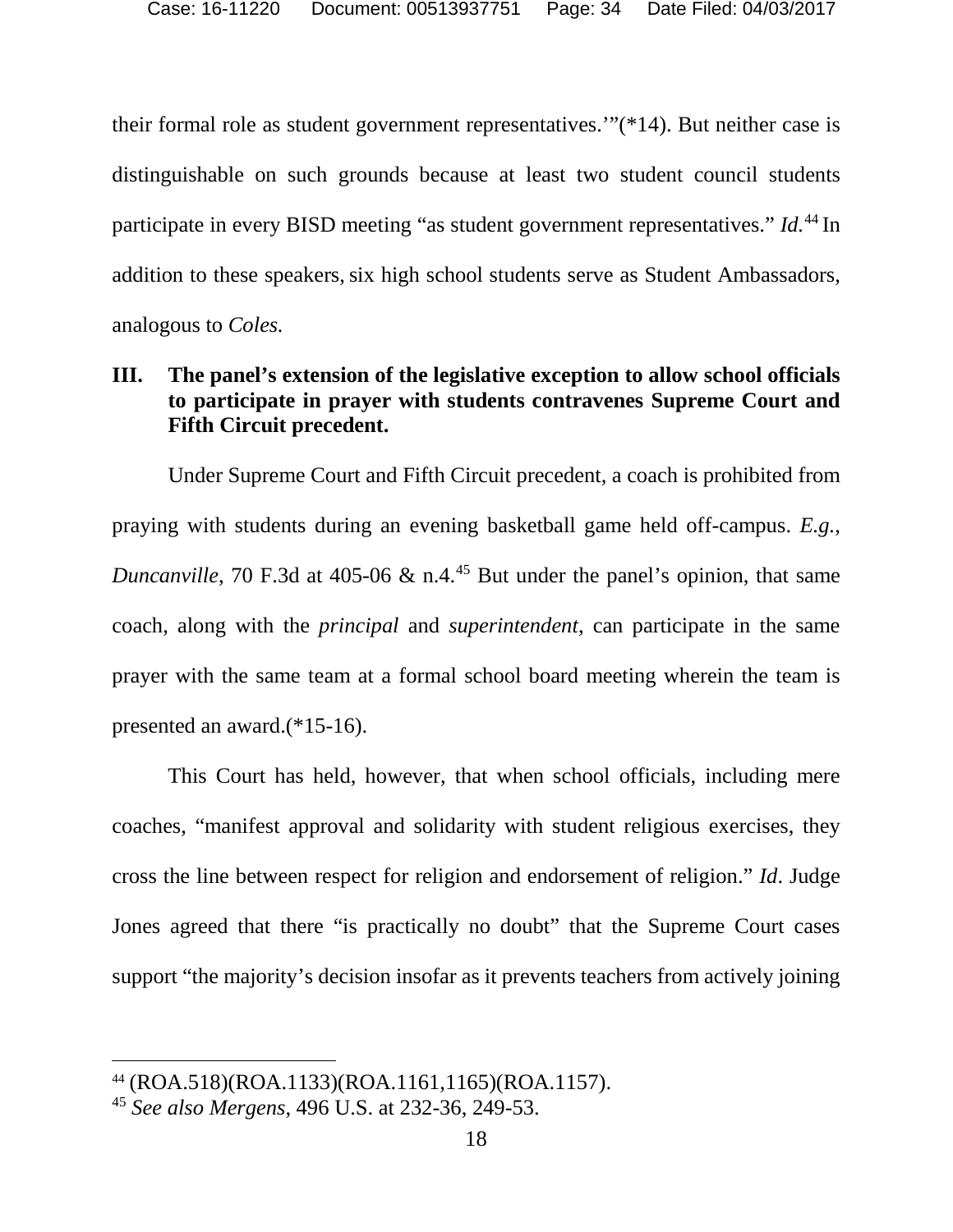their formal role as student government representatives.'"(*14). But neither case is distinguishable on such grounds because at least two student council students participate in every BISD meeting "as student government representatives." *Id.*[44] In addition to these speakers, six high school students serve as Student Ambassadors, analogous to *Coles.*

## III. The panel's extension of the legislative exception to allow school officials to participate in prayer with students contravenes Supreme Court and Fifth Circuit precedent.

Under Supreme Court and Fifth Circuit precedent, a coach is prohibited from praying with students during an evening basketball game held off-campus. *E.g.*, *Duncanville*, 70 F.3d at 405-06 & n.4.[45] But under the panel's opinion, that same coach, along with the *principal* and *superintendent*, can participate in the same prayer with the same team at a formal school board meeting wherein the team is presented an award.(*15-16).

This Court has held, however, that when school officials, including mere coaches, "manifest approval and solidarity with student religious exercises, they cross the line between respect for religion and endorsement of religion." *Id*. Judge Jones agreed that there "is practically no doubt" that the Supreme Court cases support "the majority's decision insofar as it prevents teachers from actively joining

---

[44] (ROA.518)(ROA.1133)(ROA.1161,1165)(ROA.1157).

[45] *See also Mergens*, 496 U.S. at 232-36, 249-53.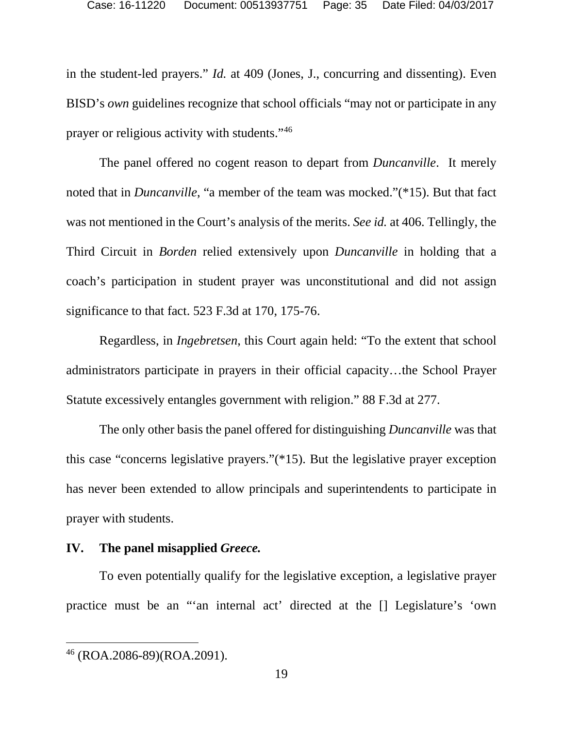in the student-led prayers." *Id.* at 409 (Jones, J., concurring and dissenting). Even BISD's *own* guidelines recognize that school officials "may not or participate in any prayer or religious activity with students."[46]

The panel offered no cogent reason to depart from *Duncanville*. It merely noted that in *Duncanville*, "a member of the team was mocked."(*15). But that fact was not mentioned in the Court's analysis of the merits. *See id.* at 406. Tellingly, the Third Circuit in *Borden* relied extensively upon *Duncanville* in holding that a coach's participation in student prayer was unconstitutional and did not assign significance to that fact. 523 F.3d at 170, 175-76.

Regardless, in *Ingebretsen*, this Court again held: "To the extent that school administrators participate in prayers in their official capacity…the School Prayer Statute excessively entangles government with religion." 88 F.3d at 277.

The only other basis the panel offered for distinguishing *Duncanville* was that this case "concerns legislative prayers."(*15). But the legislative prayer exception has never been extended to allow principals and superintendents to participate in prayer with students.

## IV. The panel misapplied *Greece.*

To even potentially qualify for the legislative exception, a legislative prayer practice must be an "'an internal act' directed at the [] Legislature's 'own

---

[46] (ROA.2086-89)(ROA.2091).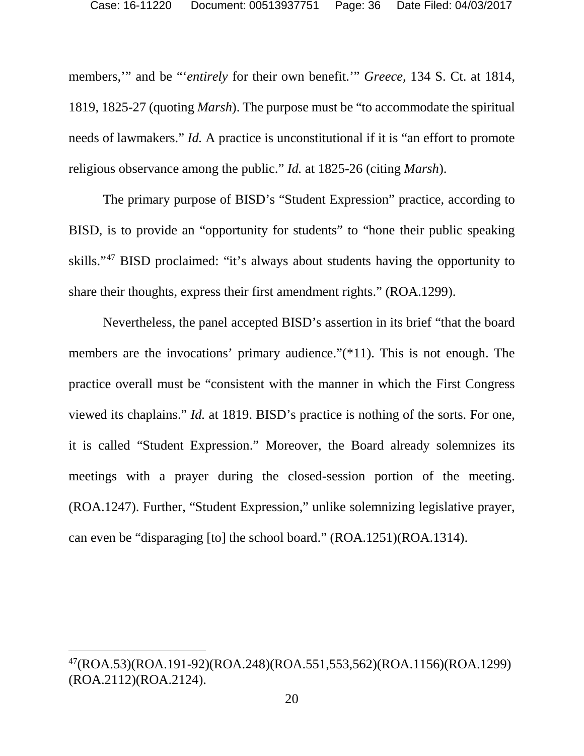members,'" and be "'*entirely* for their own benefit.'" *Greece*, 134 S. Ct. at 1814, 1819, 1825-27 (quoting *Marsh*). The purpose must be "to accommodate the spiritual needs of lawmakers." *Id.* A practice is unconstitutional if it is "an effort to promote religious observance among the public." *Id.* at 1825-26 (citing *Marsh*).

The primary purpose of BISD's "Student Expression" practice, according to BISD, is to provide an "opportunity for students" to "hone their public speaking skills."[47] BISD proclaimed: "it's always about students having the opportunity to share their thoughts, express their first amendment rights." (ROA.1299).

Nevertheless, the panel accepted BISD's assertion in its brief "that the board members are the invocations' primary audience."(*11). This is not enough. The practice overall must be "consistent with the manner in which the First Congress viewed its chaplains." *Id.* at 1819. BISD's practice is nothing of the sorts. For one, it is called "Student Expression." Moreover, the Board already solemnizes its meetings with a prayer during the closed-session portion of the meeting. (ROA.1247). Further, "Student Expression," unlike solemnizing legislative prayer, can even be "disparaging [to] the school board." (ROA.1251)(ROA.1314).

---

[47](ROA.53)(ROA.191-92)(ROA.248)(ROA.551,553,562)(ROA.1156)(ROA.1299)(ROA.2112)(ROA.2124).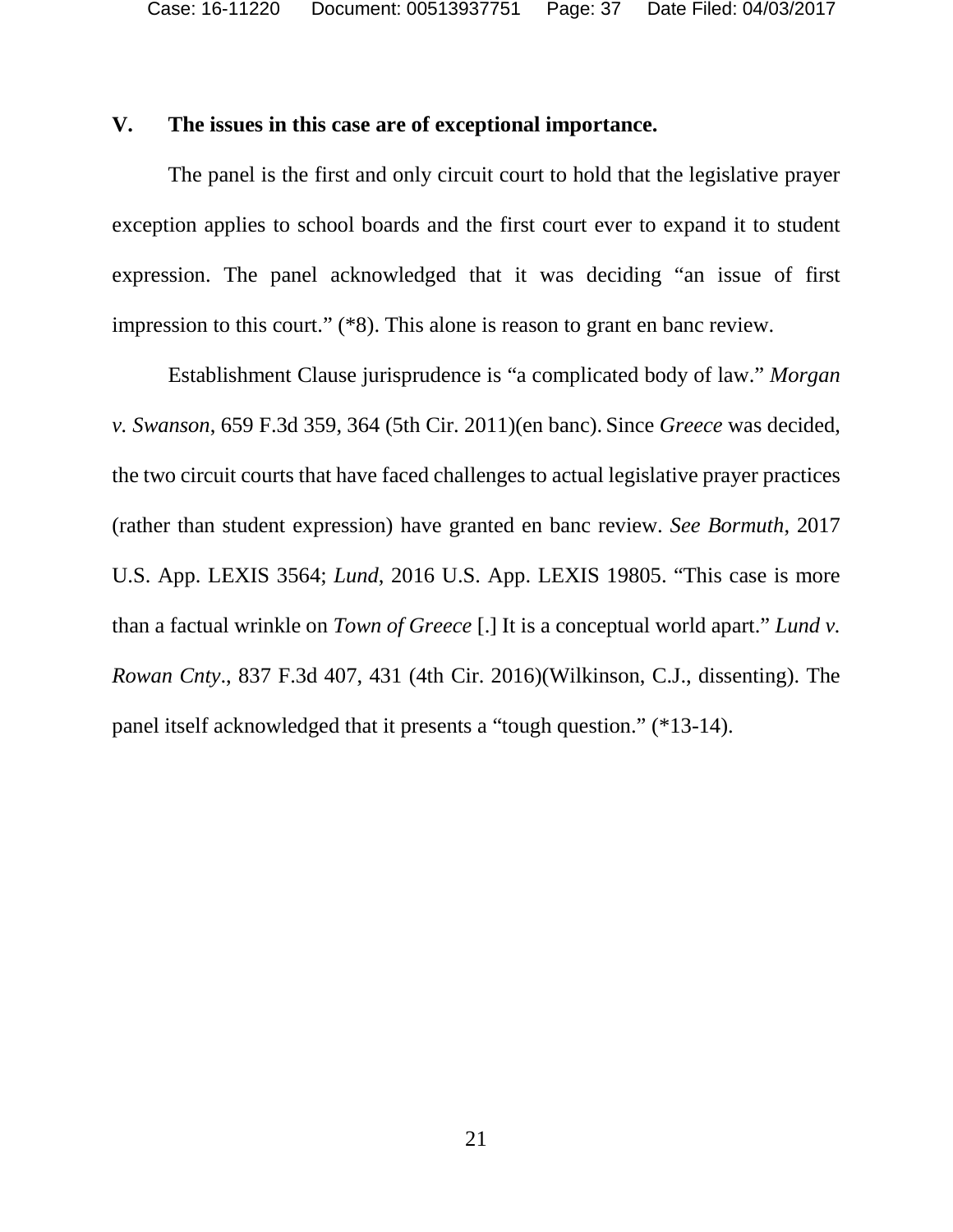## V. The issues in this case are of exceptional importance.

The panel is the first and only circuit court to hold that the legislative prayer exception applies to school boards and the first court ever to expand it to student expression. The panel acknowledged that it was deciding "an issue of first impression to this court." (*8). This alone is reason to grant en banc review.

Establishment Clause jurisprudence is "a complicated body of law." *Morgan v. Swanson*, 659 F.3d 359, 364 (5th Cir. 2011)(en banc). Since *Greece* was decided, the two circuit courts that have faced challenges to actual legislative prayer practices (rather than student expression) have granted en banc review. *See Bormuth*, 2017 U.S. App. LEXIS 3564; *Lund*, 2016 U.S. App. LEXIS 19805. "This case is more than a factual wrinkle on *Town of Greece* [.] It is a conceptual world apart." *Lund v. Rowan Cnty*., 837 F.3d 407, 431 (4th Cir. 2016)(Wilkinson, C.J., dissenting). The panel itself acknowledged that it presents a "tough question." (*13-14).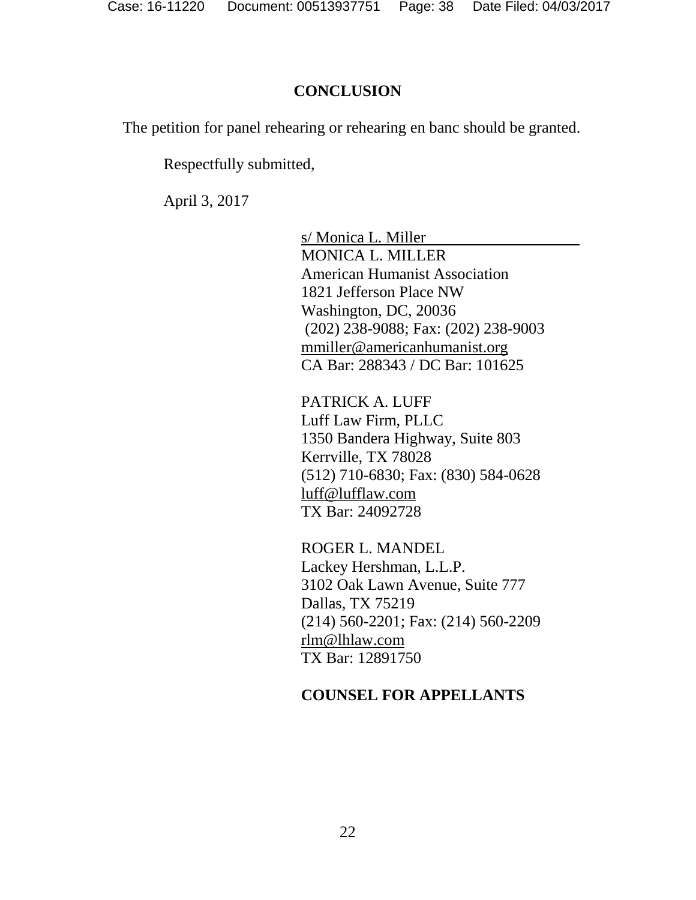## CONCLUSION

The petition for panel rehearing or rehearing en banc should be granted.

Respectfully submitted,

April 3, 2017

s/ Monica L. Miller
MONICA L. MILLER
American Humanist Association
1821 Jefferson Place NW
Washington, DC, 20036
(202) 238-9088; Fax: (202) 238-9003
mmiller@americanhumanist.org
CA Bar: 288343 / DC Bar: 101625

PATRICK A. LUFF
Luff Law Firm, PLLC
1350 Bandera Highway, Suite 803
Kerrville, TX 78028
(512) 710-6830; Fax: (830) 584-0628
luff@lufflaw.com
TX Bar: 24092728

ROGER L. MANDEL
Lackey Hershman, L.L.P.
3102 Oak Lawn Avenue, Suite 777
Dallas, TX 75219
(214) 560-2201; Fax: (214) 560-2209
rlm@lhlaw.com
TX Bar: 12891750

**COUNSEL FOR APPELLANTS**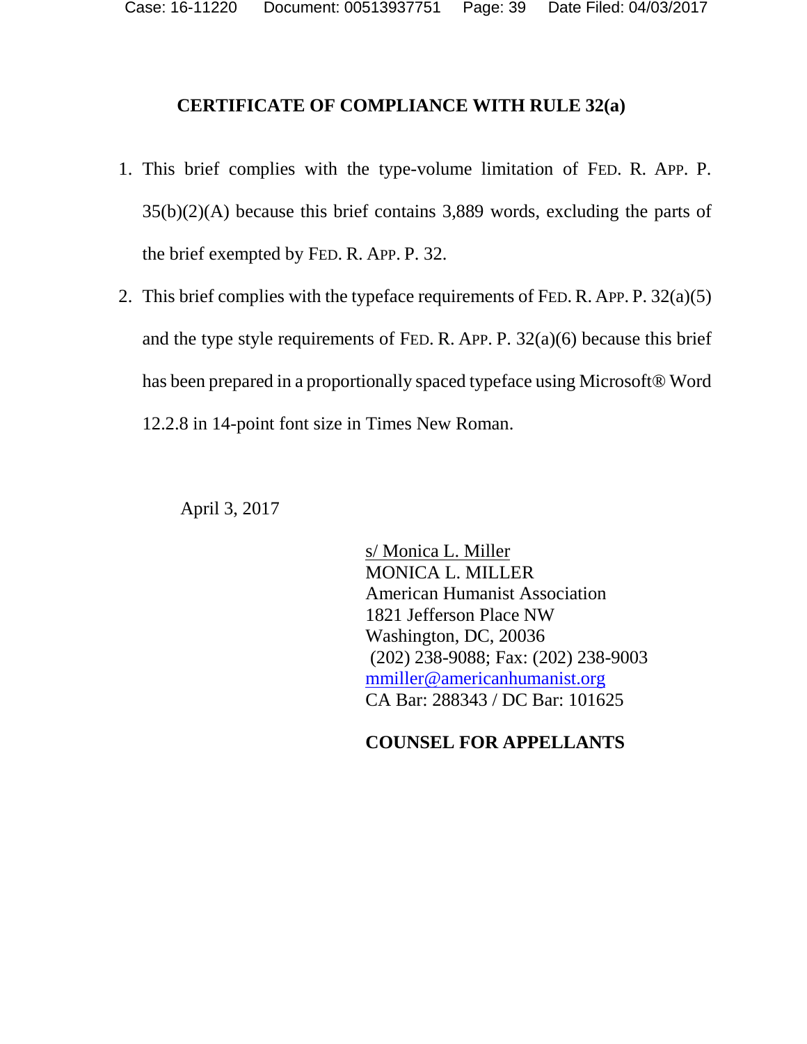## CERTIFICATE OF COMPLIANCE WITH RULE 32(a)

1. This brief complies with the type-volume limitation of FED. R. APP. P. 35(b)(2)(A) because this brief contains 3,889 words, excluding the parts of the brief exempted by FED. R. APP. P. 32.
2. This brief complies with the typeface requirements of FED. R. APP. P. 32(a)(5) and the type style requirements of FED. R. APP. P. 32(a)(6) because this brief has been prepared in a proportionally spaced typeface using Microsoft® Word 12.2.8 in 14-point font size in Times New Roman.

April 3, 2017

s/ Monica L. Miller
MONICA L. MILLER
American Humanist Association
1821 Jefferson Place NW
Washington, DC, 20036
(202) 238-9088; Fax: (202) 238-9003
mmiller@americanhumanist.org
CA Bar: 288343 / DC Bar: 101625

**COUNSEL FOR APPELLANTS**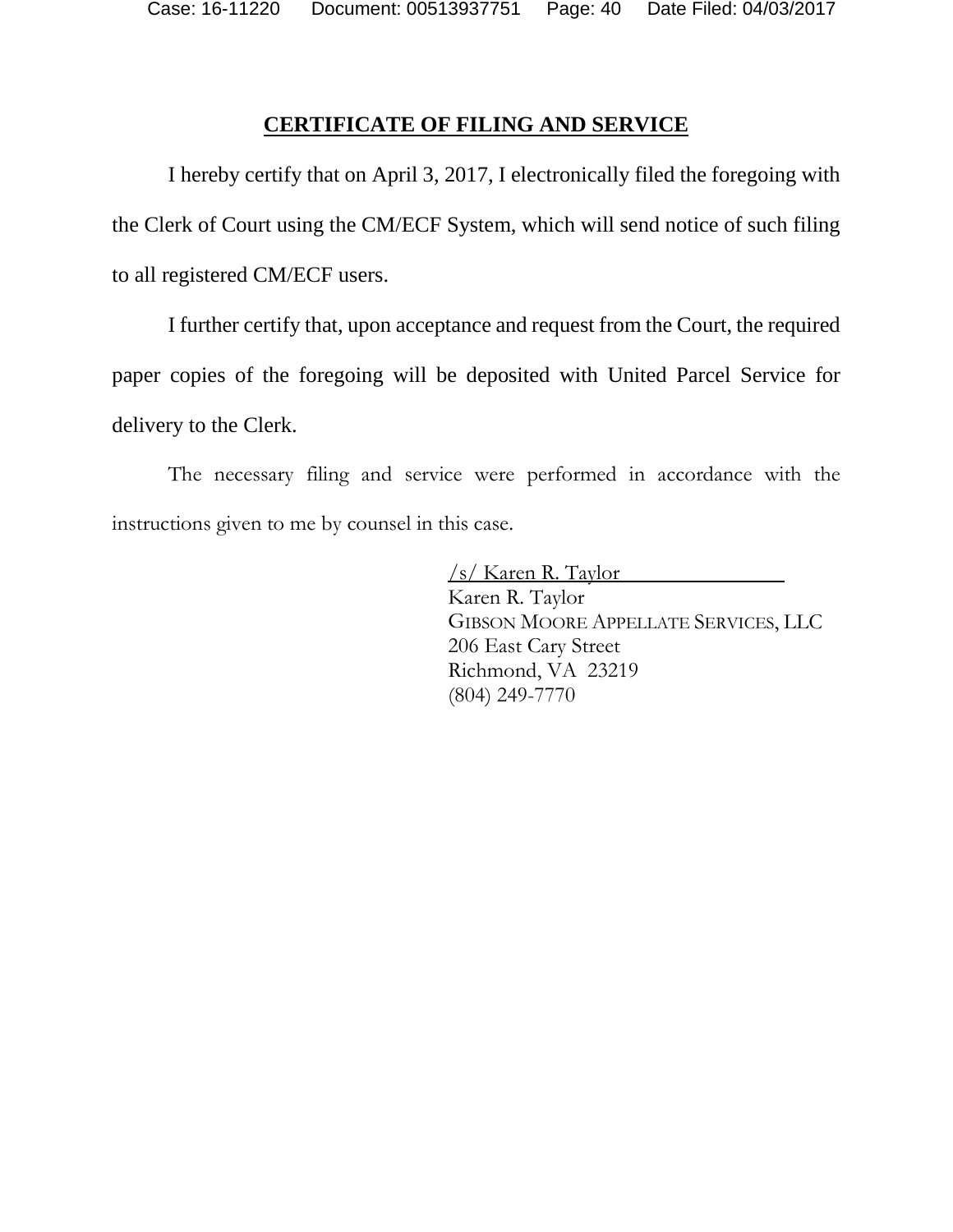## CERTIFICATE OF FILING AND SERVICE

I hereby certify that on April 3, 2017, I electronically filed the foregoing with the Clerk of Court using the CM/ECF System, which will send notice of such filing to all registered CM/ECF users.

I further certify that, upon acceptance and request from the Court, the required paper copies of the foregoing will be deposited with United Parcel Service for delivery to the Clerk.

The necessary filing and service were performed in accordance with the instructions given to me by counsel in this case.

/s/ Karen R. Taylor
Karen R. Taylor
GIBSON MOORE APPELLATE SERVICES, LLC
206 East Cary Street
Richmond, VA 23219
(804) 249-7770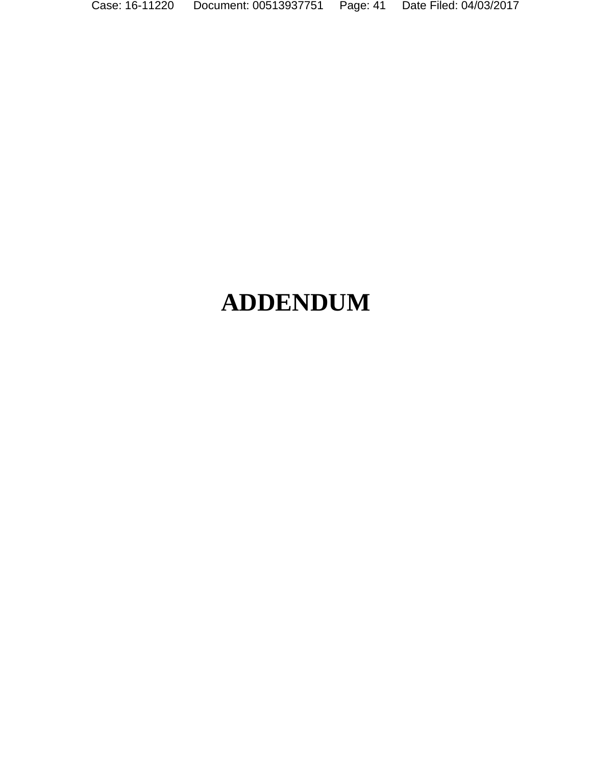# ADDENDUM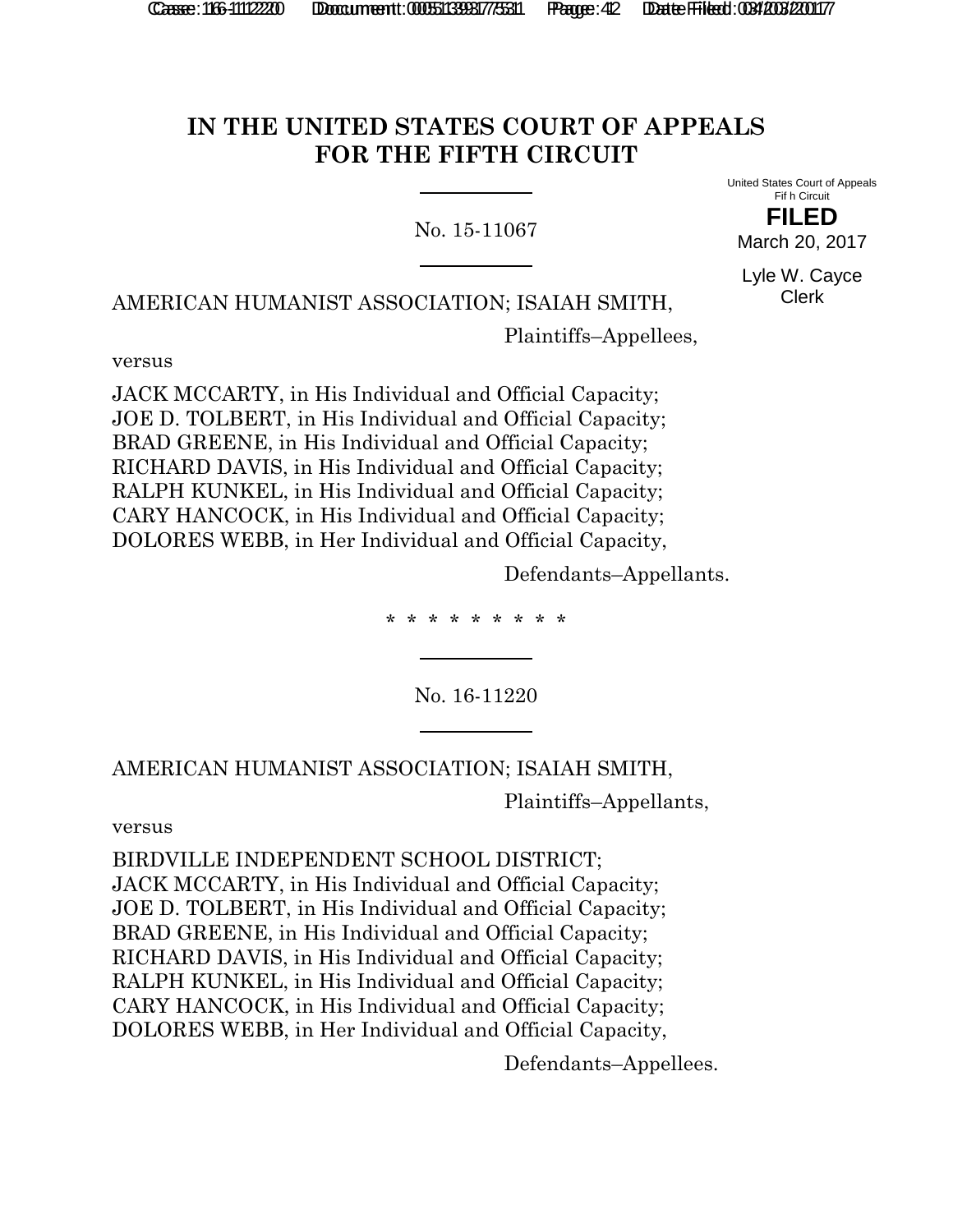# IN THE UNITED STATES COURT OF APPEALS FOR THE FIFTH CIRCUIT

United States Court of Appeals
Fifth Circuit

**FILED**

March 20, 2017

Lyle W. Cayce
Clerk

No. 15-11067

AMERICAN HUMANIST ASSOCIATION; ISAIAH SMITH,

Plaintiffs–Appellees,

versus

JACK MCCARTY, in His Individual and Official Capacity;
JOE D. TOLBERT, in His Individual and Official Capacity;
BRAD GREENE, in His Individual and Official Capacity;
RICHARD DAVIS, in His Individual and Official Capacity;
RALPH KUNKEL, in His Individual and Official Capacity;
CARY HANCOCK, in His Individual and Official Capacity;
DOLORES WEBB, in Her Individual and Official Capacity,

Defendants–Appellants.

\* \* \* \* \* \* \* \* \*

No. 16-11220

AMERICAN HUMANIST ASSOCIATION; ISAIAH SMITH,

Plaintiffs–Appellants,

versus

BIRDVILLE INDEPENDENT SCHOOL DISTRICT;
JACK MCCARTY, in His Individual and Official Capacity;
JOE D. TOLBERT, in His Individual and Official Capacity;
BRAD GREENE, in His Individual and Official Capacity;
RICHARD DAVIS, in His Individual and Official Capacity;
RALPH KUNKEL, in His Individual and Official Capacity;
CARY HANCOCK, in His Individual and Official Capacity;
DOLORES WEBB, in Her Individual and Official Capacity,

Defendants–Appellees.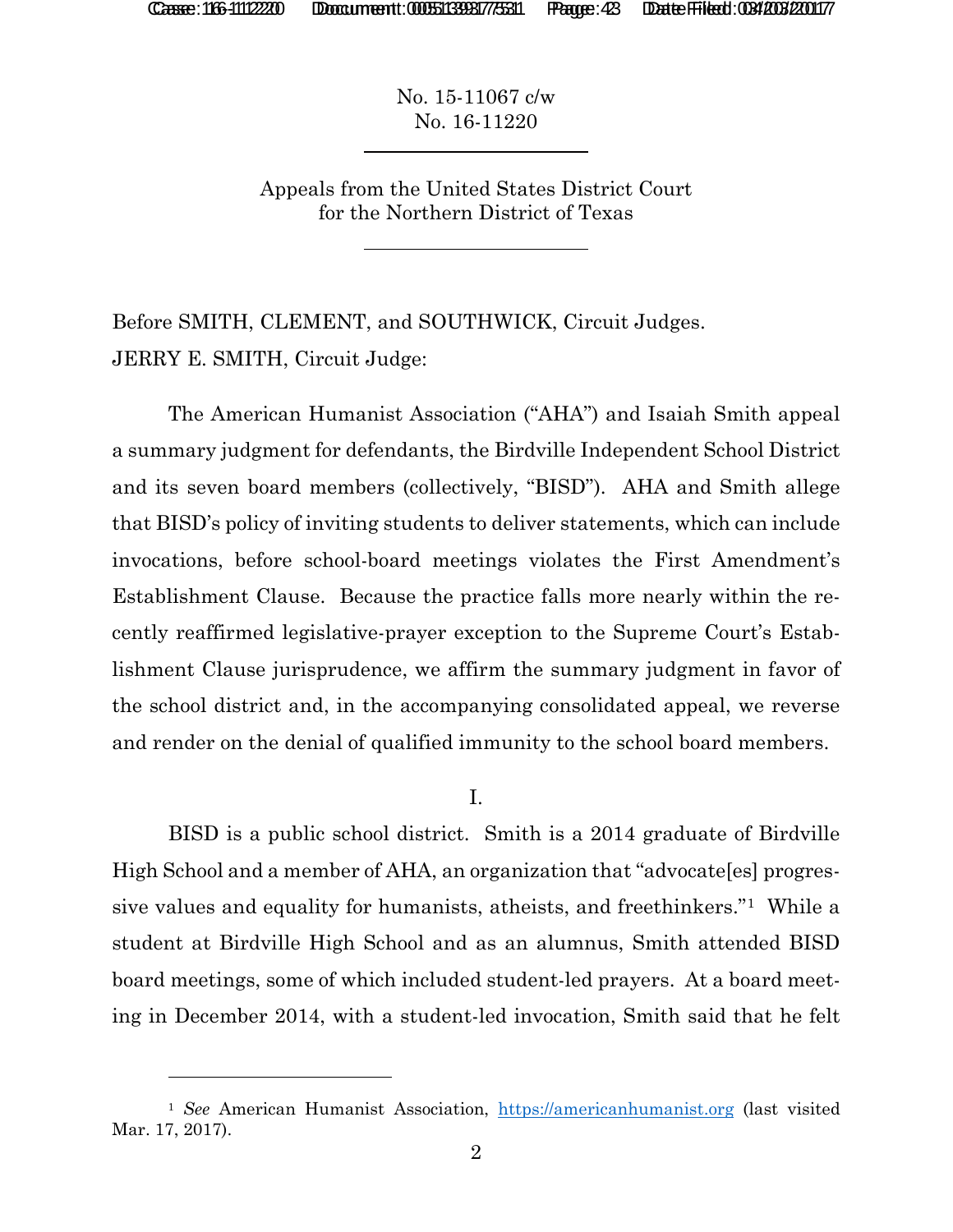No. 15-11067 c/w
No. 16-11220

Appeals from the United States District Court
for the Northern District of Texas

Before SMITH, CLEMENT, and SOUTHWICK, Circuit Judges.

JERRY E. SMITH, Circuit Judge:

The American Humanist Association ("AHA") and Isaiah Smith appeal a summary judgment for defendants, the Birdville Independent School District and its seven board members (collectively, "BISD"). AHA and Smith allege that BISD's policy of inviting students to deliver statements, which can include invocations, before school-board meetings violates the First Amendment's Establishment Clause. Because the practice falls more nearly within the recently reaffirmed legislative-prayer exception to the Supreme Court's Establishment Clause jurisprudence, we affirm the summary judgment in favor of the school district and, in the accompanying consolidated appeal, we reverse and render on the denial of qualified immunity to the school board members.

## I.

BISD is a public school district. Smith is a 2014 graduate of Birdville High School and a member of AHA, an organization that "advocate[es] progressive values and equality for humanists, atheists, and freethinkers."[1] While a student at Birdville High School and as an alumnus, Smith attended BISD board meetings, some of which included student-led prayers. At a board meeting in December 2014, with a student-led invocation, Smith said that he felt

---

[1] *See* American Humanist Association, https://americanhumanist.org (last visited Mar. 17, 2017).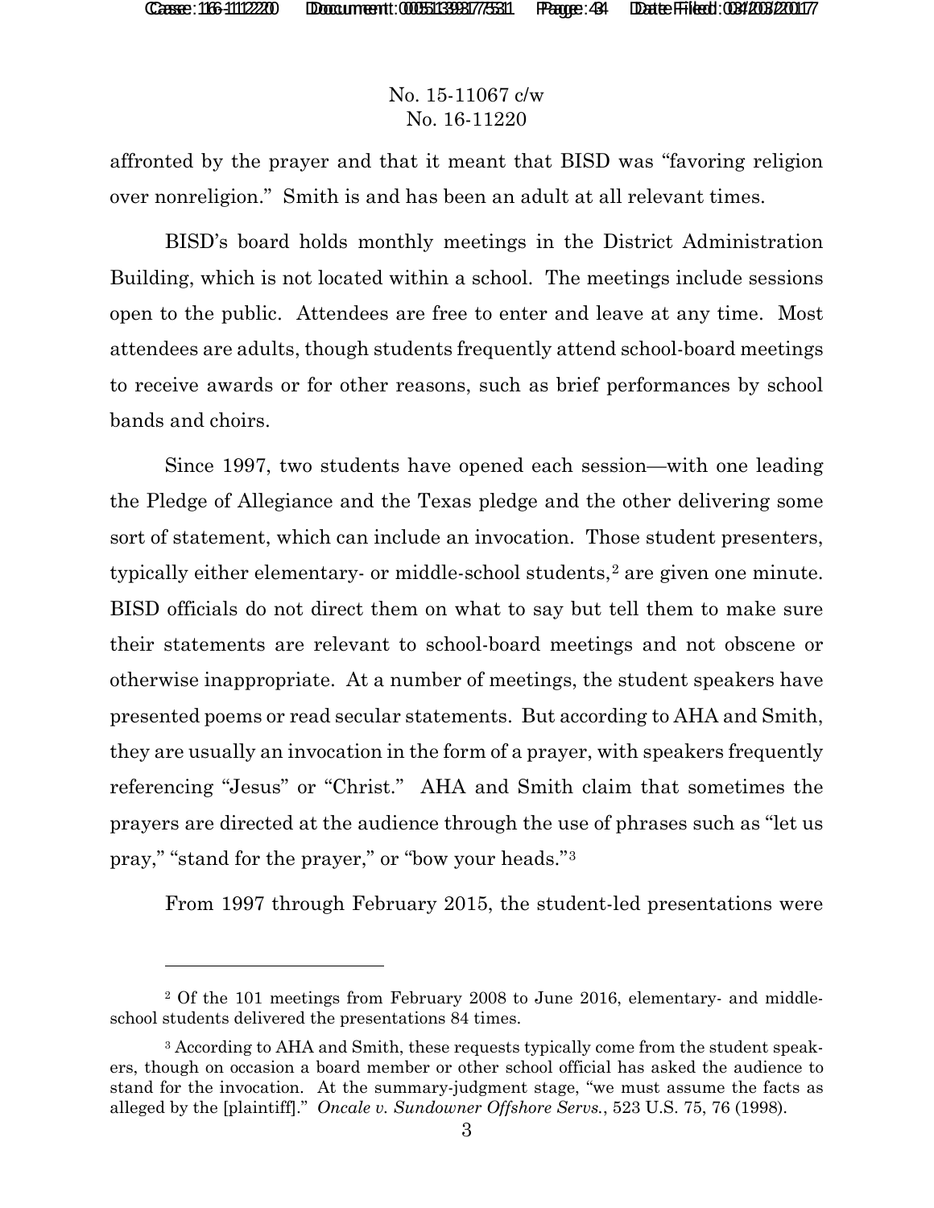affronted by the prayer and that it meant that BISD was "favoring religion over nonreligion." Smith is and has been an adult at all relevant times.

BISD's board holds monthly meetings in the District Administration Building, which is not located within a school. The meetings include sessions open to the public. Attendees are free to enter and leave at any time. Most attendees are adults, though students frequently attend school-board meetings to receive awards or for other reasons, such as brief performances by school bands and choirs.

Since 1997, two students have opened each session—with one leading the Pledge of Allegiance and the Texas pledge and the other delivering some sort of statement, which can include an invocation. Those student presenters, typically either elementary- or middle-school students,[2] are given one minute. BISD officials do not direct them on what to say but tell them to make sure their statements are relevant to school-board meetings and not obscene or otherwise inappropriate. At a number of meetings, the student speakers have presented poems or read secular statements. But according to AHA and Smith, they are usually an invocation in the form of a prayer, with speakers frequently referencing "Jesus" or "Christ." AHA and Smith claim that sometimes the prayers are directed at the audience through the use of phrases such as "let us pray," "stand for the prayer," or "bow your heads."[3]

From 1997 through February 2015, the student-led presentations were

---

[2] Of the 101 meetings from February 2008 to June 2016, elementary- and middle-school students delivered the presentations 84 times.

[3] According to AHA and Smith, these requests typically come from the student speakers, though on occasion a board member or other school official has asked the audience to stand for the invocation. At the summary-judgment stage, "we must assume the facts as alleged by the [plaintiff]." *Oncale v. Sundowner Offshore Servs.*, 523 U.S. 75, 76 (1998).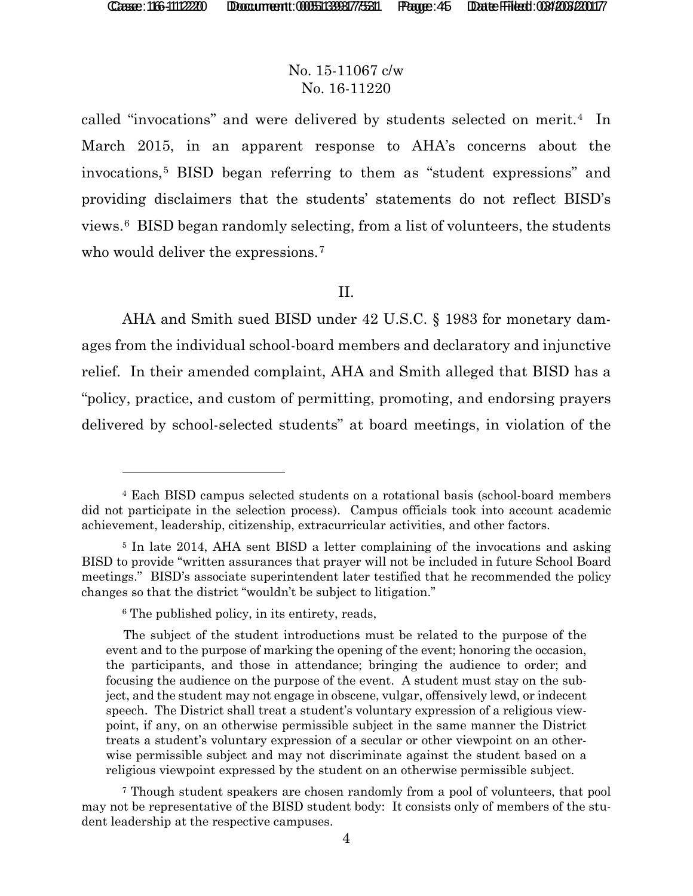called "invocations" and were delivered by students selected on merit.[4] In March 2015, in an apparent response to AHA's concerns about the invocations,[5] BISD began referring to them as "student expressions" and providing disclaimers that the students' statements do not reflect BISD's views.[6] BISD began randomly selecting, from a list of volunteers, the students who would deliver the expressions.[7]

## II.

AHA and Smith sued BISD under 42 U.S.C. § 1983 for monetary damages from the individual school-board members and declaratory and injunctive relief. In their amended complaint, AHA and Smith alleged that BISD has a "policy, practice, and custom of permitting, promoting, and endorsing prayers delivered by school-selected students" at board meetings, in violation of the

---

[4] Each BISD campus selected students on a rotational basis (school-board members did not participate in the selection process). Campus officials took into account academic achievement, leadership, citizenship, extracurricular activities, and other factors.

[5] In late 2014, AHA sent BISD a letter complaining of the invocations and asking BISD to provide "written assurances that prayer will not be included in future School Board meetings." BISD's associate superintendent later testified that he recommended the policy changes so that the district "wouldn't be subject to litigation."

[6] The published policy, in its entirety, reads,

> The subject of the student introductions must be related to the purpose of the event and to the purpose of marking the opening of the event; honoring the occasion, the participants, and those in attendance; bringing the audience to order; and focusing the audience on the purpose of the event. A student must stay on the subject, and the student may not engage in obscene, vulgar, offensively lewd, or indecent speech. The District shall treat a student's voluntary expression of a religious viewpoint, if any, on an otherwise permissible subject in the same manner the District treats a student's voluntary expression of a secular or other viewpoint on an otherwise permissible subject and may not discriminate against the student based on a religious viewpoint expressed by the student on an otherwise permissible subject.

[7] Though student speakers are chosen randomly from a pool of volunteers, that pool may not be representative of the BISD student body: It consists only of members of the student leadership at the respective campuses.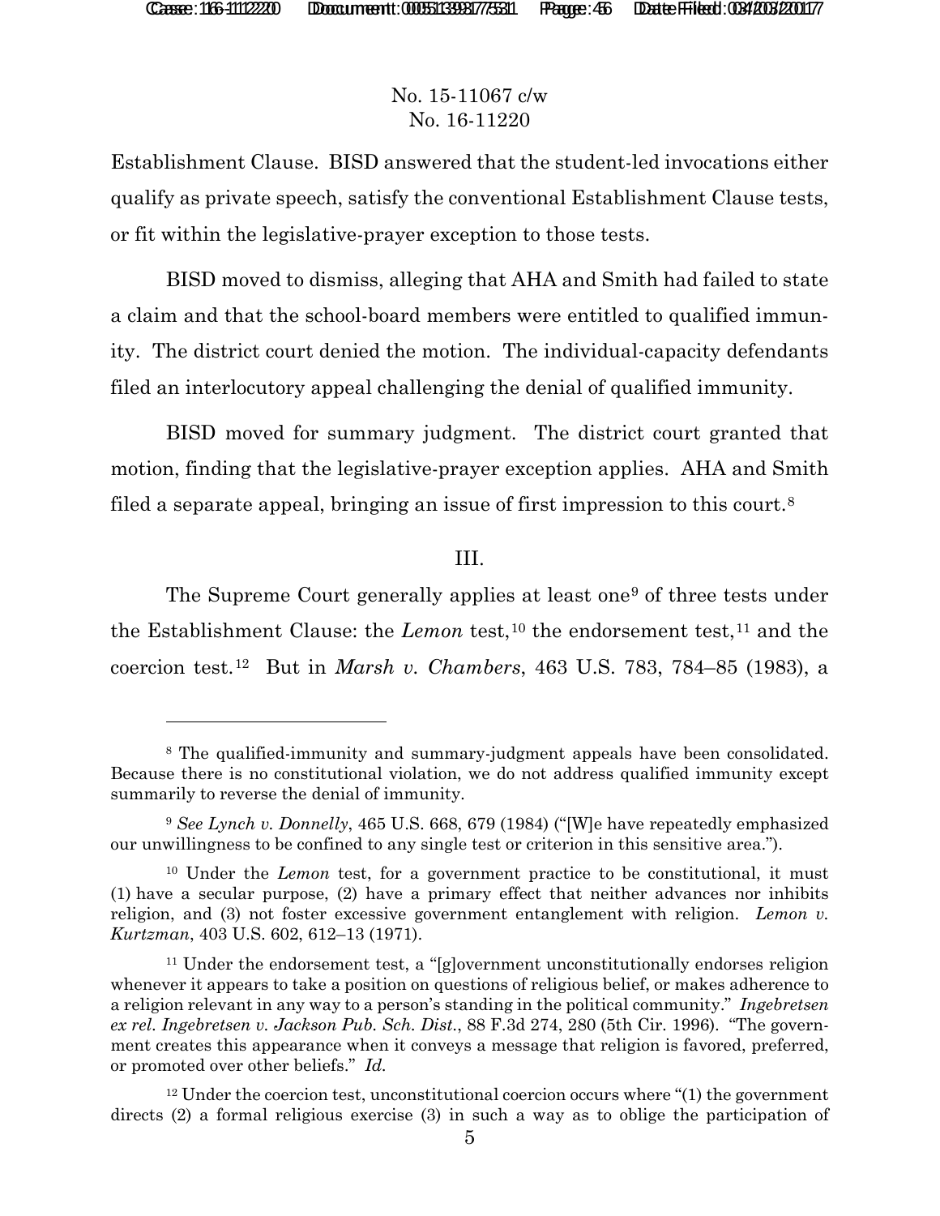No. 15-11067 c/w
No. 16-11220

Establishment Clause. BISD answered that the student-led invocations either qualify as private speech, satisfy the conventional Establishment Clause tests, or fit within the legislative-prayer exception to those tests.

BISD moved to dismiss, alleging that AHA and Smith had failed to state a claim and that the school-board members were entitled to qualified immunity. The district court denied the motion. The individual-capacity defendants filed an interlocutory appeal challenging the denial of qualified immunity.

BISD moved for summary judgment. The district court granted that motion, finding that the legislative-prayer exception applies. AHA and Smith filed a separate appeal, bringing an issue of first impression to this court.[8]

## III.

The Supreme Court generally applies at least one[9] of three tests under the Establishment Clause: the *Lemon* test,[10] the endorsement test,[11] and the coercion test.[12] But in *Marsh v. Chambers*, 463 U.S. 783, 784–85 (1983), a

---

[8] The qualified-immunity and summary-judgment appeals have been consolidated. Because there is no constitutional violation, we do not address qualified immunity except summarily to reverse the denial of immunity.

[9] *See Lynch v. Donnelly*, 465 U.S. 668, 679 (1984) ("[W]e have repeatedly emphasized our unwillingness to be confined to any single test or criterion in this sensitive area.").

[10] Under the *Lemon* test, for a government practice to be constitutional, it must (1) have a secular purpose, (2) have a primary effect that neither advances nor inhibits religion, and (3) not foster excessive government entanglement with religion. *Lemon v. Kurtzman*, 403 U.S. 602, 612–13 (1971).

[11] Under the endorsement test, a "[g]overnment unconstitutionally endorses religion whenever it appears to take a position on questions of religious belief, or makes adherence to a religion relevant in any way to a person's standing in the political community." *Ingebretsen ex rel. Ingebretsen v. Jackson Pub. Sch. Dist.*, 88 F.3d 274, 280 (5th Cir. 1996). "The government creates this appearance when it conveys a message that religion is favored, preferred, or promoted over other beliefs." *Id.*

[12] Under the coercion test, unconstitutional coercion occurs where "(1) the government directs (2) a formal religious exercise (3) in such a way as to oblige the participation of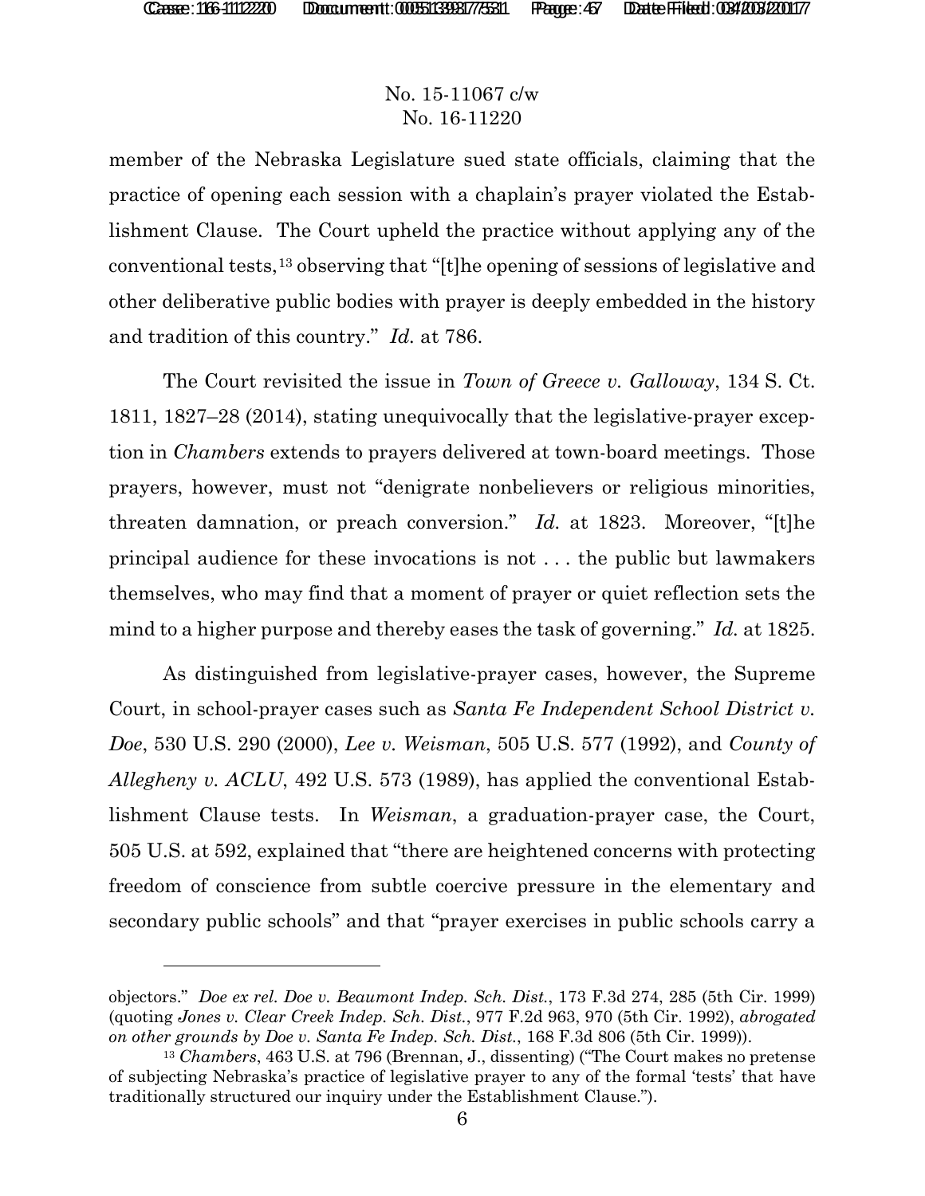member of the Nebraska Legislature sued state officials, claiming that the practice of opening each session with a chaplain's prayer violated the Establishment Clause. The Court upheld the practice without applying any of the conventional tests,[13] observing that "[t]he opening of sessions of legislative and other deliberative public bodies with prayer is deeply embedded in the history and tradition of this country." *Id.* at 786.

The Court revisited the issue in *Town of Greece v. Galloway*, 134 S. Ct. 1811, 1827–28 (2014), stating unequivocally that the legislative-prayer exception in *Chambers* extends to prayers delivered at town-board meetings. Those prayers, however, must not "denigrate nonbelievers or religious minorities, threaten damnation, or preach conversion." *Id.* at 1823. Moreover, "[t]he principal audience for these invocations is not . . . the public but lawmakers themselves, who may find that a moment of prayer or quiet reflection sets the mind to a higher purpose and thereby eases the task of governing." *Id.* at 1825.

As distinguished from legislative-prayer cases, however, the Supreme Court, in school-prayer cases such as *Santa Fe Independent School District v. Doe*, 530 U.S. 290 (2000), *Lee v. Weisman*, 505 U.S. 577 (1992), and *County of Allegheny v. ACLU*, 492 U.S. 573 (1989), has applied the conventional Establishment Clause tests. In *Weisman*, a graduation-prayer case, the Court, 505 U.S. at 592, explained that "there are heightened concerns with protecting freedom of conscience from subtle coercive pressure in the elementary and secondary public schools" and that "prayer exercises in public schools carry a

---

objectors." *Doe ex rel. Doe v. Beaumont Indep. Sch. Dist.*, 173 F.3d 274, 285 (5th Cir. 1999) (quoting *Jones v. Clear Creek Indep. Sch. Dist.*, 977 F.2d 963, 970 (5th Cir. 1992), *abrogated on other grounds by Doe v. Santa Fe Indep. Sch. Dist.*, 168 F.3d 806 (5th Cir. 1999)).

[13] *Chambers*, 463 U.S. at 796 (Brennan, J., dissenting) ("The Court makes no pretense of subjecting Nebraska's practice of legislative prayer to any of the formal 'tests' that have traditionally structured our inquiry under the Establishment Clause.").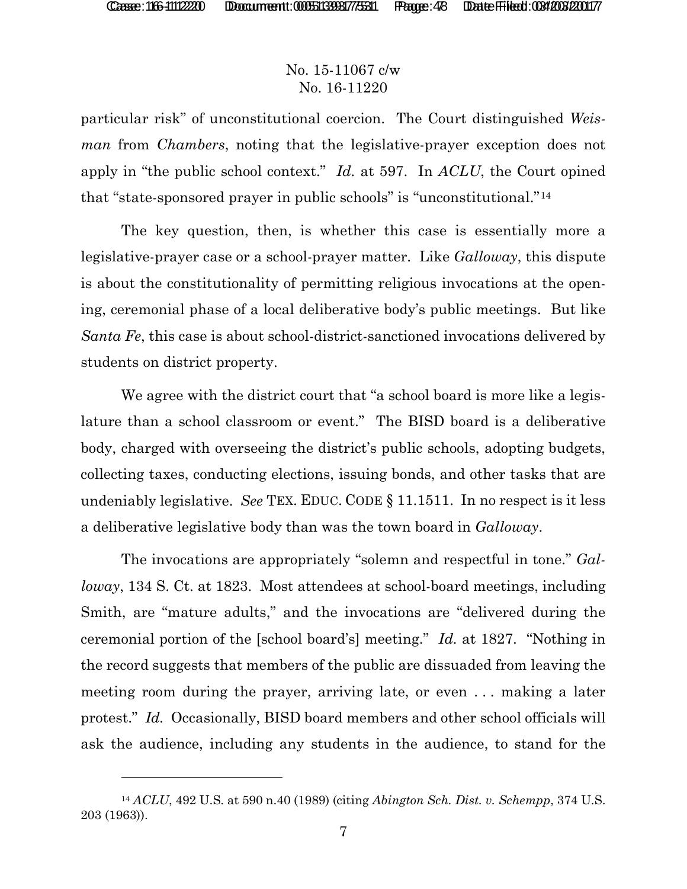particular risk" of unconstitutional coercion. The Court distinguished *Weisman* from *Chambers*, noting that the legislative-prayer exception does not apply in "the public school context." *Id.* at 597. In *ACLU*, the Court opined that "state-sponsored prayer in public schools" is "unconstitutional."[14]

The key question, then, is whether this case is essentially more a legislative-prayer case or a school-prayer matter. Like *Galloway*, this dispute is about the constitutionality of permitting religious invocations at the opening, ceremonial phase of a local deliberative body's public meetings. But like *Santa Fe*, this case is about school-district-sanctioned invocations delivered by students on district property.

We agree with the district court that "a school board is more like a legislature than a school classroom or event." The BISD board is a deliberative body, charged with overseeing the district's public schools, adopting budgets, collecting taxes, conducting elections, issuing bonds, and other tasks that are undeniably legislative. *See* TEX. EDUC. CODE § 11.1511. In no respect is it less a deliberative legislative body than was the town board in *Galloway*.

The invocations are appropriately "solemn and respectful in tone." *Galloway*, 134 S. Ct. at 1823. Most attendees at school-board meetings, including Smith, are "mature adults," and the invocations are "delivered during the ceremonial portion of the [school board's] meeting." *Id.* at 1827. "Nothing in the record suggests that members of the public are dissuaded from leaving the meeting room during the prayer, arriving late, or even . . . making a later protest." *Id.* Occasionally, BISD board members and other school officials will ask the audience, including any students in the audience, to stand for the

[14] *ACLU*, 492 U.S. at 590 n.40 (1989) (citing *Abington Sch. Dist. v. Schempp*, 374 U.S. 203 (1963)).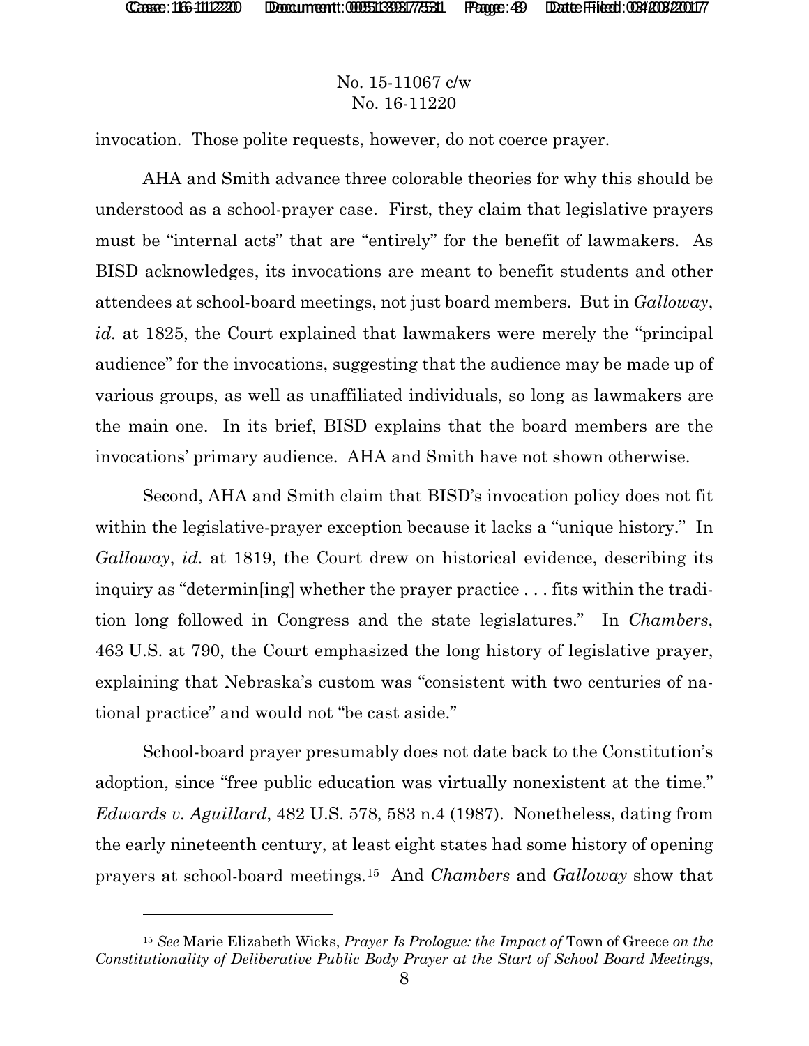invocation. Those polite requests, however, do not coerce prayer.

AHA and Smith advance three colorable theories for why this should be understood as a school-prayer case. First, they claim that legislative prayers must be "internal acts" that are "entirely" for the benefit of lawmakers. As BISD acknowledges, its invocations are meant to benefit students and other attendees at school-board meetings, not just board members. But in *Galloway*, *id.* at 1825, the Court explained that lawmakers were merely the "principal audience" for the invocations, suggesting that the audience may be made up of various groups, as well as unaffiliated individuals, so long as lawmakers are the main one. In its brief, BISD explains that the board members are the invocations' primary audience. AHA and Smith have not shown otherwise.

Second, AHA and Smith claim that BISD's invocation policy does not fit within the legislative-prayer exception because it lacks a "unique history." In *Galloway*, *id.* at 1819, the Court drew on historical evidence, describing its inquiry as "determin[ing] whether the prayer practice . . . fits within the tradition long followed in Congress and the state legislatures." In *Chambers*, 463 U.S. at 790, the Court emphasized the long history of legislative prayer, explaining that Nebraska's custom was "consistent with two centuries of national practice" and would not "be cast aside."

School-board prayer presumably does not date back to the Constitution's adoption, since "free public education was virtually nonexistent at the time." *Edwards v. Aguillard*, 482 U.S. 578, 583 n.4 (1987). Nonetheless, dating from the early nineteenth century, at least eight states had some history of opening prayers at school-board meetings.[15] And *Chambers* and *Galloway* show that

---

[15] *See* Marie Elizabeth Wicks, *Prayer Is Prologue: the Impact of* Town of Greece *on the Constitutionality of Deliberative Public Body Prayer at the Start of School Board Meetings*,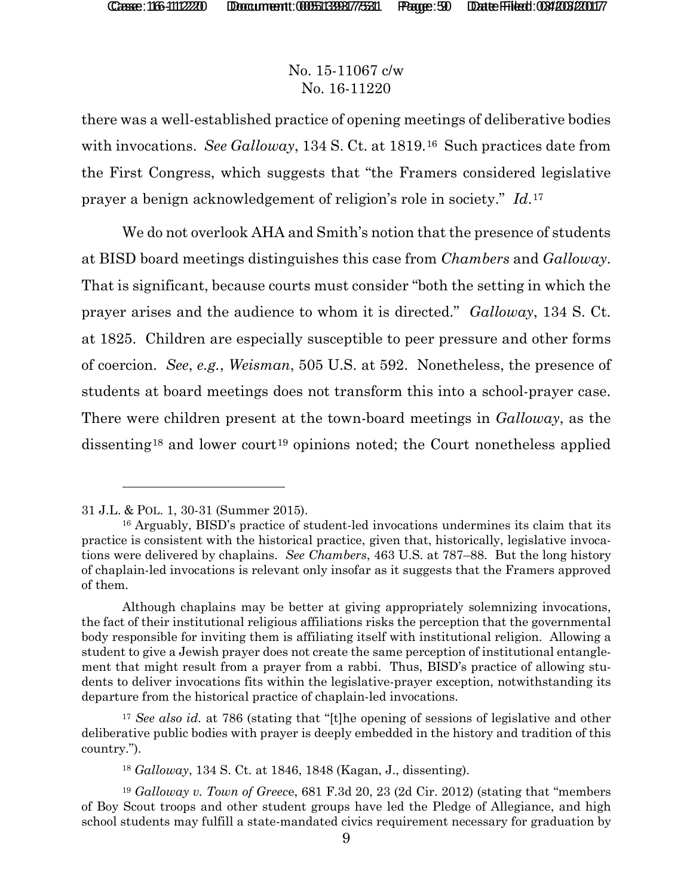there was a well-established practice of opening meetings of deliberative bodies with invocations. *See Galloway*, 134 S. Ct. at 1819.[16] Such practices date from the First Congress, which suggests that "the Framers considered legislative prayer a benign acknowledgement of religion's role in society." *Id.*[17]

We do not overlook AHA and Smith's notion that the presence of students at BISD board meetings distinguishes this case from *Chambers* and *Galloway*. That is significant, because courts must consider "both the setting in which the prayer arises and the audience to whom it is directed." *Galloway*, 134 S. Ct. at 1825. Children are especially susceptible to peer pressure and other forms of coercion. *See*, *e.g.*, *Weisman*, 505 U.S. at 592. Nonetheless, the presence of students at board meetings does not transform this into a school-prayer case. There were children present at the town-board meetings in *Galloway*, as the dissenting[18] and lower court[19] opinions noted; the Court nonetheless applied

---

31 J.L. & POL. 1, 30-31 (Summer 2015).

[16] Arguably, BISD's practice of student-led invocations undermines its claim that its practice is consistent with the historical practice, given that, historically, legislative invocations were delivered by chaplains. *See Chambers*, 463 U.S. at 787–88. But the long history of chaplain-led invocations is relevant only insofar as it suggests that the Framers approved of them.

Although chaplains may be better at giving appropriately solemnizing invocations, the fact of their institutional religious affiliations risks the perception that the governmental body responsible for inviting them is affiliating itself with institutional religion. Allowing a student to give a Jewish prayer does not create the same perception of institutional entanglement that might result from a prayer from a rabbi. Thus, BISD's practice of allowing students to deliver invocations fits within the legislative-prayer exception, notwithstanding its departure from the historical practice of chaplain-led invocations.

[17] *See also id.* at 786 (stating that "[t]he opening of sessions of legislative and other deliberative public bodies with prayer is deeply embedded in the history and tradition of this country.").

[18] *Galloway*, 134 S. Ct. at 1846, 1848 (Kagan, J., dissenting).

[19] *Galloway v. Town of Greece*, 681 F.3d 20, 23 (2d Cir. 2012) (stating that "members of Boy Scout troops and other student groups have led the Pledge of Allegiance, and high school students may fulfill a state-mandated civics requirement necessary for graduation by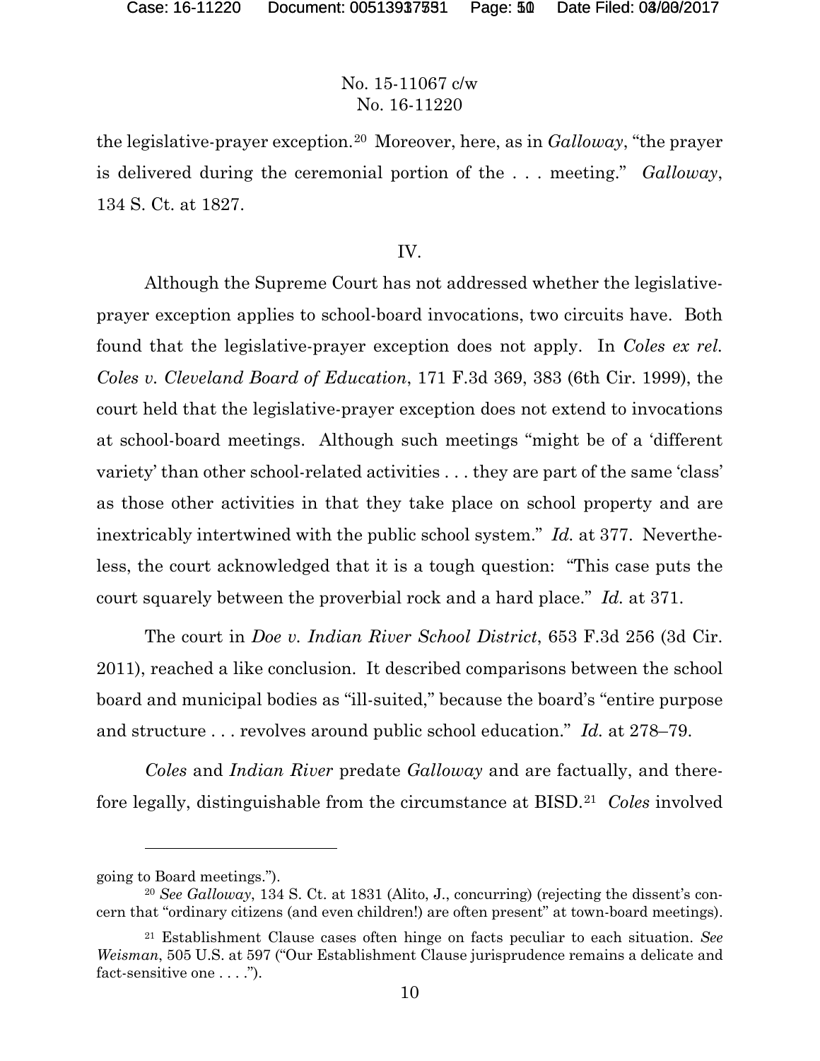No. 15-11067 c/w
No. 16-11220

the legislative-prayer exception.[20] Moreover, here, as in *Galloway*, "the prayer is delivered during the ceremonial portion of the . . . meeting." *Galloway*, 134 S. Ct. at 1827.

IV.

Although the Supreme Court has not addressed whether the legislative-prayer exception applies to school-board invocations, two circuits have. Both found that the legislative-prayer exception does not apply. In *Coles ex rel. Coles v. Cleveland Board of Education*, 171 F.3d 369, 383 (6th Cir. 1999), the court held that the legislative-prayer exception does not extend to invocations at school-board meetings. Although such meetings "might be of a 'different variety' than other school-related activities . . . they are part of the same 'class' as those other activities in that they take place on school property and are inextricably intertwined with the public school system." *Id.* at 377. Nevertheless, the court acknowledged that it is a tough question: "This case puts the court squarely between the proverbial rock and a hard place." *Id.* at 371.

The court in *Doe v. Indian River School District*, 653 F.3d 256 (3d Cir. 2011), reached a like conclusion. It described comparisons between the school board and municipal bodies as "ill-suited," because the board's "entire purpose and structure . . . revolves around public school education." *Id.* at 278–79.

*Coles* and *Indian River* predate *Galloway* and are factually, and therefore legally, distinguishable from the circumstance at BISD.[21] *Coles* involved

---

going to Board meetings.").

[20] *See Galloway*, 134 S. Ct. at 1831 (Alito, J., concurring) (rejecting the dissent's concern that "ordinary citizens (and even children!) are often present" at town-board meetings).

[21] Establishment Clause cases often hinge on facts peculiar to each situation. *See Weisman*, 505 U.S. at 597 ("Our Establishment Clause jurisprudence remains a delicate and fact-sensitive one . . . .").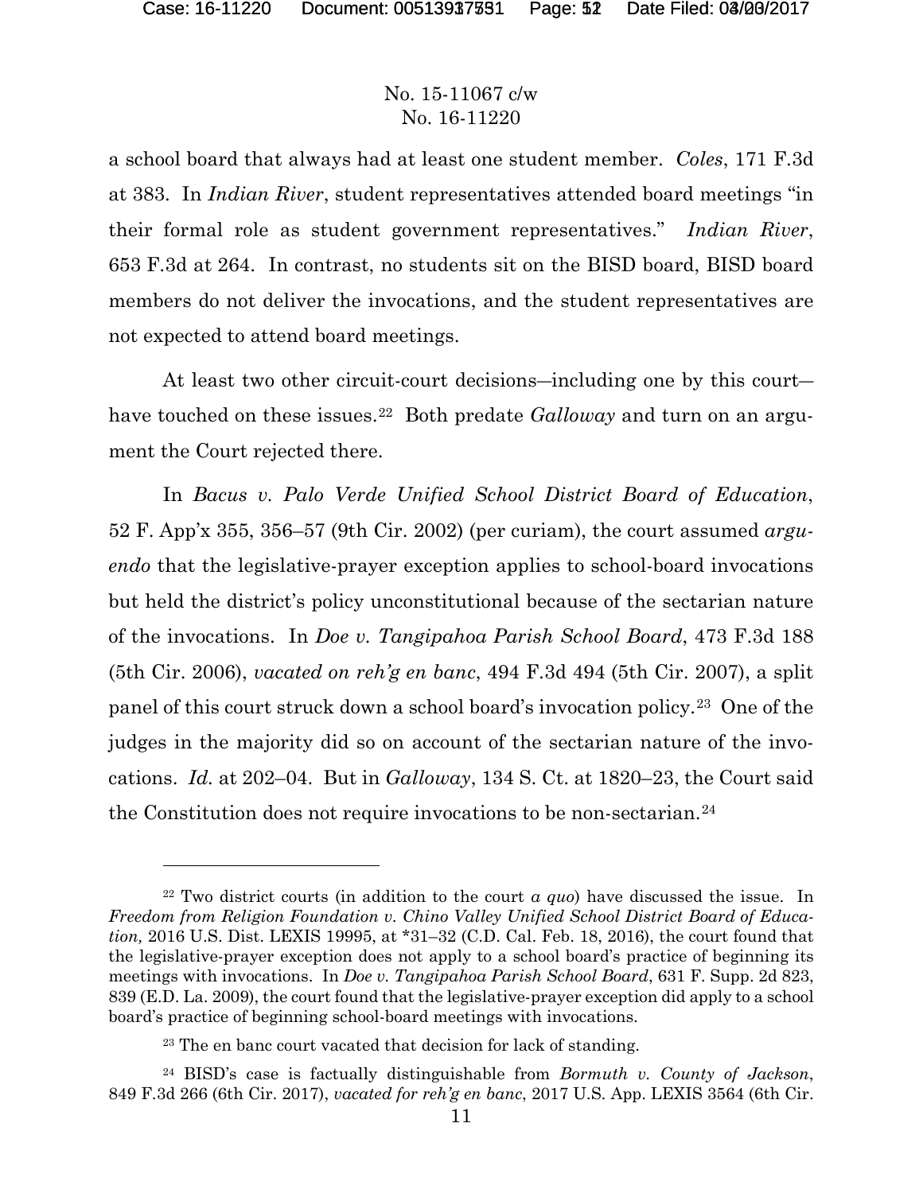a school board that always had at least one student member. *Coles*, 171 F.3d at 383. In *Indian River*, student representatives attended board meetings "in their formal role as student government representatives." *Indian River*, 653 F.3d at 264. In contrast, no students sit on the BISD board, BISD board members do not deliver the invocations, and the student representatives are not expected to attend board meetings.

At least two other circuit-court decisions—including one by this court—have touched on these issues.[22] Both predate *Galloway* and turn on an argument the Court rejected there.

In *Bacus v. Palo Verde Unified School District Board of Education*, 52 F. App'x 355, 356–57 (9th Cir. 2002) (per curiam), the court assumed *arguendo* that the legislative-prayer exception applies to school-board invocations but held the district's policy unconstitutional because of the sectarian nature of the invocations. In *Doe v. Tangipahoa Parish School Board*, 473 F.3d 188 (5th Cir. 2006), *vacated on reh'g en banc*, 494 F.3d 494 (5th Cir. 2007), a split panel of this court struck down a school board's invocation policy.[23] One of the judges in the majority did so on account of the sectarian nature of the invocations. *Id.* at 202–04. But in *Galloway*, 134 S. Ct. at 1820–23, the Court said the Constitution does not require invocations to be non-sectarian.[24]

---

[22] Two district courts (in addition to the court *a quo*) have discussed the issue. In *Freedom from Religion Foundation v. Chino Valley Unified School District Board of Education,* 2016 U.S. Dist. LEXIS 19995, at *31–32 (C.D. Cal. Feb. 18, 2016), the court found that the legislative-prayer exception does not apply to a school board's practice of beginning its meetings with invocations. In *Doe v. Tangipahoa Parish School Board*, 631 F. Supp. 2d 823, 839 (E.D. La. 2009), the court found that the legislative-prayer exception did apply to a school board's practice of beginning school-board meetings with invocations.

[23] The en banc court vacated that decision for lack of standing.

[24] BISD's case is factually distinguishable from *Bormuth v. County of Jackson*, 849 F.3d 266 (6th Cir. 2017), *vacated for reh'g en banc*, 2017 U.S. App. LEXIS 3564 (6th Cir.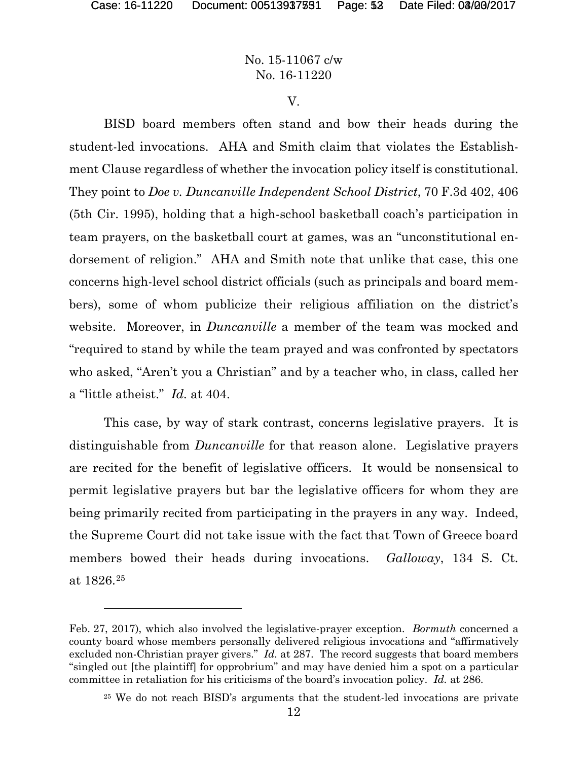No. 15-11067 c/w
No. 16-11220

V.

BISD board members often stand and bow their heads during the student-led invocations. AHA and Smith claim that violates the Establishment Clause regardless of whether the invocation policy itself is constitutional. They point to *Doe v. Duncanville Independent School District*, 70 F.3d 402, 406 (5th Cir. 1995), holding that a high-school basketball coach's participation in team prayers, on the basketball court at games, was an "unconstitutional endorsement of religion." AHA and Smith note that unlike that case, this one concerns high-level school district officials (such as principals and board members), some of whom publicize their religious affiliation on the district's website. Moreover, in *Duncanville* a member of the team was mocked and "required to stand by while the team prayed and was confronted by spectators who asked, "Aren't you a Christian" and by a teacher who, in class, called her a "little atheist." *Id.* at 404.

This case, by way of stark contrast, concerns legislative prayers. It is distinguishable from *Duncanville* for that reason alone. Legislative prayers are recited for the benefit of legislative officers. It would be nonsensical to permit legislative prayers but bar the legislative officers for whom they are being primarily recited from participating in the prayers in any way. Indeed, the Supreme Court did not take issue with the fact that Town of Greece board members bowed their heads during invocations. *Galloway*, 134 S. Ct. at 1826.[25]

---

Feb. 27, 2017), which also involved the legislative-prayer exception. *Bormuth* concerned a county board whose members personally delivered religious invocations and "affirmatively excluded non-Christian prayer givers." *Id.* at 287. The record suggests that board members "singled out [the plaintiff] for opprobrium" and may have denied him a spot on a particular committee in retaliation for his criticisms of the board's invocation policy. *Id.* at 286.

[25] We do not reach BISD's arguments that the student-led invocations are private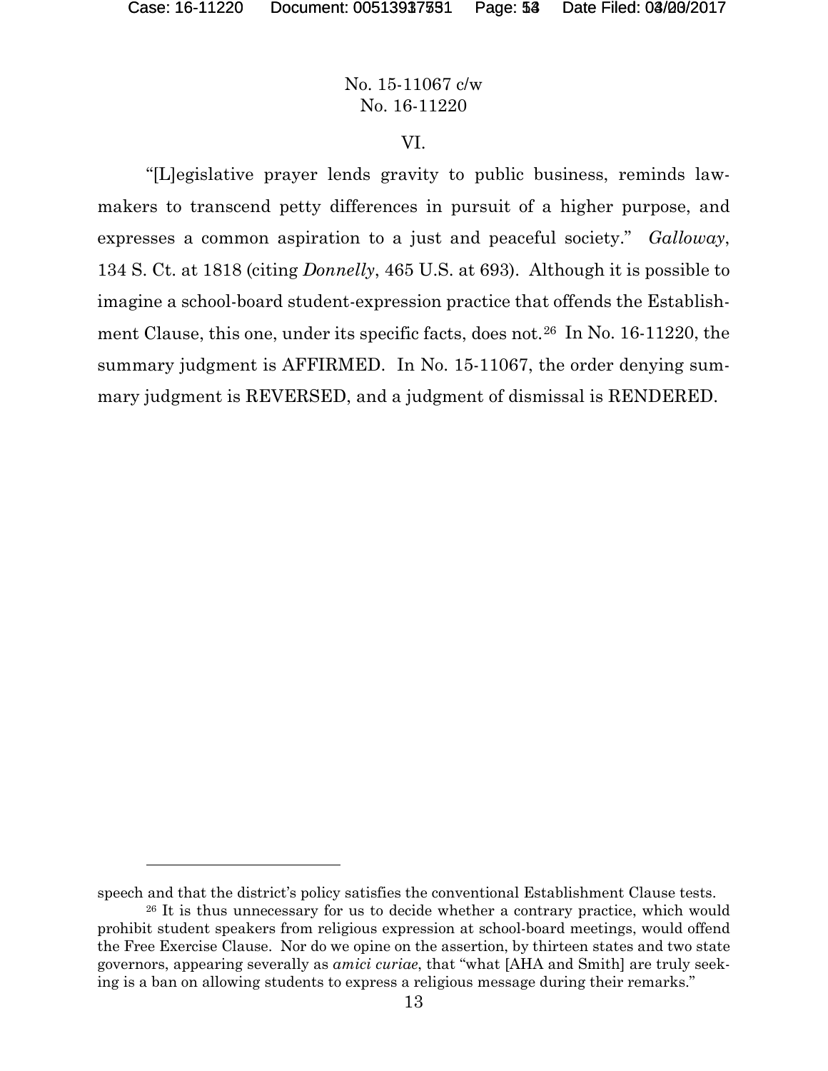No. 15-11067 c/w
No. 16-11220

## VI.

"[L]egislative prayer lends gravity to public business, reminds lawmakers to transcend petty differences in pursuit of a higher purpose, and expresses a common aspiration to a just and peaceful society." *Galloway*, 134 S. Ct. at 1818 (citing *Donnelly*, 465 U.S. at 693). Although it is possible to imagine a school-board student-expression practice that offends the Establishment Clause, this one, under its specific facts, does not.[26] In No. 16-11220, the summary judgment is AFFIRMED. In No. 15-11067, the order denying summary judgment is REVERSED, and a judgment of dismissal is RENDERED.

---

speech and that the district's policy satisfies the conventional Establishment Clause tests.

[26] It is thus unnecessary for us to decide whether a contrary practice, which would prohibit student speakers from religious expression at school-board meetings, would offend the Free Exercise Clause. Nor do we opine on the assertion, by thirteen states and two state governors, appearing severally as *amici curiae*, that "what [AHA and Smith] are truly seeking is a ban on allowing students to express a religious message during their remarks."